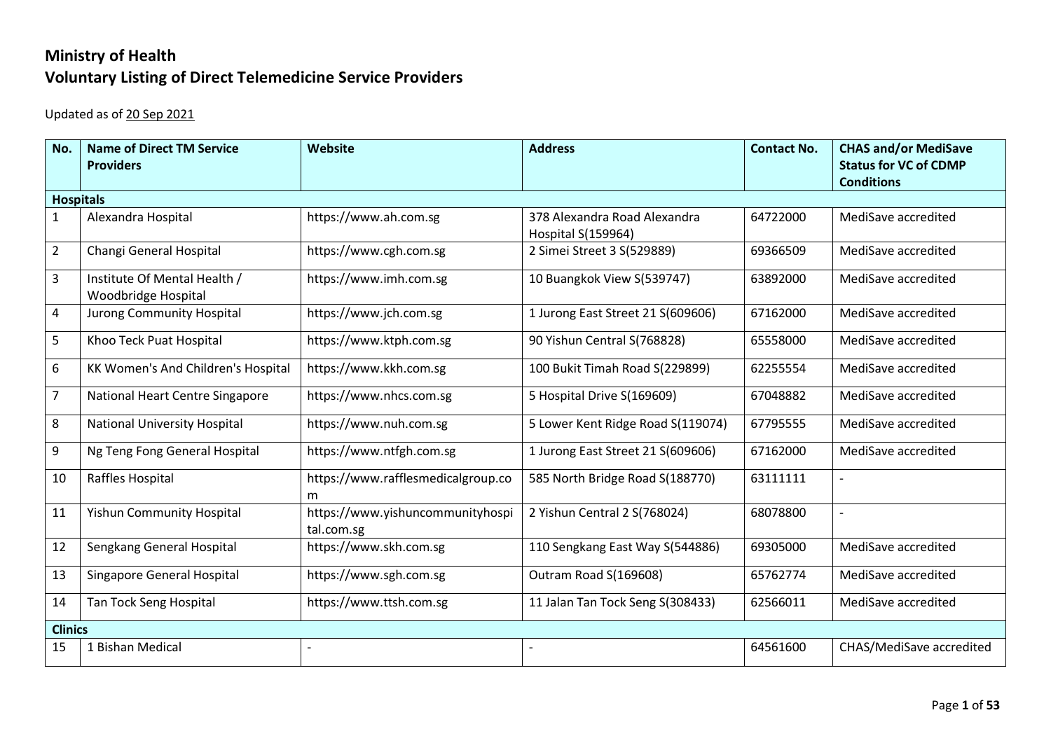# Ministry of Health
# Voluntary Listing of Direct Telemedicine Service Providers

Updated as of 20 Sep 2021

| No. | Name of Direct TM Service Providers | Website | Address | Contact No. | CHAS and/or MediSave Status for VC of CDMP Conditions |
|---|---|---|---|---|---|
| **Hospitals** | | | | | |
| 1 | Alexandra Hospital | https://www.ah.com.sg | 378 Alexandra Road Alexandra Hospital S(159964) | 64722000 | MediSave accredited |
| 2 | Changi General Hospital | https://www.cgh.com.sg | 2 Simei Street 3 S(529889) | 69366509 | MediSave accredited |
| 3 | Institute Of Mental Health / Woodbridge Hospital | https://www.imh.com.sg | 10 Buangkok View S(539747) | 63892000 | MediSave accredited |
| 4 | Jurong Community Hospital | https://www.jch.com.sg | 1 Jurong East Street 21 S(609606) | 67162000 | MediSave accredited |
| 5 | Khoo Teck Puat Hospital | https://www.ktph.com.sg | 90 Yishun Central S(768828) | 65558000 | MediSave accredited |
| 6 | KK Women's And Children's Hospital | https://www.kkh.com.sg | 100 Bukit Timah Road S(229899) | 62255554 | MediSave accredited |
| 7 | National Heart Centre Singapore | https://www.nhcs.com.sg | 5 Hospital Drive S(169609) | 67048882 | MediSave accredited |
| 8 | National University Hospital | https://www.nuh.com.sg | 5 Lower Kent Ridge Road S(119074) | 67795555 | MediSave accredited |
| 9 | Ng Teng Fong General Hospital | https://www.ntfgh.com.sg | 1 Jurong East Street 21 S(609606) | 67162000 | MediSave accredited |
| 10 | Raffles Hospital | https://www.rafflesmedicalgroup.com | 585 North Bridge Road S(188770) | 63111111 | - |
| 11 | Yishun Community Hospital | https://www.yishuncommunityhospital.com.sg | 2 Yishun Central 2 S(768024) | 68078800 | - |
| 12 | Sengkang General Hospital | https://www.skh.com.sg | 110 Sengkang East Way S(544886) | 69305000 | MediSave accredited |
| 13 | Singapore General Hospital | https://www.sgh.com.sg | Outram Road S(169608) | 65762774 | MediSave accredited |
| 14 | Tan Tock Seng Hospital | https://www.ttsh.com.sg | 11 Jalan Tan Tock Seng S(308433) | 62566011 | MediSave accredited |
| **Clinics** | | | | | |
| 15 | 1 Bishan Medical | - | - | 64561600 | CHAS/MediSave accredited |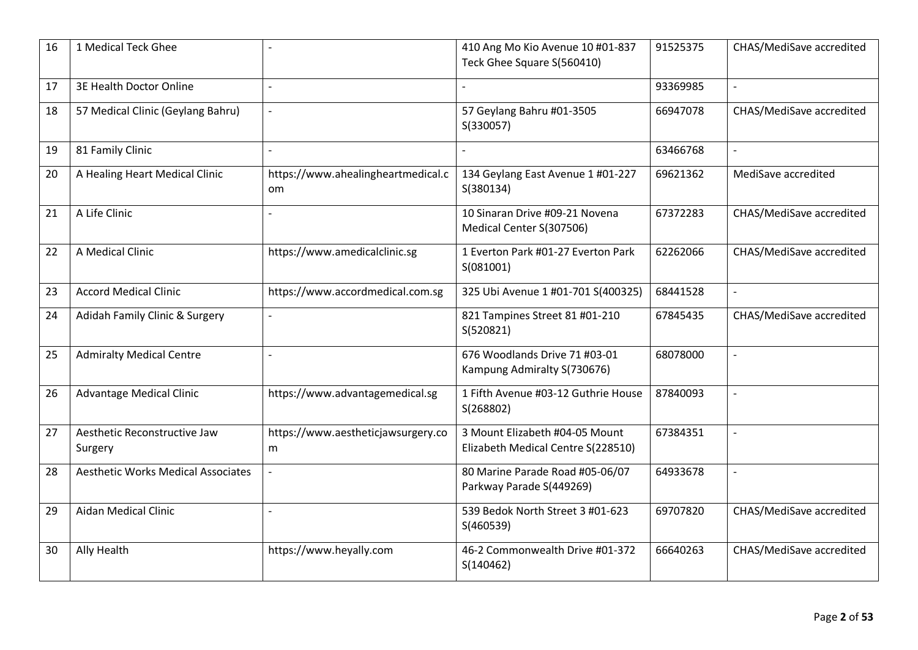| | | | | | |
|---|---|---|---|---|---|
| 16 | 1 Medical Teck Ghee | - | 410 Ang Mo Kio Avenue 10 #01-837 Teck Ghee Square S(560410) | 91525375 | CHAS/MediSave accredited |
| 17 | 3E Health Doctor Online | - | - | 93369985 | - |
| 18 | 57 Medical Clinic (Geylang Bahru) | - | 57 Geylang Bahru #01-3505 S(330057) | 66947078 | CHAS/MediSave accredited |
| 19 | 81 Family Clinic | - | - | 63466768 | - |
| 20 | A Healing Heart Medical Clinic | https://www.ahealingheartmedical.com | 134 Geylang East Avenue 1 #01-227 S(380134) | 69621362 | MediSave accredited |
| 21 | A Life Clinic | - | 10 Sinaran Drive #09-21 Novena Medical Center S(307506) | 67372283 | CHAS/MediSave accredited |
| 22 | A Medical Clinic | https://www.amedicalclinic.sg | 1 Everton Park #01-27 Everton Park S(081001) | 62262066 | CHAS/MediSave accredited |
| 23 | Accord Medical Clinic | https://www.accordmedical.com.sg | 325 Ubi Avenue 1 #01-701 S(400325) | 68441528 | - |
| 24 | Adidah Family Clinic & Surgery | - | 821 Tampines Street 81 #01-210 S(520821) | 67845435 | CHAS/MediSave accredited |
| 25 | Admiralty Medical Centre | - | 676 Woodlands Drive 71 #03-01 Kampung Admiralty S(730676) | 68078000 | - |
| 26 | Advantage Medical Clinic | https://www.advantagemedical.sg | 1 Fifth Avenue #03-12 Guthrie House S(268802) | 87840093 | - |
| 27 | Aesthetic Reconstructive Jaw Surgery | https://www.aestheticjawsurgery.com | 3 Mount Elizabeth #04-05 Mount Elizabeth Medical Centre S(228510) | 67384351 | - |
| 28 | Aesthetic Works Medical Associates | - | 80 Marine Parade Road #05-06/07 Parkway Parade S(449269) | 64933678 | - |
| 29 | Aidan Medical Clinic | - | 539 Bedok North Street 3 #01-623 S(460539) | 69707820 | CHAS/MediSave accredited |
| 30 | Ally Health | https://www.heyally.com | 46-2 Commonwealth Drive #01-372 S(140462) | 66640263 | CHAS/MediSave accredited |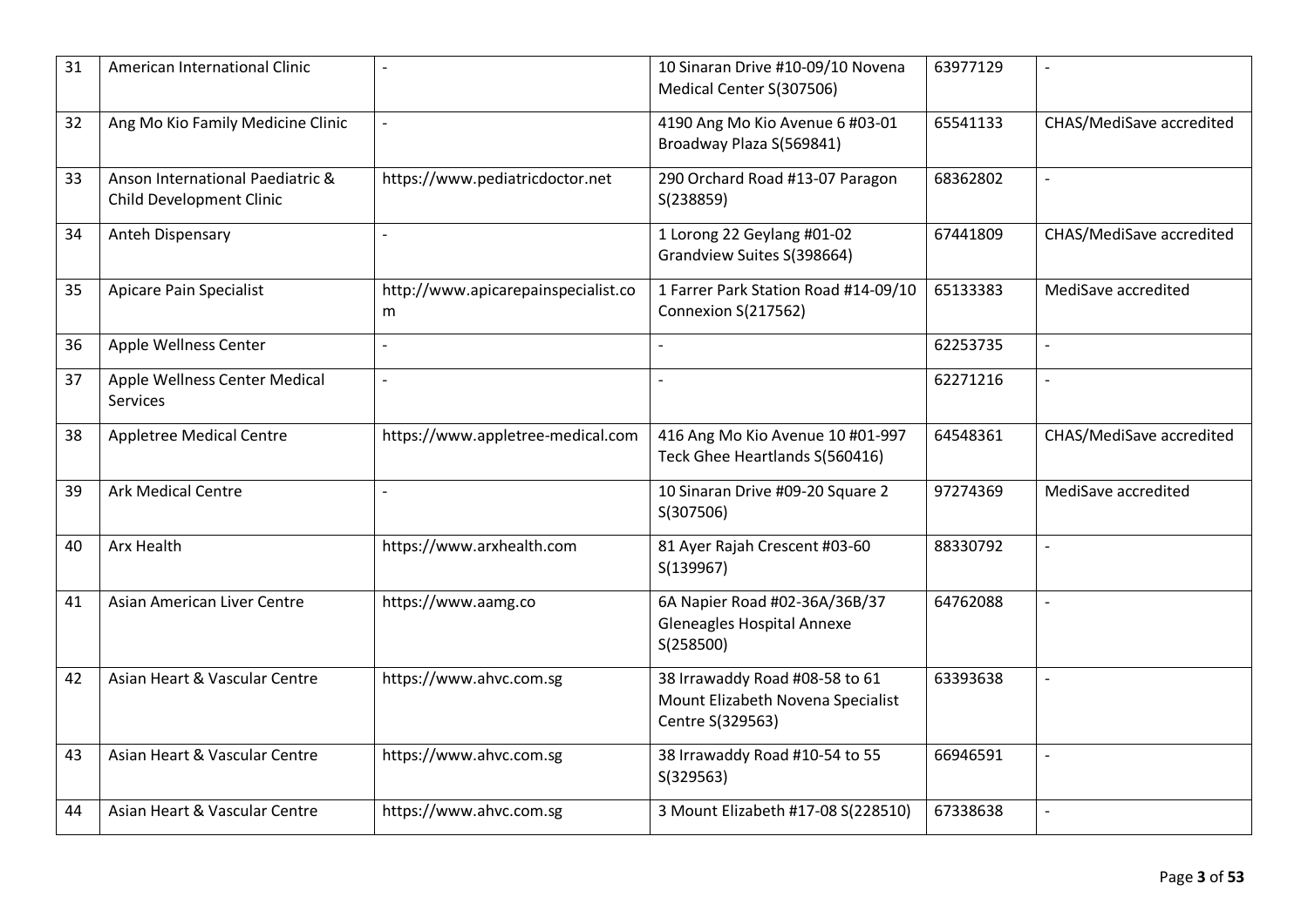| | | | | | |
|---|---|---|---|---|---|
| 31 | American International Clinic | - | 10 Sinaran Drive #10-09/10 Novena Medical Center S(307506) | 63977129 | - |
| 32 | Ang Mo Kio Family Medicine Clinic | - | 4190 Ang Mo Kio Avenue 6 #03-01 Broadway Plaza S(569841) | 65541133 | CHAS/MediSave accredited |
| 33 | Anson International Paediatric & Child Development Clinic | https://www.pediatricdoctor.net | 290 Orchard Road #13-07 Paragon S(238859) | 68362802 | - |
| 34 | Anteh Dispensary | - | 1 Lorong 22 Geylang #01-02 Grandview Suites S(398664) | 67441809 | CHAS/MediSave accredited |
| 35 | Apicare Pain Specialist | http://www.apicarepainspecialist.com | 1 Farrer Park Station Road #14-09/10 Connexion S(217562) | 65133383 | MediSave accredited |
| 36 | Apple Wellness Center | - | - | 62253735 | - |
| 37 | Apple Wellness Center Medical Services | - | - | 62271216 | - |
| 38 | Appletree Medical Centre | https://www.appletree-medical.com | 416 Ang Mo Kio Avenue 10 #01-997 Teck Ghee Heartlands S(560416) | 64548361 | CHAS/MediSave accredited |
| 39 | Ark Medical Centre | - | 10 Sinaran Drive #09-20 Square 2 S(307506) | 97274369 | MediSave accredited |
| 40 | Arx Health | https://www.arxhealth.com | 81 Ayer Rajah Crescent #03-60 S(139967) | 88330792 | - |
| 41 | Asian American Liver Centre | https://www.aamg.co | 6A Napier Road #02-36A/36B/37 Gleneagles Hospital Annexe S(258500) | 64762088 | - |
| 42 | Asian Heart & Vascular Centre | https://www.ahvc.com.sg | 38 Irrawaddy Road #08-58 to 61 Mount Elizabeth Novena Specialist Centre S(329563) | 63393638 | - |
| 43 | Asian Heart & Vascular Centre | https://www.ahvc.com.sg | 38 Irrawaddy Road #10-54 to 55 S(329563) | 66946591 | - |
| 44 | Asian Heart & Vascular Centre | https://www.ahvc.com.sg | 3 Mount Elizabeth #17-08 S(228510) | 67338638 | - |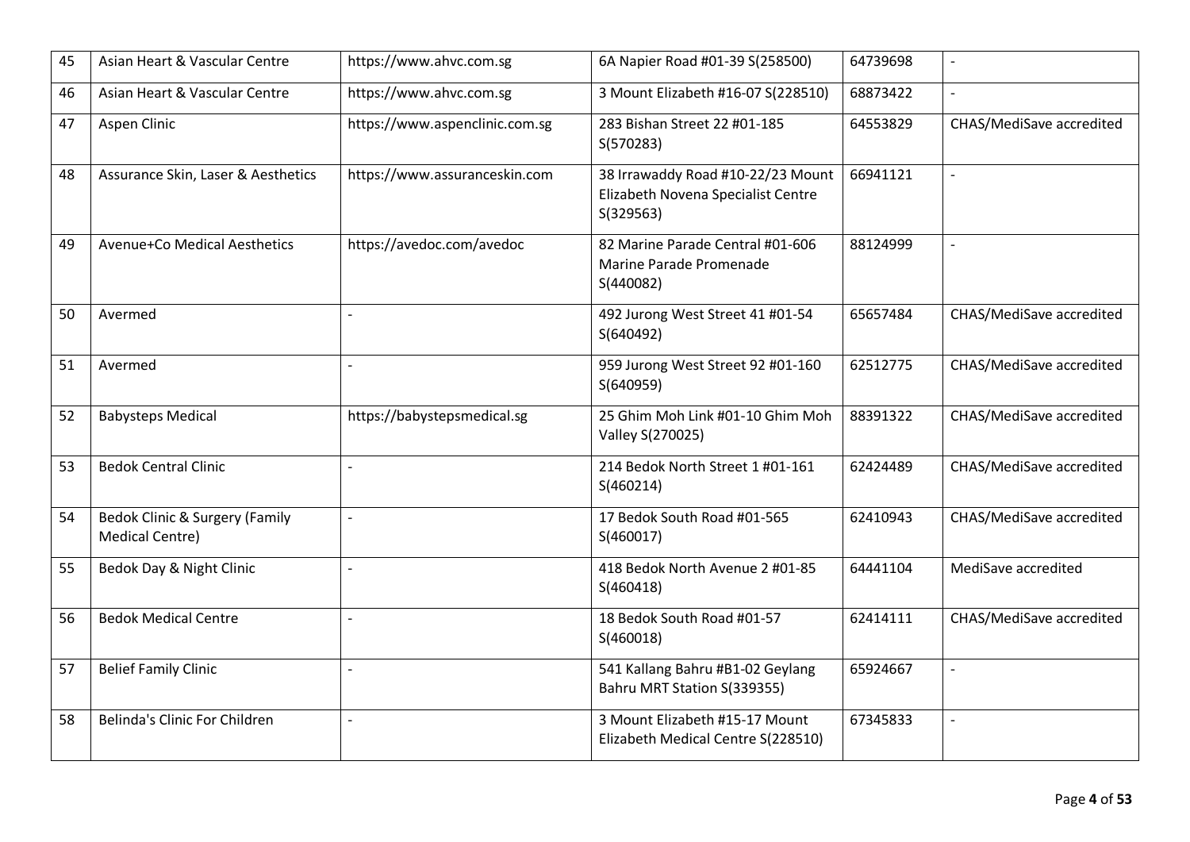| | | | | | |
|---|---|---|---|---|---|
| 45 | Asian Heart & Vascular Centre | https://www.ahvc.com.sg | 6A Napier Road #01-39 S(258500) | 64739698 | - |
| 46 | Asian Heart & Vascular Centre | https://www.ahvc.com.sg | 3 Mount Elizabeth #16-07 S(228510) | 68873422 | - |
| 47 | Aspen Clinic | https://www.aspenclinic.com.sg | 283 Bishan Street 22 #01-185 S(570283) | 64553829 | CHAS/MediSave accredited |
| 48 | Assurance Skin, Laser & Aesthetics | https://www.assuranceskin.com | 38 Irrawaddy Road #10-22/23 Mount Elizabeth Novena Specialist Centre S(329563) | 66941121 | - |
| 49 | Avenue+Co Medical Aesthetics | https://avedoc.com/avedoc | 82 Marine Parade Central #01-606 Marine Parade Promenade S(440082) | 88124999 | - |
| 50 | Avermed | - | 492 Jurong West Street 41 #01-54 S(640492) | 65657484 | CHAS/MediSave accredited |
| 51 | Avermed | - | 959 Jurong West Street 92 #01-160 S(640959) | 62512775 | CHAS/MediSave accredited |
| 52 | Babysteps Medical | https://babystepsmedical.sg | 25 Ghim Moh Link #01-10 Ghim Moh Valley S(270025) | 88391322 | CHAS/MediSave accredited |
| 53 | Bedok Central Clinic | - | 214 Bedok North Street 1 #01-161 S(460214) | 62424489 | CHAS/MediSave accredited |
| 54 | Bedok Clinic & Surgery (Family Medical Centre) | - | 17 Bedok South Road #01-565 S(460017) | 62410943 | CHAS/MediSave accredited |
| 55 | Bedok Day & Night Clinic | - | 418 Bedok North Avenue 2 #01-85 S(460418) | 64441104 | MediSave accredited |
| 56 | Bedok Medical Centre | - | 18 Bedok South Road #01-57 S(460018) | 62414111 | CHAS/MediSave accredited |
| 57 | Belief Family Clinic | - | 541 Kallang Bahru #B1-02 Geylang Bahru MRT Station S(339355) | 65924667 | - |
| 58 | Belinda's Clinic For Children | - | 3 Mount Elizabeth #15-17 Mount Elizabeth Medical Centre S(228510) | 67345833 | - |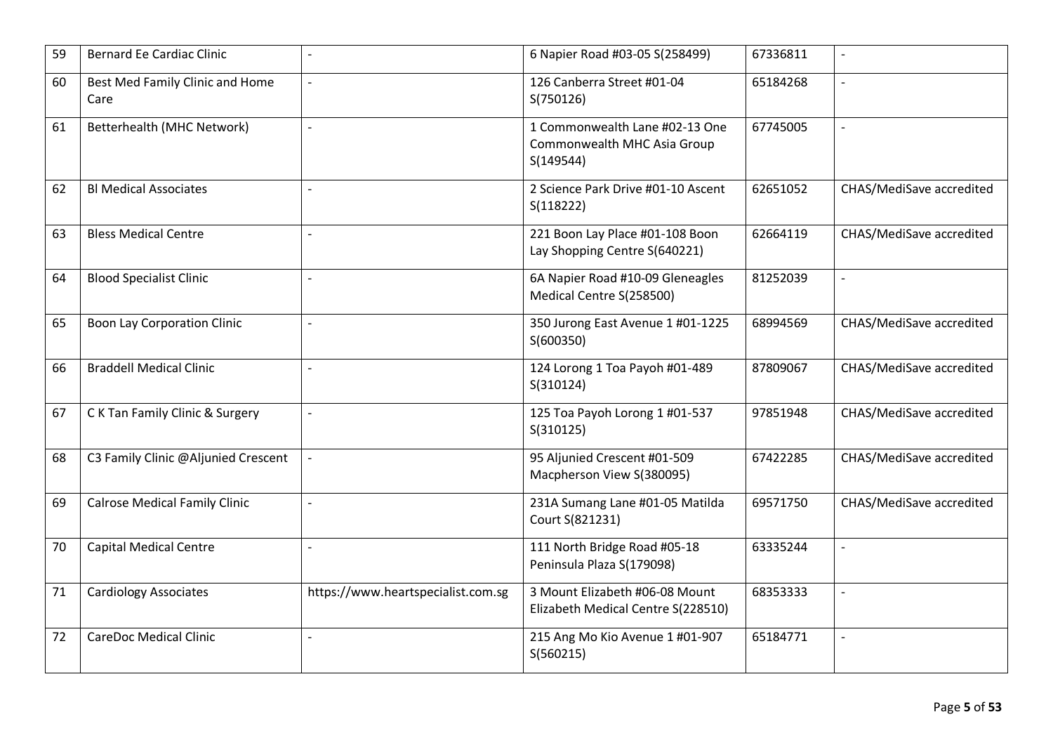| | | | | | |
|---|---|---|---|---|---|
| 59 | Bernard Ee Cardiac Clinic | - | 6 Napier Road #03-05 S(258499) | 67336811 | - |
| 60 | Best Med Family Clinic and Home Care | - | 126 Canberra Street #01-04 S(750126) | 65184268 | - |
| 61 | Betterhealth (MHC Network) | - | 1 Commonwealth Lane #02-13 One Commonwealth MHC Asia Group S(149544) | 67745005 | - |
| 62 | Bl Medical Associates | - | 2 Science Park Drive #01-10 Ascent S(118222) | 62651052 | CHAS/MediSave accredited |
| 63 | Bless Medical Centre | - | 221 Boon Lay Place #01-108 Boon Lay Shopping Centre S(640221) | 62664119 | CHAS/MediSave accredited |
| 64 | Blood Specialist Clinic | - | 6A Napier Road #10-09 Gleneagles Medical Centre S(258500) | 81252039 | - |
| 65 | Boon Lay Corporation Clinic | - | 350 Jurong East Avenue 1 #01-1225 S(600350) | 68994569 | CHAS/MediSave accredited |
| 66 | Braddell Medical Clinic | - | 124 Lorong 1 Toa Payoh #01-489 S(310124) | 87809067 | CHAS/MediSave accredited |
| 67 | C K Tan Family Clinic & Surgery | - | 125 Toa Payoh Lorong 1 #01-537 S(310125) | 97851948 | CHAS/MediSave accredited |
| 68 | C3 Family Clinic @Aljunied Crescent | - | 95 Aljunied Crescent #01-509 Macpherson View S(380095) | 67422285 | CHAS/MediSave accredited |
| 69 | Calrose Medical Family Clinic | - | 231A Sumang Lane #01-05 Matilda Court S(821231) | 69571750 | CHAS/MediSave accredited |
| 70 | Capital Medical Centre | - | 111 North Bridge Road #05-18 Peninsula Plaza S(179098) | 63335244 | - |
| 71 | Cardiology Associates | https://www.heartspecialist.com.sg | 3 Mount Elizabeth #06-08 Mount Elizabeth Medical Centre S(228510) | 68353333 | - |
| 72 | CareDoc Medical Clinic | - | 215 Ang Mo Kio Avenue 1 #01-907 S(560215) | 65184771 | - |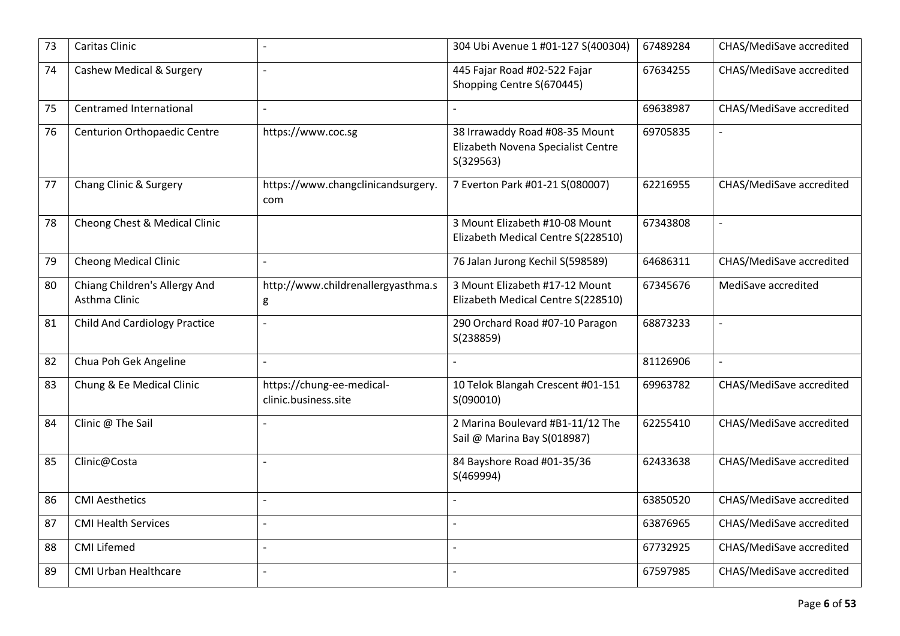| | | | | | |
|---|---|---|---|---|---|
| 73 | Caritas Clinic | - | 304 Ubi Avenue 1 #01-127 S(400304) | 67489284 | CHAS/MediSave accredited |
| 74 | Cashew Medical & Surgery | - | 445 Fajar Road #02-522 Fajar Shopping Centre S(670445) | 67634255 | CHAS/MediSave accredited |
| 75 | Centramed International | - | - | 69638987 | CHAS/MediSave accredited |
| 76 | Centurion Orthopaedic Centre | https://www.coc.sg | 38 Irrawaddy Road #08-35 Mount Elizabeth Novena Specialist Centre S(329563) | 69705835 | - |
| 77 | Chang Clinic & Surgery | https://www.changclinicandsurgery.com | 7 Everton Park #01-21 S(080007) | 62216955 | CHAS/MediSave accredited |
| 78 | Cheong Chest & Medical Clinic | | 3 Mount Elizabeth #10-08 Mount Elizabeth Medical Centre S(228510) | 67343808 | - |
| 79 | Cheong Medical Clinic | - | 76 Jalan Jurong Kechil S(598589) | 64686311 | CHAS/MediSave accredited |
| 80 | Chiang Children's Allergy And Asthma Clinic | http://www.childrenallergyasthma.sg | 3 Mount Elizabeth #17-12 Mount Elizabeth Medical Centre S(228510) | 67345676 | MediSave accredited |
| 81 | Child And Cardiology Practice | - | 290 Orchard Road #07-10 Paragon S(238859) | 68873233 | - |
| 82 | Chua Poh Gek Angeline | - | - | 81126906 | - |
| 83 | Chung & Ee Medical Clinic | https://chung-ee-medical-clinic.business.site | 10 Telok Blangah Crescent #01-151 S(090010) | 69963782 | CHAS/MediSave accredited |
| 84 | Clinic @ The Sail | - | 2 Marina Boulevard #B1-11/12 The Sail @ Marina Bay S(018987) | 62255410 | CHAS/MediSave accredited |
| 85 | Clinic@Costa | - | 84 Bayshore Road #01-35/36 S(469994) | 62433638 | CHAS/MediSave accredited |
| 86 | CMI Aesthetics | - | - | 63850520 | CHAS/MediSave accredited |
| 87 | CMI Health Services | - | - | 63876965 | CHAS/MediSave accredited |
| 88 | CMI Lifemed | - | - | 67732925 | CHAS/MediSave accredited |
| 89 | CMI Urban Healthcare | - | - | 67597985 | CHAS/MediSave accredited |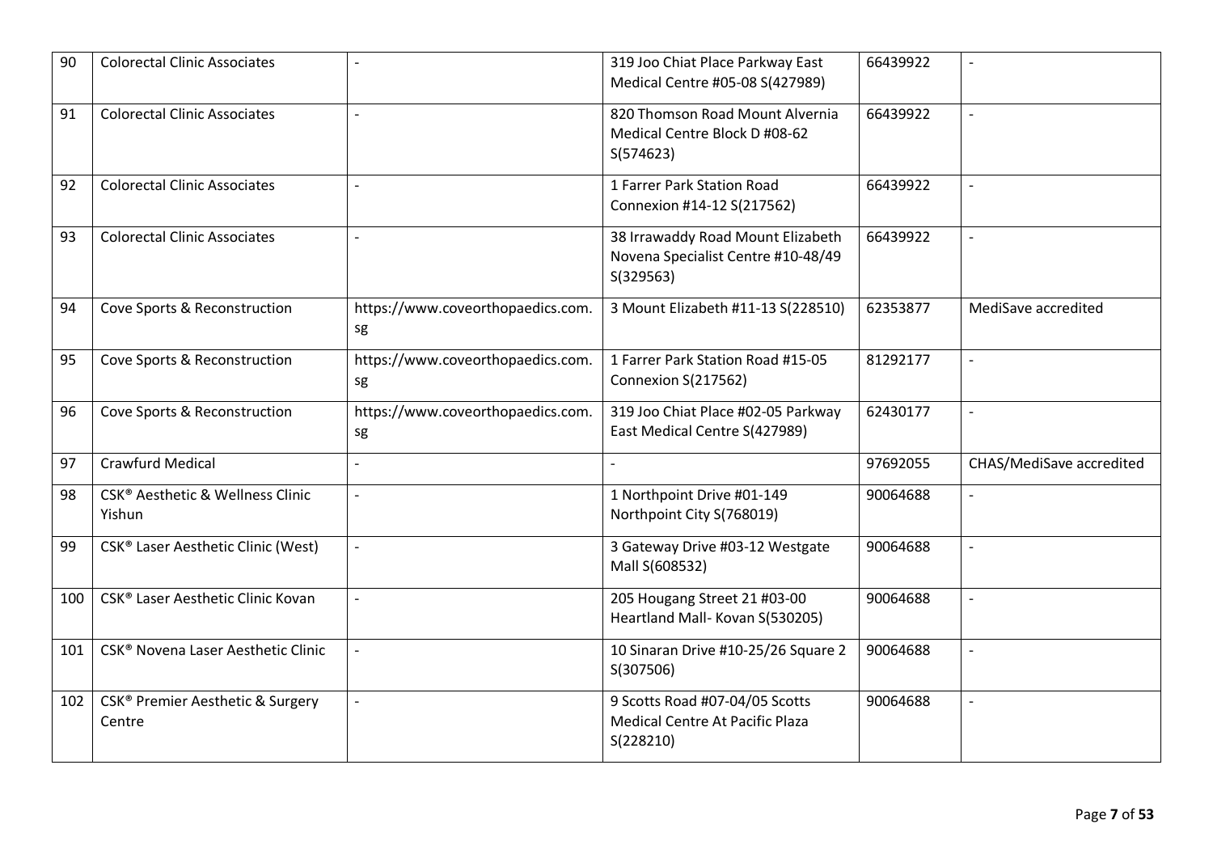| | | | | | |
|---|---|---|---|---|---|
| 90 | Colorectal Clinic Associates | - | 319 Joo Chiat Place Parkway East Medical Centre #05-08 S(427989) | 66439922 | - |
| 91 | Colorectal Clinic Associates | - | 820 Thomson Road Mount Alvernia Medical Centre Block D #08-62 S(574623) | 66439922 | - |
| 92 | Colorectal Clinic Associates | - | 1 Farrer Park Station Road Connexion #14-12 S(217562) | 66439922 | - |
| 93 | Colorectal Clinic Associates | - | 38 Irrawaddy Road Mount Elizabeth Novena Specialist Centre #10-48/49 S(329563) | 66439922 | - |
| 94 | Cove Sports & Reconstruction | https://www.coveorthopaedics.com.sg | 3 Mount Elizabeth #11-13 S(228510) | 62353877 | MediSave accredited |
| 95 | Cove Sports & Reconstruction | https://www.coveorthopaedics.com.sg | 1 Farrer Park Station Road #15-05 Connexion S(217562) | 81292177 | - |
| 96 | Cove Sports & Reconstruction | https://www.coveorthopaedics.com.sg | 319 Joo Chiat Place #02-05 Parkway East Medical Centre S(427989) | 62430177 | - |
| 97 | Crawfurd Medical | - | - | 97692055 | CHAS/MediSave accredited |
| 98 | CSK® Aesthetic & Wellness Clinic Yishun | - | 1 Northpoint Drive #01-149 Northpoint City S(768019) | 90064688 | - |
| 99 | CSK® Laser Aesthetic Clinic (West) | - | 3 Gateway Drive #03-12 Westgate Mall S(608532) | 90064688 | - |
| 100 | CSK® Laser Aesthetic Clinic Kovan | - | 205 Hougang Street 21 #03-00 Heartland Mall- Kovan S(530205) | 90064688 | - |
| 101 | CSK® Novena Laser Aesthetic Clinic | - | 10 Sinaran Drive #10-25/26 Square 2 S(307506) | 90064688 | - |
| 102 | CSK® Premier Aesthetic & Surgery Centre | - | 9 Scotts Road #07-04/05 Scotts Medical Centre At Pacific Plaza S(228210) | 90064688 | - |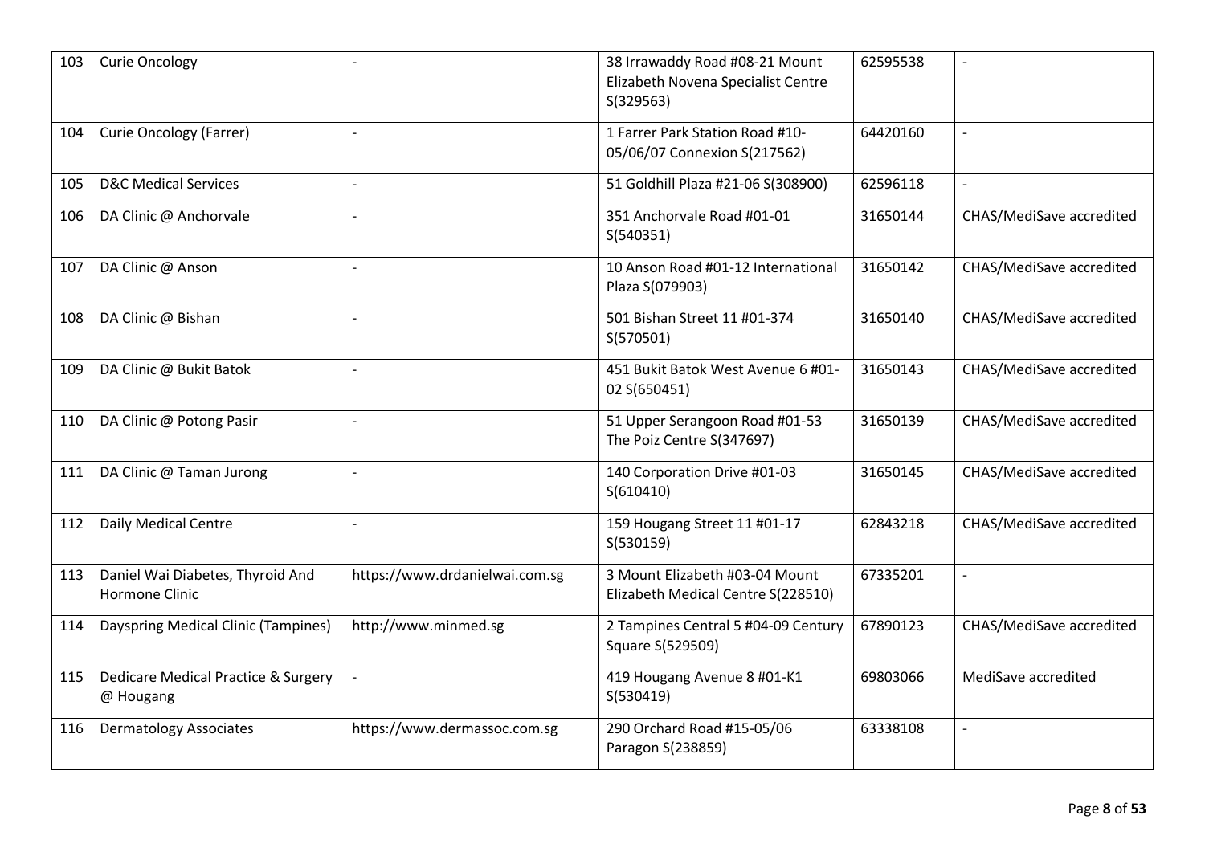| 103 | Curie Oncology | - | 38 Irrawaddy Road #08-21 Mount Elizabeth Novena Specialist Centre S(329563) | 62595538 | - |
|---|---|---|---|---|---|
| 104 | Curie Oncology (Farrer) | - | 1 Farrer Park Station Road #10-05/06/07 Connexion S(217562) | 64420160 | - |
| 105 | D&C Medical Services | - | 51 Goldhill Plaza #21-06 S(308900) | 62596118 | - |
| 106 | DA Clinic @ Anchorvale | - | 351 Anchorvale Road #01-01 S(540351) | 31650144 | CHAS/MediSave accredited |
| 107 | DA Clinic @ Anson | - | 10 Anson Road #01-12 International Plaza S(079903) | 31650142 | CHAS/MediSave accredited |
| 108 | DA Clinic @ Bishan | - | 501 Bishan Street 11 #01-374 S(570501) | 31650140 | CHAS/MediSave accredited |
| 109 | DA Clinic @ Bukit Batok | - | 451 Bukit Batok West Avenue 6 #01-02 S(650451) | 31650143 | CHAS/MediSave accredited |
| 110 | DA Clinic @ Potong Pasir | - | 51 Upper Serangoon Road #01-53 The Poiz Centre S(347697) | 31650139 | CHAS/MediSave accredited |
| 111 | DA Clinic @ Taman Jurong | - | 140 Corporation Drive #01-03 S(610410) | 31650145 | CHAS/MediSave accredited |
| 112 | Daily Medical Centre | - | 159 Hougang Street 11 #01-17 S(530159) | 62843218 | CHAS/MediSave accredited |
| 113 | Daniel Wai Diabetes, Thyroid And Hormone Clinic | https://www.drdanielwai.com.sg | 3 Mount Elizabeth #03-04 Mount Elizabeth Medical Centre S(228510) | 67335201 | - |
| 114 | Dayspring Medical Clinic (Tampines) | http://www.minmed.sg | 2 Tampines Central 5 #04-09 Century Square S(529509) | 67890123 | CHAS/MediSave accredited |
| 115 | Dedicare Medical Practice & Surgery @ Hougang | - | 419 Hougang Avenue 8 #01-K1 S(530419) | 69803066 | MediSave accredited |
| 116 | Dermatology Associates | https://www.dermassoc.com.sg | 290 Orchard Road #15-05/06 Paragon S(238859) | 63338108 | - |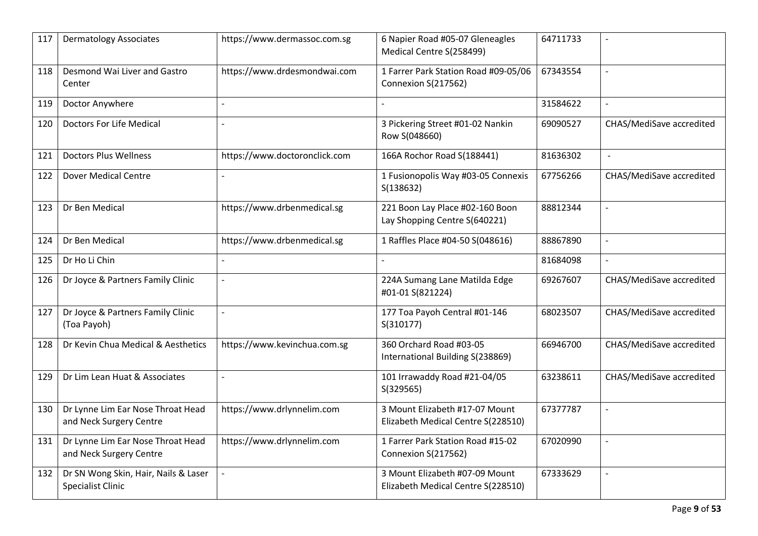| 117 | Dermatology Associates | https://www.dermassoc.com.sg | 6 Napier Road #05-07 Gleneagles Medical Centre S(258499) | 64711733 | - |
|---|---|---|---|---|---|
| 118 | Desmond Wai Liver and Gastro Center | https://www.drdesmondwai.com | 1 Farrer Park Station Road #09-05/06 Connexion S(217562) | 67343554 | - |
| 119 | Doctor Anywhere | - | - | 31584622 | - |
| 120 | Doctors For Life Medical | - | 3 Pickering Street #01-02 Nankin Row S(048660) | 69090527 | CHAS/MediSave accredited |
| 121 | Doctors Plus Wellness | https://www.doctoronclick.com | 166A Rochor Road S(188441) | 81636302 | - |
| 122 | Dover Medical Centre | - | 1 Fusionopolis Way #03-05 Connexis S(138632) | 67756266 | CHAS/MediSave accredited |
| 123 | Dr Ben Medical | https://www.drbenmedical.sg | 221 Boon Lay Place #02-160 Boon Lay Shopping Centre S(640221) | 88812344 | - |
| 124 | Dr Ben Medical | https://www.drbenmedical.sg | 1 Raffles Place #04-50 S(048616) | 88867890 | - |
| 125 | Dr Ho Li Chin | - | - | 81684098 | - |
| 126 | Dr Joyce & Partners Family Clinic | - | 224A Sumang Lane Matilda Edge #01-01 S(821224) | 69267607 | CHAS/MediSave accredited |
| 127 | Dr Joyce & Partners Family Clinic (Toa Payoh) | - | 177 Toa Payoh Central #01-146 S(310177) | 68023507 | CHAS/MediSave accredited |
| 128 | Dr Kevin Chua Medical & Aesthetics | https://www.kevinchua.com.sg | 360 Orchard Road #03-05 International Building S(238869) | 66946700 | CHAS/MediSave accredited |
| 129 | Dr Lim Lean Huat & Associates | - | 101 Irrawaddy Road #21-04/05 S(329565) | 63238611 | CHAS/MediSave accredited |
| 130 | Dr Lynne Lim Ear Nose Throat Head and Neck Surgery Centre | https://www.drlynnelim.com | 3 Mount Elizabeth #17-07 Mount Elizabeth Medical Centre S(228510) | 67377787 | - |
| 131 | Dr Lynne Lim Ear Nose Throat Head and Neck Surgery Centre | https://www.drlynnelim.com | 1 Farrer Park Station Road #15-02 Connexion S(217562) | 67020990 | - |
| 132 | Dr SN Wong Skin, Hair, Nails & Laser Specialist Clinic | - | 3 Mount Elizabeth #07-09 Mount Elizabeth Medical Centre S(228510) | 67333629 | - |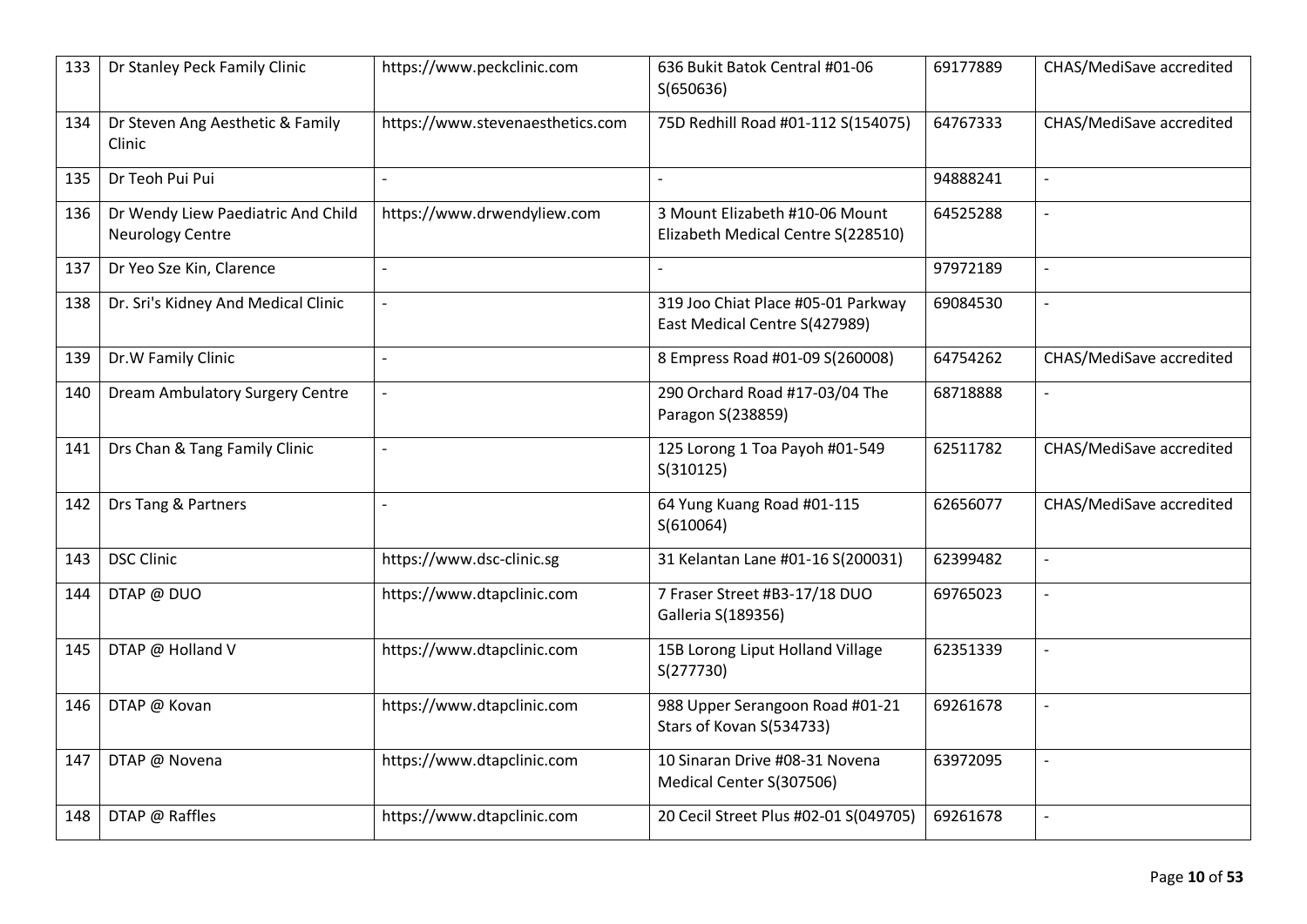| | | | | | |
|---|---|---|---|---|---|
| 133 | Dr Stanley Peck Family Clinic | https://www.peckclinic.com | 636 Bukit Batok Central #01-06 S(650636) | 69177889 | CHAS/MediSave accredited |
| 134 | Dr Steven Ang Aesthetic & Family Clinic | https://www.stevenaesthetics.com | 75D Redhill Road #01-112 S(154075) | 64767333 | CHAS/MediSave accredited |
| 135 | Dr Teoh Pui Pui | - | - | 94888241 | - |
| 136 | Dr Wendy Liew Paediatric And Child Neurology Centre | https://www.drwendyliew.com | 3 Mount Elizabeth #10-06 Mount Elizabeth Medical Centre S(228510) | 64525288 | - |
| 137 | Dr Yeo Sze Kin, Clarence | - | - | 97972189 | - |
| 138 | Dr. Sri's Kidney And Medical Clinic | - | 319 Joo Chiat Place #05-01 Parkway East Medical Centre S(427989) | 69084530 | - |
| 139 | Dr.W Family Clinic | - | 8 Empress Road #01-09 S(260008) | 64754262 | CHAS/MediSave accredited |
| 140 | Dream Ambulatory Surgery Centre | - | 290 Orchard Road #17-03/04 The Paragon S(238859) | 68718888 | - |
| 141 | Drs Chan & Tang Family Clinic | - | 125 Lorong 1 Toa Payoh #01-549 S(310125) | 62511782 | CHAS/MediSave accredited |
| 142 | Drs Tang & Partners | - | 64 Yung Kuang Road #01-115 S(610064) | 62656077 | CHAS/MediSave accredited |
| 143 | DSC Clinic | https://www.dsc-clinic.sg | 31 Kelantan Lane #01-16 S(200031) | 62399482 | - |
| 144 | DTAP @ DUO | https://www.dtapclinic.com | 7 Fraser Street #B3-17/18 DUO Galleria S(189356) | 69765023 | - |
| 145 | DTAP @ Holland V | https://www.dtapclinic.com | 15B Lorong Liput Holland Village S(277730) | 62351339 | - |
| 146 | DTAP @ Kovan | https://www.dtapclinic.com | 988 Upper Serangoon Road #01-21 Stars of Kovan S(534733) | 69261678 | - |
| 147 | DTAP @ Novena | https://www.dtapclinic.com | 10 Sinaran Drive #08-31 Novena Medical Center S(307506) | 63972095 | - |
| 148 | DTAP @ Raffles | https://www.dtapclinic.com | 20 Cecil Street Plus #02-01 S(049705) | 69261678 | - |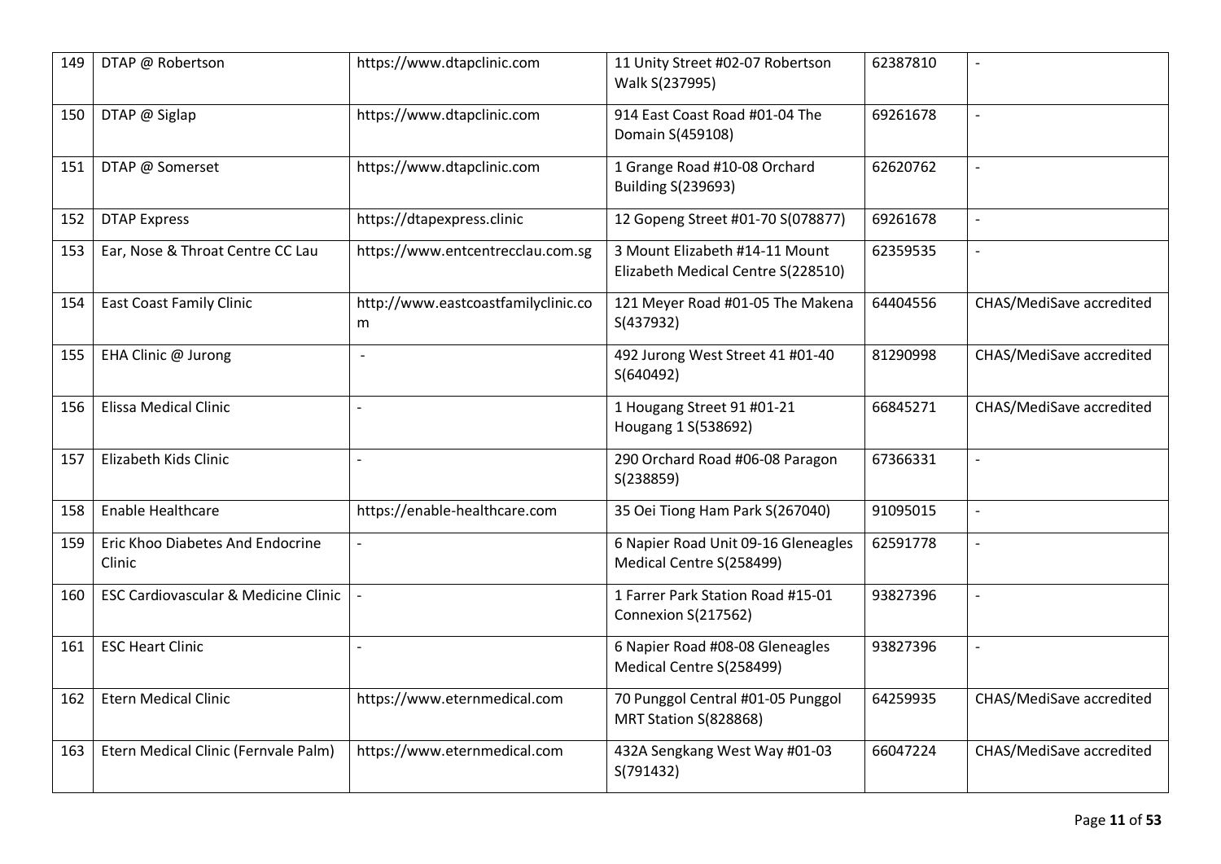| | | | | | |
|---|---|---|---|---|---|
| 149 | DTAP @ Robertson | https://www.dtapclinic.com | 11 Unity Street #02-07 Robertson Walk S(237995) | 62387810 | - |
| 150 | DTAP @ Siglap | https://www.dtapclinic.com | 914 East Coast Road #01-04 The Domain S(459108) | 69261678 | - |
| 151 | DTAP @ Somerset | https://www.dtapclinic.com | 1 Grange Road #10-08 Orchard Building S(239693) | 62620762 | - |
| 152 | DTAP Express | https://dtapexpress.clinic | 12 Gopeng Street #01-70 S(078877) | 69261678 | - |
| 153 | Ear, Nose & Throat Centre CC Lau | https://www.entcentrecclau.com.sg | 3 Mount Elizabeth #14-11 Mount Elizabeth Medical Centre S(228510) | 62359535 | - |
| 154 | East Coast Family Clinic | http://www.eastcoastfamilyclinic.com | 121 Meyer Road #01-05 The Makena S(437932) | 64404556 | CHAS/MediSave accredited |
| 155 | EHA Clinic @ Jurong | - | 492 Jurong West Street 41 #01-40 S(640492) | 81290998 | CHAS/MediSave accredited |
| 156 | Elissa Medical Clinic | - | 1 Hougang Street 91 #01-21 Hougang 1 S(538692) | 66845271 | CHAS/MediSave accredited |
| 157 | Elizabeth Kids Clinic | - | 290 Orchard Road #06-08 Paragon S(238859) | 67366331 | - |
| 158 | Enable Healthcare | https://enable-healthcare.com | 35 Oei Tiong Ham Park S(267040) | 91095015 | - |
| 159 | Eric Khoo Diabetes And Endocrine Clinic | - | 6 Napier Road Unit 09-16 Gleneagles Medical Centre S(258499) | 62591778 | - |
| 160 | ESC Cardiovascular & Medicine Clinic | - | 1 Farrer Park Station Road #15-01 Connexion S(217562) | 93827396 | - |
| 161 | ESC Heart Clinic | - | 6 Napier Road #08-08 Gleneagles Medical Centre S(258499) | 93827396 | - |
| 162 | Etern Medical Clinic | https://www.eternmedical.com | 70 Punggol Central #01-05 Punggol MRT Station S(828868) | 64259935 | CHAS/MediSave accredited |
| 163 | Etern Medical Clinic (Fernvale Palm) | https://www.eternmedical.com | 432A Sengkang West Way #01-03 S(791432) | 66047224 | CHAS/MediSave accredited |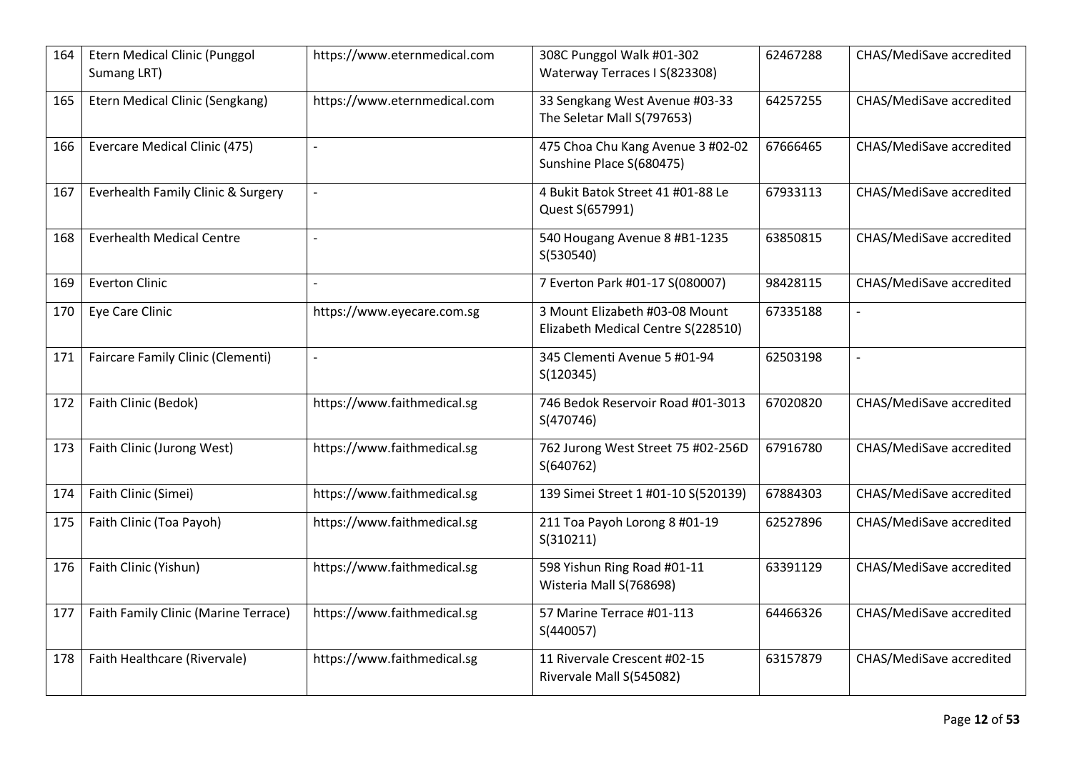| | | | | | |
|---|---|---|---|---|---|
| 164 | Etern Medical Clinic (Punggol Sumang LRT) | https://www.eternmedical.com | 308C Punggol Walk #01-302 Waterway Terraces I S(823308) | 62467288 | CHAS/MediSave accredited |
| 165 | Etern Medical Clinic (Sengkang) | https://www.eternmedical.com | 33 Sengkang West Avenue #03-33 The Seletar Mall S(797653) | 64257255 | CHAS/MediSave accredited |
| 166 | Evercare Medical Clinic (475) | - | 475 Choa Chu Kang Avenue 3 #02-02 Sunshine Place S(680475) | 67666465 | CHAS/MediSave accredited |
| 167 | Everhealth Family Clinic & Surgery | - | 4 Bukit Batok Street 41 #01-88 Le Quest S(657991) | 67933113 | CHAS/MediSave accredited |
| 168 | Everhealth Medical Centre | - | 540 Hougang Avenue 8 #B1-1235 S(530540) | 63850815 | CHAS/MediSave accredited |
| 169 | Everton Clinic | - | 7 Everton Park #01-17 S(080007) | 98428115 | CHAS/MediSave accredited |
| 170 | Eye Care Clinic | https://www.eyecare.com.sg | 3 Mount Elizabeth #03-08 Mount Elizabeth Medical Centre S(228510) | 67335188 | - |
| 171 | Faircare Family Clinic (Clementi) | - | 345 Clementi Avenue 5 #01-94 S(120345) | 62503198 | - |
| 172 | Faith Clinic (Bedok) | https://www.faithmedical.sg | 746 Bedok Reservoir Road #01-3013 S(470746) | 67020820 | CHAS/MediSave accredited |
| 173 | Faith Clinic (Jurong West) | https://www.faithmedical.sg | 762 Jurong West Street 75 #02-256D S(640762) | 67916780 | CHAS/MediSave accredited |
| 174 | Faith Clinic (Simei) | https://www.faithmedical.sg | 139 Simei Street 1 #01-10 S(520139) | 67884303 | CHAS/MediSave accredited |
| 175 | Faith Clinic (Toa Payoh) | https://www.faithmedical.sg | 211 Toa Payoh Lorong 8 #01-19 S(310211) | 62527896 | CHAS/MediSave accredited |
| 176 | Faith Clinic (Yishun) | https://www.faithmedical.sg | 598 Yishun Ring Road #01-11 Wisteria Mall S(768698) | 63391129 | CHAS/MediSave accredited |
| 177 | Faith Family Clinic (Marine Terrace) | https://www.faithmedical.sg | 57 Marine Terrace #01-113 S(440057) | 64466326 | CHAS/MediSave accredited |
| 178 | Faith Healthcare (Rivervale) | https://www.faithmedical.sg | 11 Rivervale Crescent #02-15 Rivervale Mall S(545082) | 63157879 | CHAS/MediSave accredited |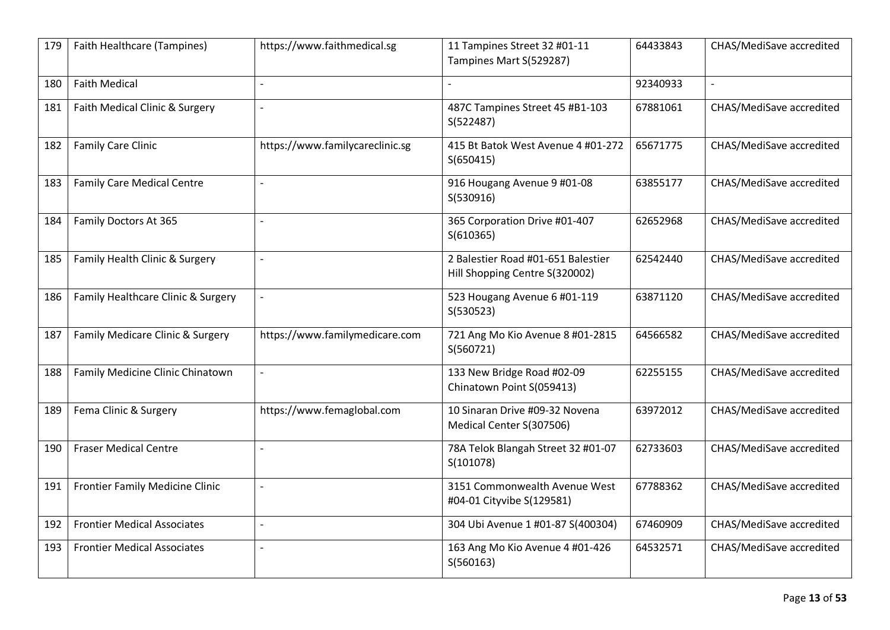| | | | | | |
|---|---|---|---|---|---|
| 179 | Faith Healthcare (Tampines) | https://www.faithmedical.sg | 11 Tampines Street 32 #01-11 Tampines Mart S(529287) | 64433843 | CHAS/MediSave accredited |
| 180 | Faith Medical | - | - | 92340933 | - |
| 181 | Faith Medical Clinic & Surgery | - | 487C Tampines Street 45 #B1-103 S(522487) | 67881061 | CHAS/MediSave accredited |
| 182 | Family Care Clinic | https://www.familycareclinic.sg | 415 Bt Batok West Avenue 4 #01-272 S(650415) | 65671775 | CHAS/MediSave accredited |
| 183 | Family Care Medical Centre | - | 916 Hougang Avenue 9 #01-08 S(530916) | 63855177 | CHAS/MediSave accredited |
| 184 | Family Doctors At 365 | - | 365 Corporation Drive #01-407 S(610365) | 62652968 | CHAS/MediSave accredited |
| 185 | Family Health Clinic & Surgery | - | 2 Balestier Road #01-651 Balestier Hill Shopping Centre S(320002) | 62542440 | CHAS/MediSave accredited |
| 186 | Family Healthcare Clinic & Surgery | - | 523 Hougang Avenue 6 #01-119 S(530523) | 63871120 | CHAS/MediSave accredited |
| 187 | Family Medicare Clinic & Surgery | https://www.familymedicare.com | 721 Ang Mo Kio Avenue 8 #01-2815 S(560721) | 64566582 | CHAS/MediSave accredited |
| 188 | Family Medicine Clinic Chinatown | - | 133 New Bridge Road #02-09 Chinatown Point S(059413) | 62255155 | CHAS/MediSave accredited |
| 189 | Fema Clinic & Surgery | https://www.femaglobal.com | 10 Sinaran Drive #09-32 Novena Medical Center S(307506) | 63972012 | CHAS/MediSave accredited |
| 190 | Fraser Medical Centre | - | 78A Telok Blangah Street 32 #01-07 S(101078) | 62733603 | CHAS/MediSave accredited |
| 191 | Frontier Family Medicine Clinic | - | 3151 Commonwealth Avenue West #04-01 Cityvibe S(129581) | 67788362 | CHAS/MediSave accredited |
| 192 | Frontier Medical Associates | - | 304 Ubi Avenue 1 #01-87 S(400304) | 67460909 | CHAS/MediSave accredited |
| 193 | Frontier Medical Associates | - | 163 Ang Mo Kio Avenue 4 #01-426 S(560163) | 64532571 | CHAS/MediSave accredited |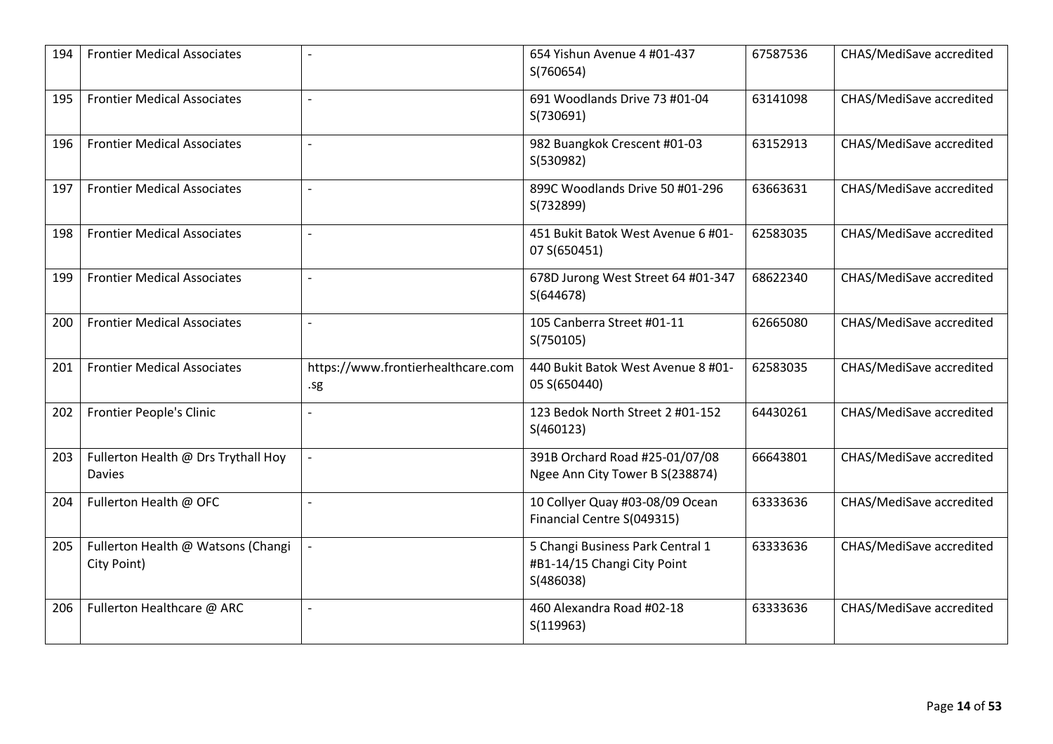| | | | | | |
|---|---|---|---|---|---|
| 194 | Frontier Medical Associates | - | 654 Yishun Avenue 4 #01-437 S(760654) | 67587536 | CHAS/MediSave accredited |
| 195 | Frontier Medical Associates | - | 691 Woodlands Drive 73 #01-04 S(730691) | 63141098 | CHAS/MediSave accredited |
| 196 | Frontier Medical Associates | - | 982 Buangkok Crescent #01-03 S(530982) | 63152913 | CHAS/MediSave accredited |
| 197 | Frontier Medical Associates | - | 899C Woodlands Drive 50 #01-296 S(732899) | 63663631 | CHAS/MediSave accredited |
| 198 | Frontier Medical Associates | - | 451 Bukit Batok West Avenue 6 #01-07 S(650451) | 62583035 | CHAS/MediSave accredited |
| 199 | Frontier Medical Associates | - | 678D Jurong West Street 64 #01-347 S(644678) | 68622340 | CHAS/MediSave accredited |
| 200 | Frontier Medical Associates | - | 105 Canberra Street #01-11 S(750105) | 62665080 | CHAS/MediSave accredited |
| 201 | Frontier Medical Associates | https://www.frontierhealthcare.com.sg | 440 Bukit Batok West Avenue 8 #01-05 S(650440) | 62583035 | CHAS/MediSave accredited |
| 202 | Frontier People's Clinic | - | 123 Bedok North Street 2 #01-152 S(460123) | 64430261 | CHAS/MediSave accredited |
| 203 | Fullerton Health @ Drs Trythall Hoy Davies | - | 391B Orchard Road #25-01/07/08 Ngee Ann City Tower B S(238874) | 66643801 | CHAS/MediSave accredited |
| 204 | Fullerton Health @ OFC | - | 10 Collyer Quay #03-08/09 Ocean Financial Centre S(049315) | 63333636 | CHAS/MediSave accredited |
| 205 | Fullerton Health @ Watsons (Changi City Point) | - | 5 Changi Business Park Central 1 #B1-14/15 Changi City Point S(486038) | 63333636 | CHAS/MediSave accredited |
| 206 | Fullerton Healthcare @ ARC | - | 460 Alexandra Road #02-18 S(119963) | 63333636 | CHAS/MediSave accredited |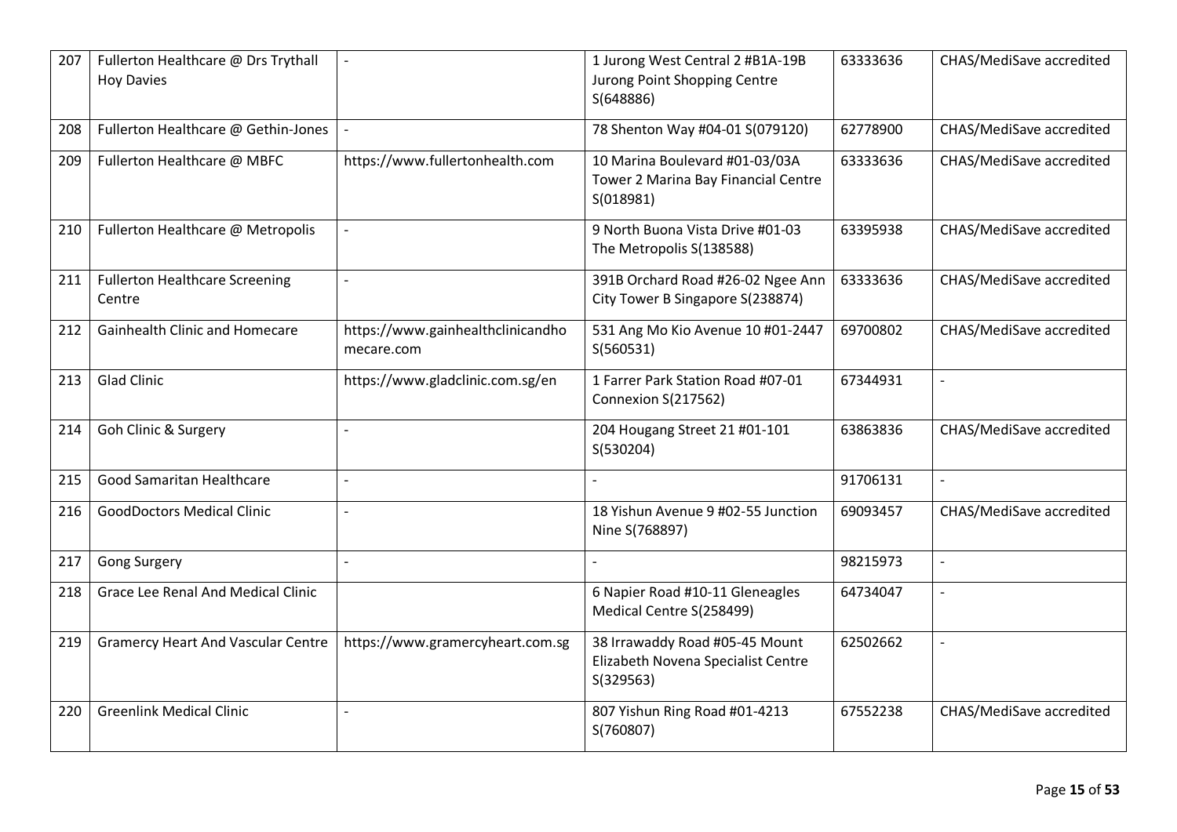| | | | | | |
|---|---|---|---|---|---|
| 207 | Fullerton Healthcare @ Drs Trythall Hoy Davies | - | 1 Jurong West Central 2 #B1A-19B Jurong Point Shopping Centre S(648886) | 63333636 | CHAS/MediSave accredited |
| 208 | Fullerton Healthcare @ Gethin-Jones | - | 78 Shenton Way #04-01 S(079120) | 62778900 | CHAS/MediSave accredited |
| 209 | Fullerton Healthcare @ MBFC | https://www.fullertonhealth.com | 10 Marina Boulevard #01-03/03A Tower 2 Marina Bay Financial Centre S(018981) | 63333636 | CHAS/MediSave accredited |
| 210 | Fullerton Healthcare @ Metropolis | - | 9 North Buona Vista Drive #01-03 The Metropolis S(138588) | 63395938 | CHAS/MediSave accredited |
| 211 | Fullerton Healthcare Screening Centre | - | 391B Orchard Road #26-02 Ngee Ann City Tower B Singapore S(238874) | 63333636 | CHAS/MediSave accredited |
| 212 | Gainhealth Clinic and Homecare | https://www.gainhealthclinicandhomecare.com | 531 Ang Mo Kio Avenue 10 #01-2447 S(560531) | 69700802 | CHAS/MediSave accredited |
| 213 | Glad Clinic | https://www.gladclinic.com.sg/en | 1 Farrer Park Station Road #07-01 Connexion S(217562) | 67344931 | - |
| 214 | Goh Clinic & Surgery | - | 204 Hougang Street 21 #01-101 S(530204) | 63863836 | CHAS/MediSave accredited |
| 215 | Good Samaritan Healthcare | - | - | 91706131 | - |
| 216 | GoodDoctors Medical Clinic | - | 18 Yishun Avenue 9 #02-55 Junction Nine S(768897) | 69093457 | CHAS/MediSave accredited |
| 217 | Gong Surgery | - | - | 98215973 | - |
| 218 | Grace Lee Renal And Medical Clinic | | 6 Napier Road #10-11 Gleneagles Medical Centre S(258499) | 64734047 | - |
| 219 | Gramercy Heart And Vascular Centre | https://www.gramercyheart.com.sg | 38 Irrawaddy Road #05-45 Mount Elizabeth Novena Specialist Centre S(329563) | 62502662 | - |
| 220 | Greenlink Medical Clinic | - | 807 Yishun Ring Road #01-4213 S(760807) | 67552238 | CHAS/MediSave accredited |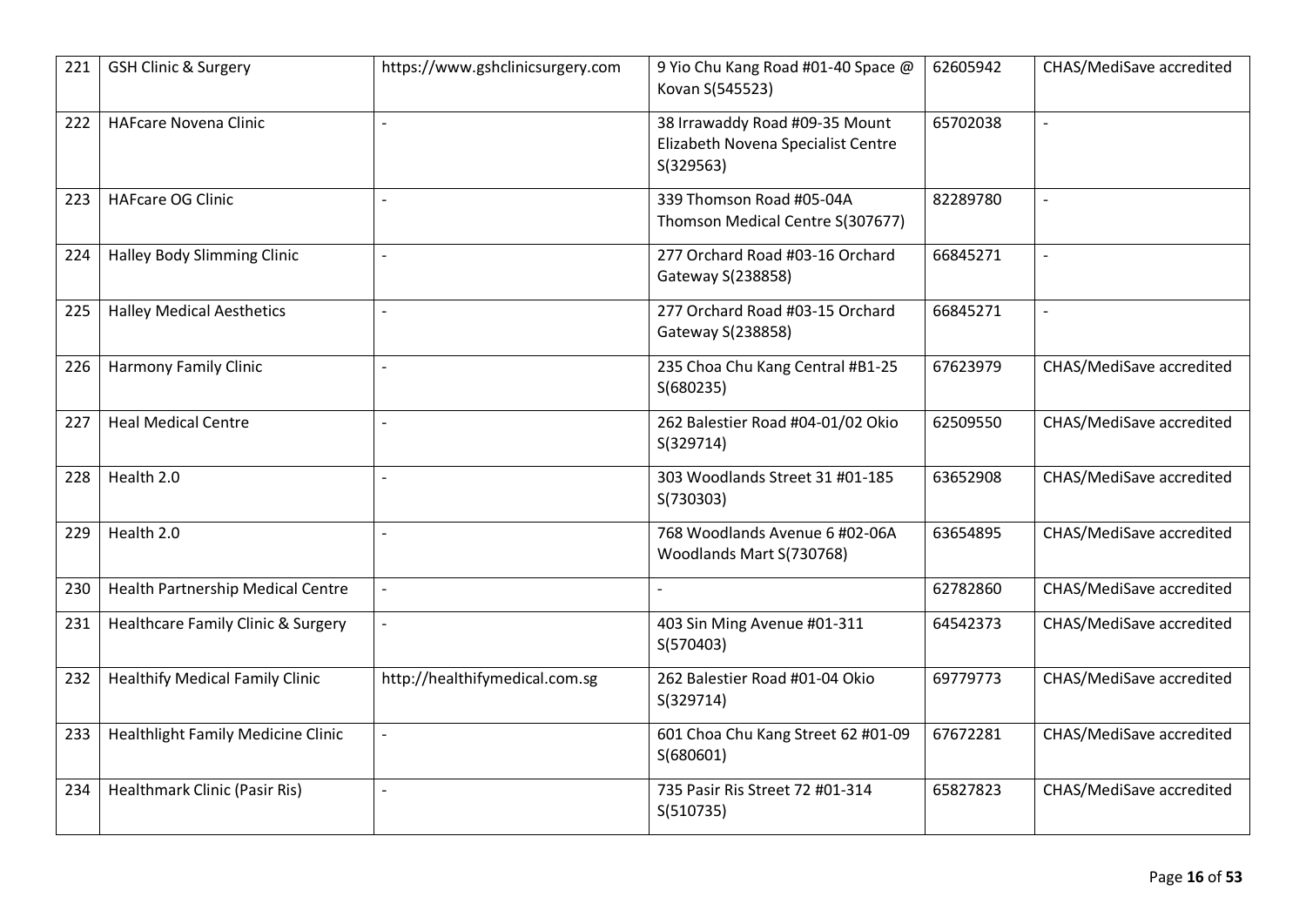| | | | | | |
|---|---|---|---|---|---|
| 221 | GSH Clinic & Surgery | https://www.gshclinicsurgery.com | 9 Yio Chu Kang Road #01-40 Space @ Kovan S(545523) | 62605942 | CHAS/MediSave accredited |
| 222 | HAFcare Novena Clinic | - | 38 Irrawaddy Road #09-35 Mount Elizabeth Novena Specialist Centre S(329563) | 65702038 | - |
| 223 | HAFcare OG Clinic | - | 339 Thomson Road #05-04A Thomson Medical Centre S(307677) | 82289780 | - |
| 224 | Halley Body Slimming Clinic | - | 277 Orchard Road #03-16 Orchard Gateway S(238858) | 66845271 | - |
| 225 | Halley Medical Aesthetics | - | 277 Orchard Road #03-15 Orchard Gateway S(238858) | 66845271 | - |
| 226 | Harmony Family Clinic | - | 235 Choa Chu Kang Central #B1-25 S(680235) | 67623979 | CHAS/MediSave accredited |
| 227 | Heal Medical Centre | - | 262 Balestier Road #04-01/02 Okio S(329714) | 62509550 | CHAS/MediSave accredited |
| 228 | Health 2.0 | - | 303 Woodlands Street 31 #01-185 S(730303) | 63652908 | CHAS/MediSave accredited |
| 229 | Health 2.0 | - | 768 Woodlands Avenue 6 #02-06A Woodlands Mart S(730768) | 63654895 | CHAS/MediSave accredited |
| 230 | Health Partnership Medical Centre | - | - | 62782860 | CHAS/MediSave accredited |
| 231 | Healthcare Family Clinic & Surgery | - | 403 Sin Ming Avenue #01-311 S(570403) | 64542373 | CHAS/MediSave accredited |
| 232 | Healthify Medical Family Clinic | http://healthifymedical.com.sg | 262 Balestier Road #01-04 Okio S(329714) | 69779773 | CHAS/MediSave accredited |
| 233 | Healthlight Family Medicine Clinic | - | 601 Choa Chu Kang Street 62 #01-09 S(680601) | 67672281 | CHAS/MediSave accredited |
| 234 | Healthmark Clinic (Pasir Ris) | - | 735 Pasir Ris Street 72 #01-314 S(510735) | 65827823 | CHAS/MediSave accredited |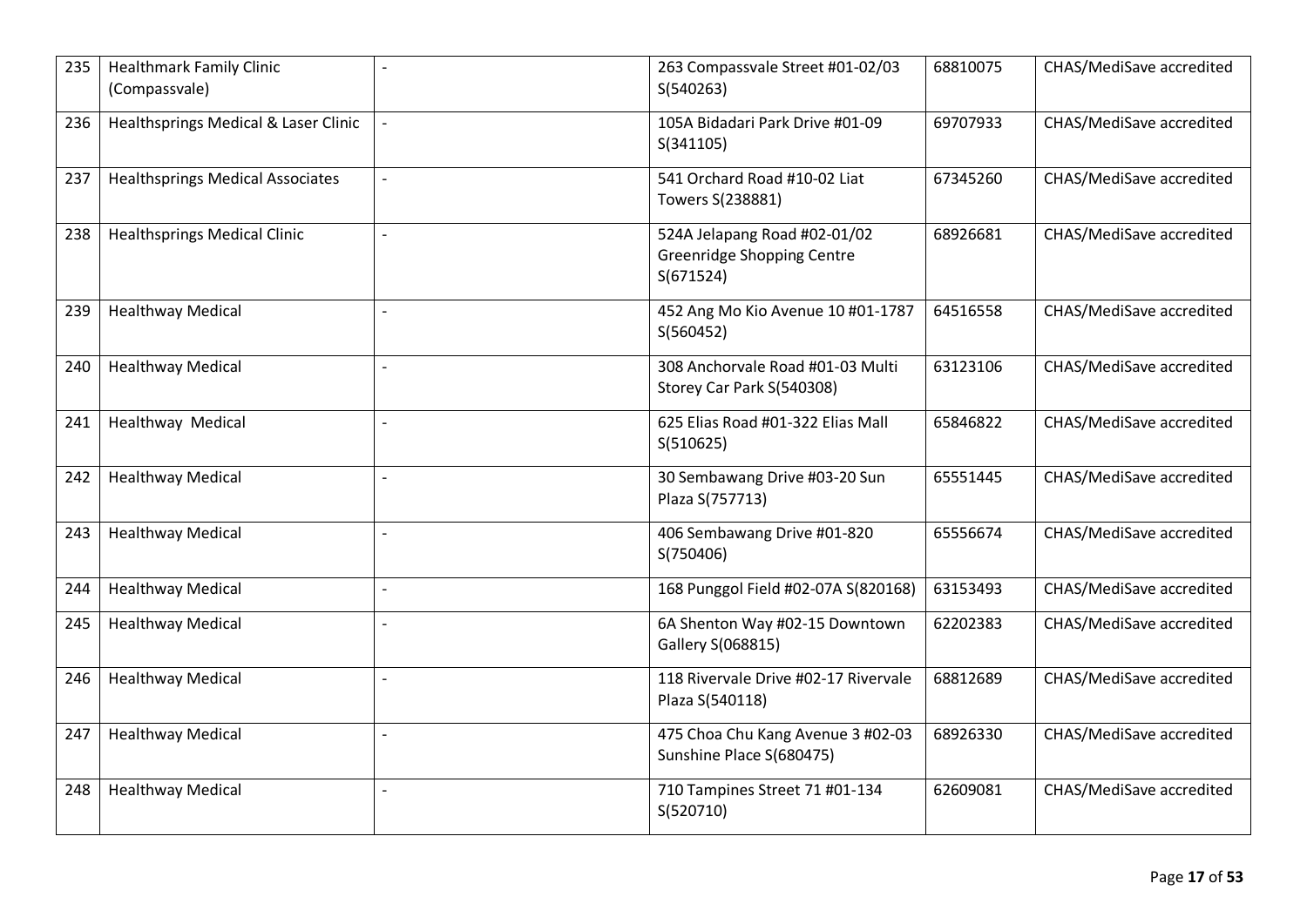| | | | | | |
|---|---|---|---|---|---|
| 235 | Healthmark Family Clinic (Compassvale) | - | 263 Compassvale Street #01-02/03 S(540263) | 68810075 | CHAS/MediSave accredited |
| 236 | Healthsprings Medical & Laser Clinic | - | 105A Bidadari Park Drive #01-09 S(341105) | 69707933 | CHAS/MediSave accredited |
| 237 | Healthsprings Medical Associates | - | 541 Orchard Road #10-02 Liat Towers S(238881) | 67345260 | CHAS/MediSave accredited |
| 238 | Healthsprings Medical Clinic | - | 524A Jelapang Road #02-01/02 Greenridge Shopping Centre S(671524) | 68926681 | CHAS/MediSave accredited |
| 239 | Healthway Medical | - | 452 Ang Mo Kio Avenue 10 #01-1787 S(560452) | 64516558 | CHAS/MediSave accredited |
| 240 | Healthway Medical | - | 308 Anchorvale Road #01-03 Multi Storey Car Park S(540308) | 63123106 | CHAS/MediSave accredited |
| 241 | Healthway Medical | - | 625 Elias Road #01-322 Elias Mall S(510625) | 65846822 | CHAS/MediSave accredited |
| 242 | Healthway Medical | - | 30 Sembawang Drive #03-20 Sun Plaza S(757713) | 65551445 | CHAS/MediSave accredited |
| 243 | Healthway Medical | - | 406 Sembawang Drive #01-820 S(750406) | 65556674 | CHAS/MediSave accredited |
| 244 | Healthway Medical | - | 168 Punggol Field #02-07A S(820168) | 63153493 | CHAS/MediSave accredited |
| 245 | Healthway Medical | - | 6A Shenton Way #02-15 Downtown Gallery S(068815) | 62202383 | CHAS/MediSave accredited |
| 246 | Healthway Medical | - | 118 Rivervale Drive #02-17 Rivervale Plaza S(540118) | 68812689 | CHAS/MediSave accredited |
| 247 | Healthway Medical | - | 475 Choa Chu Kang Avenue 3 #02-03 Sunshine Place S(680475) | 68926330 | CHAS/MediSave accredited |
| 248 | Healthway Medical | - | 710 Tampines Street 71 #01-134 S(520710) | 62609081 | CHAS/MediSave accredited |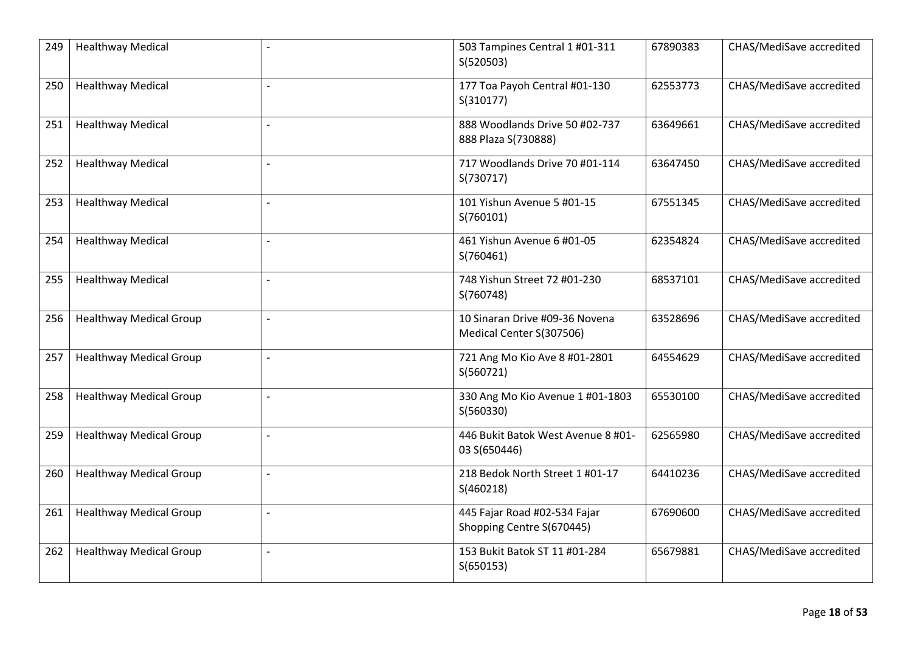| 249 | Healthway Medical | - | 503 Tampines Central 1 #01-311 S(520503) | 67890383 | CHAS/MediSave accredited |
|---|---|---|---|---|---|
| 250 | Healthway Medical | - | 177 Toa Payoh Central #01-130 S(310177) | 62553773 | CHAS/MediSave accredited |
| 251 | Healthway Medical | - | 888 Woodlands Drive 50 #02-737 888 Plaza S(730888) | 63649661 | CHAS/MediSave accredited |
| 252 | Healthway Medical | - | 717 Woodlands Drive 70 #01-114 S(730717) | 63647450 | CHAS/MediSave accredited |
| 253 | Healthway Medical | - | 101 Yishun Avenue 5 #01-15 S(760101) | 67551345 | CHAS/MediSave accredited |
| 254 | Healthway Medical | - | 461 Yishun Avenue 6 #01-05 S(760461) | 62354824 | CHAS/MediSave accredited |
| 255 | Healthway Medical | - | 748 Yishun Street 72 #01-230 S(760748) | 68537101 | CHAS/MediSave accredited |
| 256 | Healthway Medical Group | - | 10 Sinaran Drive #09-36 Novena Medical Center S(307506) | 63528696 | CHAS/MediSave accredited |
| 257 | Healthway Medical Group | - | 721 Ang Mo Kio Ave 8 #01-2801 S(560721) | 64554629 | CHAS/MediSave accredited |
| 258 | Healthway Medical Group | - | 330 Ang Mo Kio Avenue 1 #01-1803 S(560330) | 65530100 | CHAS/MediSave accredited |
| 259 | Healthway Medical Group | - | 446 Bukit Batok West Avenue 8 #01-03 S(650446) | 62565980 | CHAS/MediSave accredited |
| 260 | Healthway Medical Group | - | 218 Bedok North Street 1 #01-17 S(460218) | 64410236 | CHAS/MediSave accredited |
| 261 | Healthway Medical Group | - | 445 Fajar Road #02-534 Fajar Shopping Centre S(670445) | 67690600 | CHAS/MediSave accredited |
| 262 | Healthway Medical Group | - | 153 Bukit Batok ST 11 #01-284 S(650153) | 65679881 | CHAS/MediSave accredited |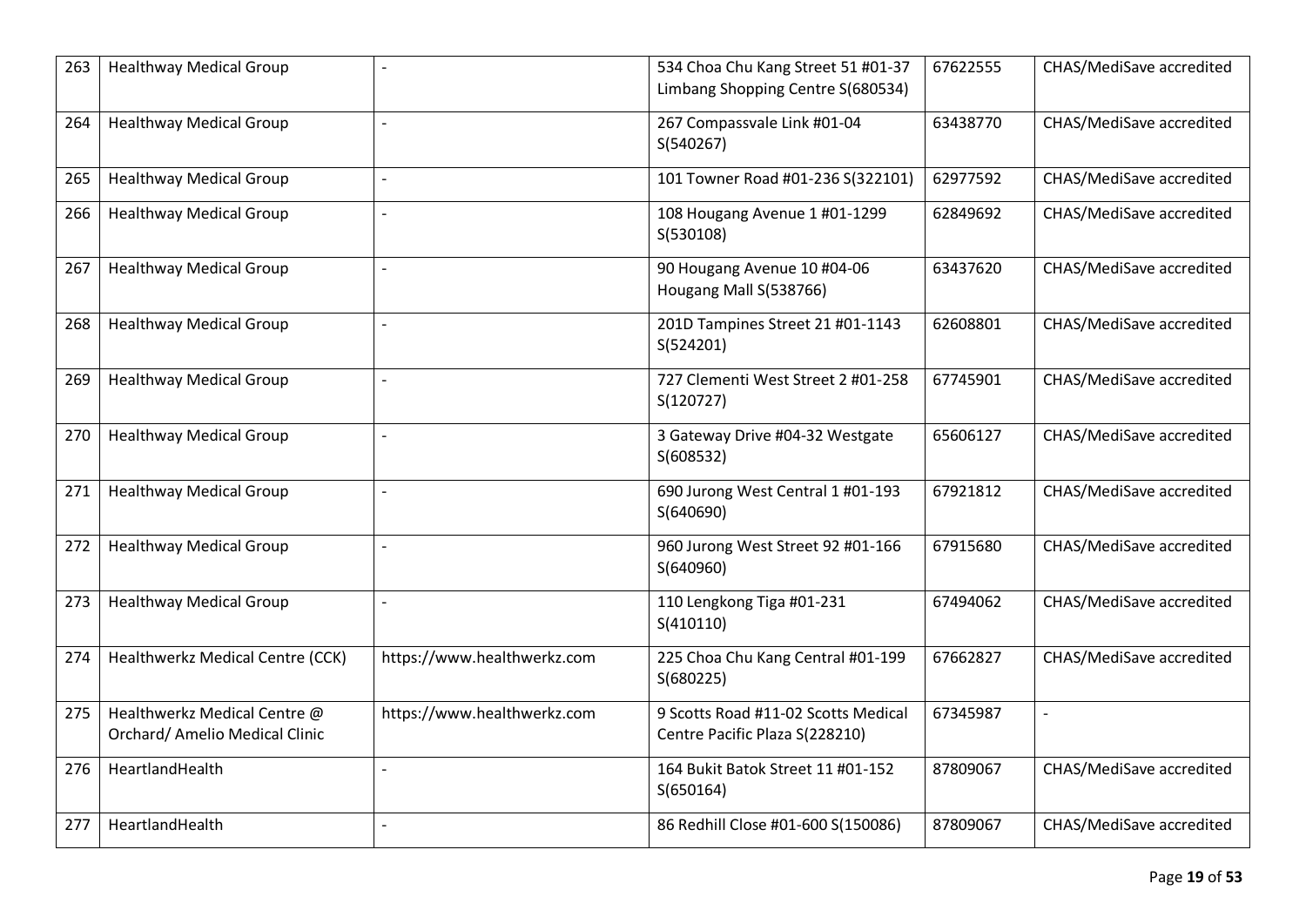| | | | | | |
|---|---|---|---|---|---|
| 263 | Healthway Medical Group | - | 534 Choa Chu Kang Street 51 #01-37 Limbang Shopping Centre S(680534) | 67622555 | CHAS/MediSave accredited |
| 264 | Healthway Medical Group | - | 267 Compassvale Link #01-04 S(540267) | 63438770 | CHAS/MediSave accredited |
| 265 | Healthway Medical Group | - | 101 Towner Road #01-236 S(322101) | 62977592 | CHAS/MediSave accredited |
| 266 | Healthway Medical Group | - | 108 Hougang Avenue 1 #01-1299 S(530108) | 62849692 | CHAS/MediSave accredited |
| 267 | Healthway Medical Group | - | 90 Hougang Avenue 10 #04-06 Hougang Mall S(538766) | 63437620 | CHAS/MediSave accredited |
| 268 | Healthway Medical Group | - | 201D Tampines Street 21 #01-1143 S(524201) | 62608801 | CHAS/MediSave accredited |
| 269 | Healthway Medical Group | - | 727 Clementi West Street 2 #01-258 S(120727) | 67745901 | CHAS/MediSave accredited |
| 270 | Healthway Medical Group | - | 3 Gateway Drive #04-32 Westgate S(608532) | 65606127 | CHAS/MediSave accredited |
| 271 | Healthway Medical Group | - | 690 Jurong West Central 1 #01-193 S(640690) | 67921812 | CHAS/MediSave accredited |
| 272 | Healthway Medical Group | - | 960 Jurong West Street 92 #01-166 S(640960) | 67915680 | CHAS/MediSave accredited |
| 273 | Healthway Medical Group | - | 110 Lengkong Tiga #01-231 S(410110) | 67494062 | CHAS/MediSave accredited |
| 274 | Healthwerkz Medical Centre (CCK) | https://www.healthwerkz.com | 225 Choa Chu Kang Central #01-199 S(680225) | 67662827 | CHAS/MediSave accredited |
| 275 | Healthwerkz Medical Centre @ Orchard/ Amelio Medical Clinic | https://www.healthwerkz.com | 9 Scotts Road #11-02 Scotts Medical Centre Pacific Plaza S(228210) | 67345987 | - |
| 276 | HeartlandHealth | - | 164 Bukit Batok Street 11 #01-152 S(650164) | 87809067 | CHAS/MediSave accredited |
| 277 | HeartlandHealth | - | 86 Redhill Close #01-600 S(150086) | 87809067 | CHAS/MediSave accredited |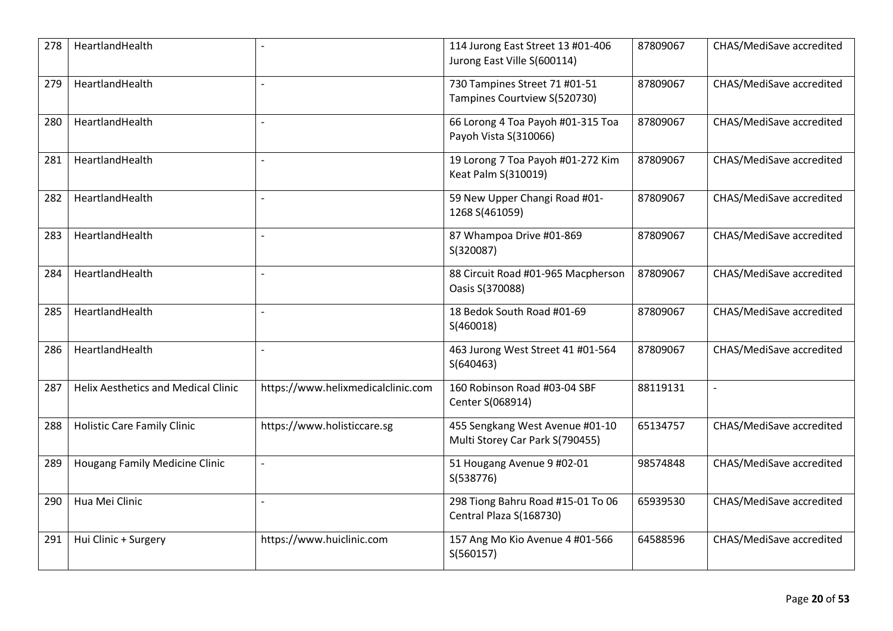| | | | | | |
|---|---|---|---|---|---|
| 278 | HeartlandHealth | - | 114 Jurong East Street 13 #01-406 Jurong East Ville S(600114) | 87809067 | CHAS/MediSave accredited |
| 279 | HeartlandHealth | - | 730 Tampines Street 71 #01-51 Tampines Courtview S(520730) | 87809067 | CHAS/MediSave accredited |
| 280 | HeartlandHealth | - | 66 Lorong 4 Toa Payoh #01-315 Toa Payoh Vista S(310066) | 87809067 | CHAS/MediSave accredited |
| 281 | HeartlandHealth | - | 19 Lorong 7 Toa Payoh #01-272 Kim Keat Palm S(310019) | 87809067 | CHAS/MediSave accredited |
| 282 | HeartlandHealth | - | 59 New Upper Changi Road #01-1268 S(461059) | 87809067 | CHAS/MediSave accredited |
| 283 | HeartlandHealth | - | 87 Whampoa Drive #01-869 S(320087) | 87809067 | CHAS/MediSave accredited |
| 284 | HeartlandHealth | - | 88 Circuit Road #01-965 Macpherson Oasis S(370088) | 87809067 | CHAS/MediSave accredited |
| 285 | HeartlandHealth | - | 18 Bedok South Road #01-69 S(460018) | 87809067 | CHAS/MediSave accredited |
| 286 | HeartlandHealth | - | 463 Jurong West Street 41 #01-564 S(640463) | 87809067 | CHAS/MediSave accredited |
| 287 | Helix Aesthetics and Medical Clinic | https://www.helixmedicalclinic.com | 160 Robinson Road #03-04 SBF Center S(068914) | 88119131 | - |
| 288 | Holistic Care Family Clinic | https://www.holisticcare.sg | 455 Sengkang West Avenue #01-10 Multi Storey Car Park S(790455) | 65134757 | CHAS/MediSave accredited |
| 289 | Hougang Family Medicine Clinic | - | 51 Hougang Avenue 9 #02-01 S(538776) | 98574848 | CHAS/MediSave accredited |
| 290 | Hua Mei Clinic | - | 298 Tiong Bahru Road #15-01 To 06 Central Plaza S(168730) | 65939530 | CHAS/MediSave accredited |
| 291 | Hui Clinic + Surgery | https://www.huiclinic.com | 157 Ang Mo Kio Avenue 4 #01-566 S(560157) | 64588596 | CHAS/MediSave accredited |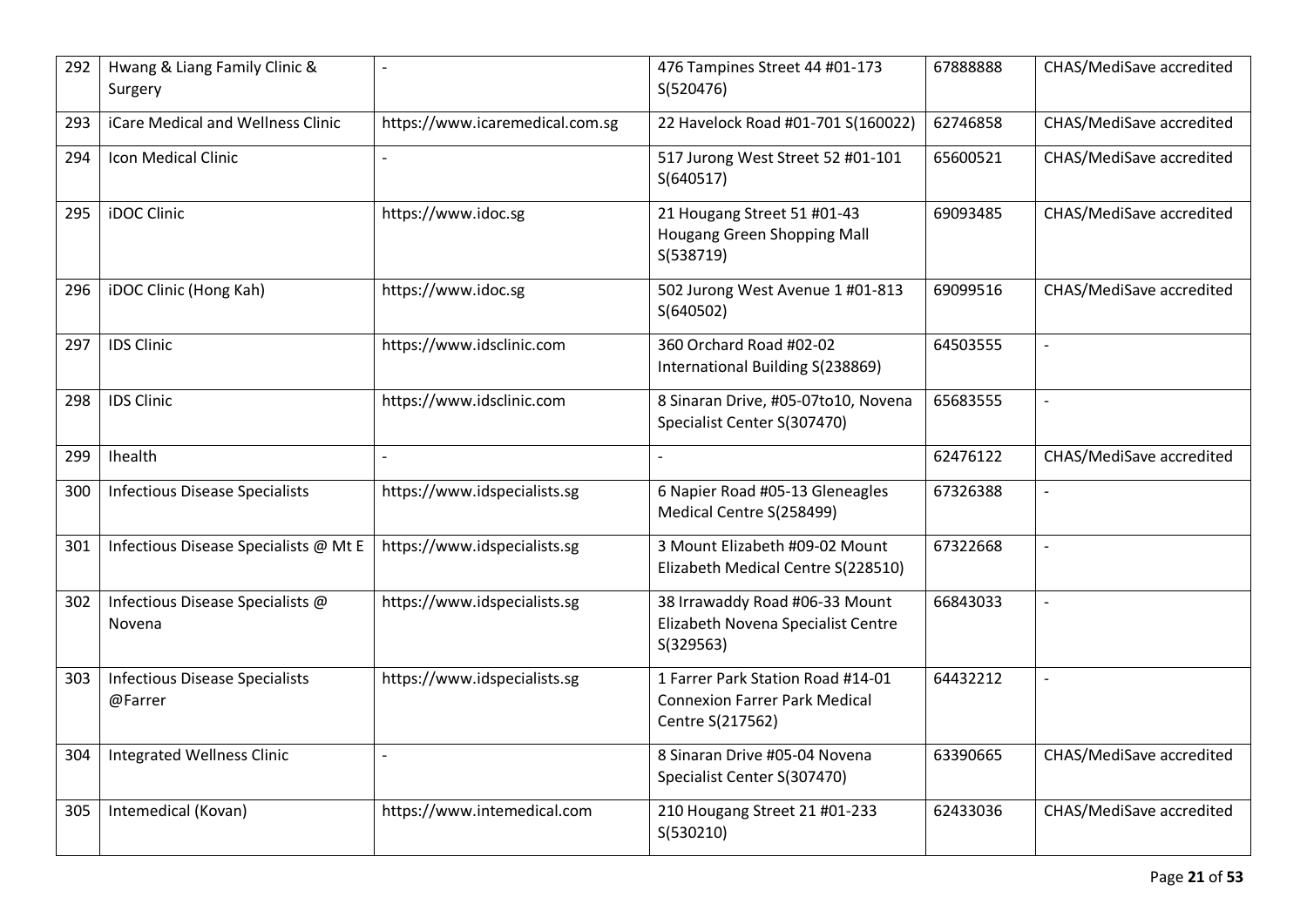| | | | | | |
|---|---|---|---|---|---|
| 292 | Hwang & Liang Family Clinic & Surgery | - | 476 Tampines Street 44 #01-173 S(520476) | 67888888 | CHAS/MediSave accredited |
| 293 | iCare Medical and Wellness Clinic | https://www.icaremedical.com.sg | 22 Havelock Road #01-701 S(160022) | 62746858 | CHAS/MediSave accredited |
| 294 | Icon Medical Clinic | - | 517 Jurong West Street 52 #01-101 S(640517) | 65600521 | CHAS/MediSave accredited |
| 295 | iDOC Clinic | https://www.idoc.sg | 21 Hougang Street 51 #01-43 Hougang Green Shopping Mall S(538719) | 69093485 | CHAS/MediSave accredited |
| 296 | iDOC Clinic (Hong Kah) | https://www.idoc.sg | 502 Jurong West Avenue 1 #01-813 S(640502) | 69099516 | CHAS/MediSave accredited |
| 297 | IDS Clinic | https://www.idsclinic.com | 360 Orchard Road #02-02 International Building S(238869) | 64503555 | - |
| 298 | IDS Clinic | https://www.idsclinic.com | 8 Sinaran Drive, #05-07to10, Novena Specialist Center S(307470) | 65683555 | - |
| 299 | Ihealth | - | - | 62476122 | CHAS/MediSave accredited |
| 300 | Infectious Disease Specialists | https://www.idspecialists.sg | 6 Napier Road #05-13 Gleneagles Medical Centre S(258499) | 67326388 | - |
| 301 | Infectious Disease Specialists @ Mt E | https://www.idspecialists.sg | 3 Mount Elizabeth #09-02 Mount Elizabeth Medical Centre S(228510) | 67322668 | - |
| 302 | Infectious Disease Specialists @ Novena | https://www.idspecialists.sg | 38 Irrawaddy Road #06-33 Mount Elizabeth Novena Specialist Centre S(329563) | 66843033 | - |
| 303 | Infectious Disease Specialists @Farrer | https://www.idspecialists.sg | 1 Farrer Park Station Road #14-01 Connexion Farrer Park Medical Centre S(217562) | 64432212 | - |
| 304 | Integrated Wellness Clinic | - | 8 Sinaran Drive #05-04 Novena Specialist Center S(307470) | 63390665 | CHAS/MediSave accredited |
| 305 | Intemedical (Kovan) | https://www.intemedical.com | 210 Hougang Street 21 #01-233 S(530210) | 62433036 | CHAS/MediSave accredited |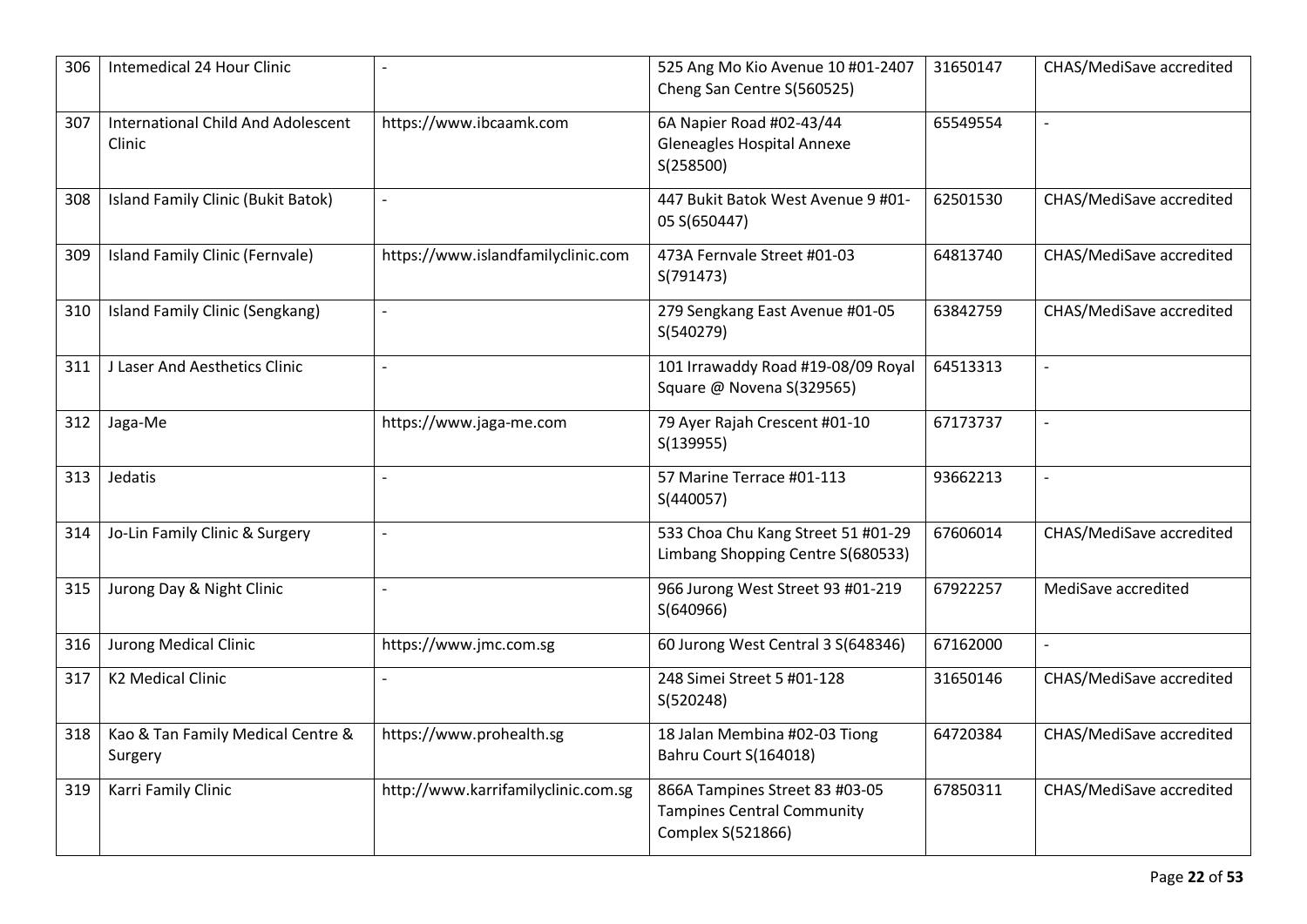| | | | | | |
|---|---|---|---|---|---|
| 306 | Intemedical 24 Hour Clinic | - | 525 Ang Mo Kio Avenue 10 #01-2407 Cheng San Centre S(560525) | 31650147 | CHAS/MediSave accredited |
| 307 | International Child And Adolescent Clinic | https://www.ibcaamk.com | 6A Napier Road #02-43/44 Gleneagles Hospital Annexe S(258500) | 65549554 | - |
| 308 | Island Family Clinic (Bukit Batok) | - | 447 Bukit Batok West Avenue 9 #01-05 S(650447) | 62501530 | CHAS/MediSave accredited |
| 309 | Island Family Clinic (Fernvale) | https://www.islandfamilyclinic.com | 473A Fernvale Street #01-03 S(791473) | 64813740 | CHAS/MediSave accredited |
| 310 | Island Family Clinic (Sengkang) | - | 279 Sengkang East Avenue #01-05 S(540279) | 63842759 | CHAS/MediSave accredited |
| 311 | J Laser And Aesthetics Clinic | - | 101 Irrawaddy Road #19-08/09 Royal Square @ Novena S(329565) | 64513313 | - |
| 312 | Jaga-Me | https://www.jaga-me.com | 79 Ayer Rajah Crescent #01-10 S(139955) | 67173737 | - |
| 313 | Jedatis | - | 57 Marine Terrace #01-113 S(440057) | 93662213 | - |
| 314 | Jo-Lin Family Clinic & Surgery | - | 533 Choa Chu Kang Street 51 #01-29 Limbang Shopping Centre S(680533) | 67606014 | CHAS/MediSave accredited |
| 315 | Jurong Day & Night Clinic | - | 966 Jurong West Street 93 #01-219 S(640966) | 67922257 | MediSave accredited |
| 316 | Jurong Medical Clinic | https://www.jmc.com.sg | 60 Jurong West Central 3 S(648346) | 67162000 | - |
| 317 | K2 Medical Clinic | - | 248 Simei Street 5 #01-128 S(520248) | 31650146 | CHAS/MediSave accredited |
| 318 | Kao & Tan Family Medical Centre & Surgery | https://www.prohealth.sg | 18 Jalan Membina #02-03 Tiong Bahru Court S(164018) | 64720384 | CHAS/MediSave accredited |
| 319 | Karri Family Clinic | http://www.karrifamilyclinic.com.sg | 866A Tampines Street 83 #03-05 Tampines Central Community Complex S(521866) | 67850311 | CHAS/MediSave accredited |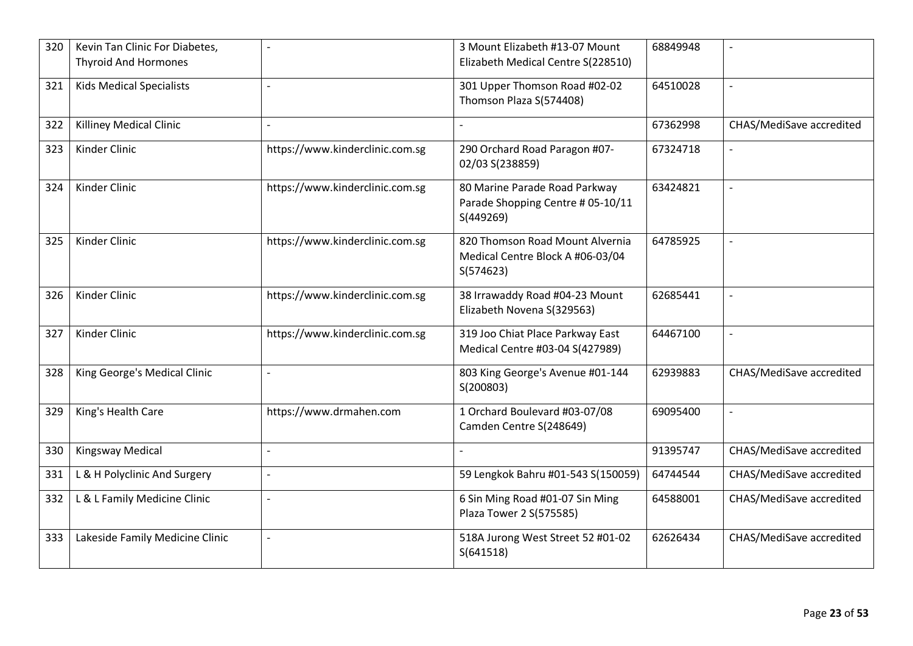| | | | | | |
|---|---|---|---|---|---|
| 320 | Kevin Tan Clinic For Diabetes, Thyroid And Hormones | - | 3 Mount Elizabeth #13-07 Mount Elizabeth Medical Centre S(228510) | 68849948 | - |
| 321 | Kids Medical Specialists | - | 301 Upper Thomson Road #02-02 Thomson Plaza S(574408) | 64510028 | - |
| 322 | Killiney Medical Clinic | - | - | 67362998 | CHAS/MediSave accredited |
| 323 | Kinder Clinic | https://www.kinderclinic.com.sg | 290 Orchard Road Paragon #07-02/03 S(238859) | 67324718 | - |
| 324 | Kinder Clinic | https://www.kinderclinic.com.sg | 80 Marine Parade Road Parkway Parade Shopping Centre # 05-10/11 S(449269) | 63424821 | - |
| 325 | Kinder Clinic | https://www.kinderclinic.com.sg | 820 Thomson Road Mount Alvernia Medical Centre Block A #06-03/04 S(574623) | 64785925 | - |
| 326 | Kinder Clinic | https://www.kinderclinic.com.sg | 38 Irrawaddy Road #04-23 Mount Elizabeth Novena S(329563) | 62685441 | - |
| 327 | Kinder Clinic | https://www.kinderclinic.com.sg | 319 Joo Chiat Place Parkway East Medical Centre #03-04 S(427989) | 64467100 | - |
| 328 | King George's Medical Clinic | - | 803 King George's Avenue #01-144 S(200803) | 62939883 | CHAS/MediSave accredited |
| 329 | King's Health Care | https://www.drmahen.com | 1 Orchard Boulevard #03-07/08 Camden Centre S(248649) | 69095400 | - |
| 330 | Kingsway Medical | - | - | 91395747 | CHAS/MediSave accredited |
| 331 | L & H Polyclinic And Surgery | - | 59 Lengkok Bahru #01-543 S(150059) | 64744544 | CHAS/MediSave accredited |
| 332 | L & L Family Medicine Clinic | - | 6 Sin Ming Road #01-07 Sin Ming Plaza Tower 2 S(575585) | 64588001 | CHAS/MediSave accredited |
| 333 | Lakeside Family Medicine Clinic | - | 518A Jurong West Street 52 #01-02 S(641518) | 62626434 | CHAS/MediSave accredited |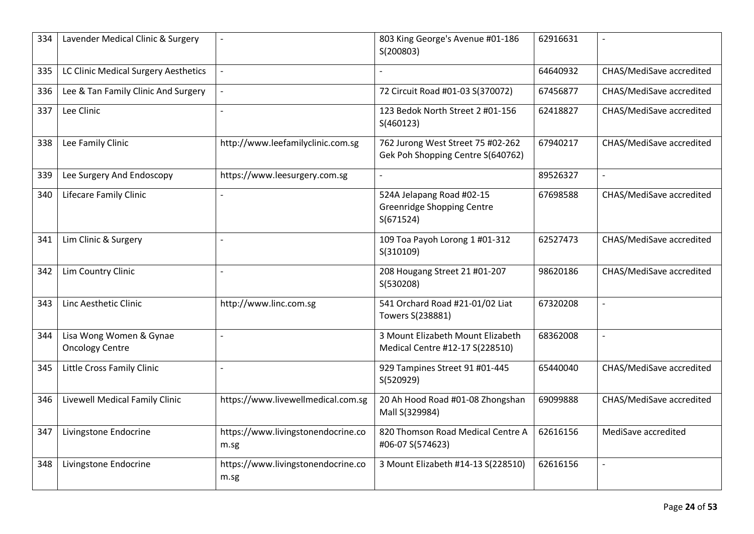| | | | | | |
|---|---|---|---|---|---|
| 334 | Lavender Medical Clinic & Surgery | - | 803 King George's Avenue #01-186 S(200803) | 62916631 | - |
| 335 | LC Clinic Medical Surgery Aesthetics | - | - | 64640932 | CHAS/MediSave accredited |
| 336 | Lee & Tan Family Clinic And Surgery | - | 72 Circuit Road #01-03 S(370072) | 67456877 | CHAS/MediSave accredited |
| 337 | Lee Clinic | - | 123 Bedok North Street 2 #01-156 S(460123) | 62418827 | CHAS/MediSave accredited |
| 338 | Lee Family Clinic | http://www.leefamilyclinic.com.sg | 762 Jurong West Street 75 #02-262 Gek Poh Shopping Centre S(640762) | 67940217 | CHAS/MediSave accredited |
| 339 | Lee Surgery And Endoscopy | https://www.leesurgery.com.sg | - | 89526327 | - |
| 340 | Lifecare Family Clinic | - | 524A Jelapang Road #02-15 Greenridge Shopping Centre S(671524) | 67698588 | CHAS/MediSave accredited |
| 341 | Lim Clinic & Surgery | - | 109 Toa Payoh Lorong 1 #01-312 S(310109) | 62527473 | CHAS/MediSave accredited |
| 342 | Lim Country Clinic | - | 208 Hougang Street 21 #01-207 S(530208) | 98620186 | CHAS/MediSave accredited |
| 343 | Linc Aesthetic Clinic | http://www.linc.com.sg | 541 Orchard Road #21-01/02 Liat Towers S(238881) | 67320208 | - |
| 344 | Lisa Wong Women & Gynae Oncology Centre | - | 3 Mount Elizabeth Mount Elizabeth Medical Centre #12-17 S(228510) | 68362008 | - |
| 345 | Little Cross Family Clinic | - | 929 Tampines Street 91 #01-445 S(520929) | 65440040 | CHAS/MediSave accredited |
| 346 | Livewell Medical Family Clinic | https://www.livewellmedical.com.sg | 20 Ah Hood Road #01-08 Zhongshan Mall S(329984) | 69099888 | CHAS/MediSave accredited |
| 347 | Livingstone Endocrine | https://www.livingstonendocrine.com.sg | 820 Thomson Road Medical Centre A #06-07 S(574623) | 62616156 | MediSave accredited |
| 348 | Livingstone Endocrine | https://www.livingstonendocrine.com.sg | 3 Mount Elizabeth #14-13 S(228510) | 62616156 | - |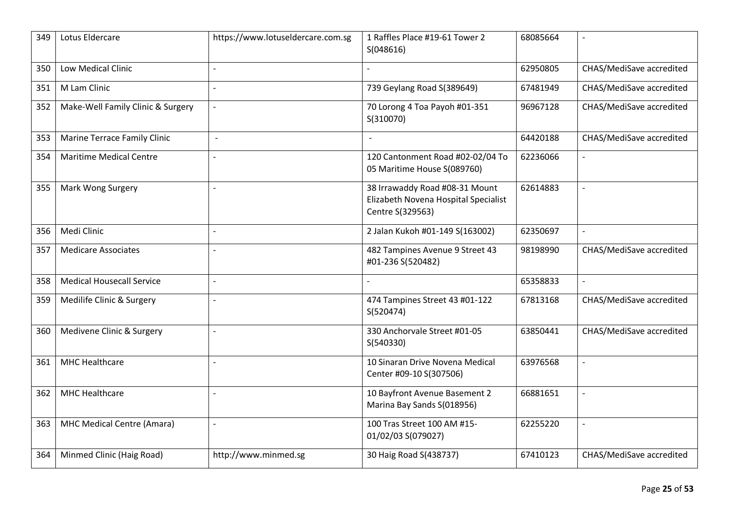| | | | | | |
|---|---|---|---|---|---|
| 349 | Lotus Eldercare | https://www.lotuseldercare.com.sg | 1 Raffles Place #19-61 Tower 2 S(048616) | 68085664 | - |
| 350 | Low Medical Clinic | - | - | 62950805 | CHAS/MediSave accredited |
| 351 | M Lam Clinic | - | 739 Geylang Road S(389649) | 67481949 | CHAS/MediSave accredited |
| 352 | Make-Well Family Clinic & Surgery | - | 70 Lorong 4 Toa Payoh #01-351 S(310070) | 96967128 | CHAS/MediSave accredited |
| 353 | Marine Terrace Family Clinic | - | - | 64420188 | CHAS/MediSave accredited |
| 354 | Maritime Medical Centre | - | 120 Cantonment Road #02-02/04 To 05 Maritime House S(089760) | 62236066 | - |
| 355 | Mark Wong Surgery | - | 38 Irrawaddy Road #08-31 Mount Elizabeth Novena Hospital Specialist Centre S(329563) | 62614883 | - |
| 356 | Medi Clinic | - | 2 Jalan Kukoh #01-149 S(163002) | 62350697 | - |
| 357 | Medicare Associates | - | 482 Tampines Avenue 9 Street 43 #01-236 S(520482) | 98198990 | CHAS/MediSave accredited |
| 358 | Medical Housecall Service | - | - | 65358833 | - |
| 359 | Medilife Clinic & Surgery | - | 474 Tampines Street 43 #01-122 S(520474) | 67813168 | CHAS/MediSave accredited |
| 360 | Medivene Clinic & Surgery | - | 330 Anchorvale Street #01-05 S(540330) | 63850441 | CHAS/MediSave accredited |
| 361 | MHC Healthcare | - | 10 Sinaran Drive Novena Medical Center #09-10 S(307506) | 63976568 | - |
| 362 | MHC Healthcare | - | 10 Bayfront Avenue Basement 2 Marina Bay Sands S(018956) | 66881651 | - |
| 363 | MHC Medical Centre (Amara) | - | 100 Tras Street 100 AM #15-01/02/03 S(079027) | 62255220 | - |
| 364 | Minmed Clinic (Haig Road) | http://www.minmed.sg | 30 Haig Road S(438737) | 67410123 | CHAS/MediSave accredited |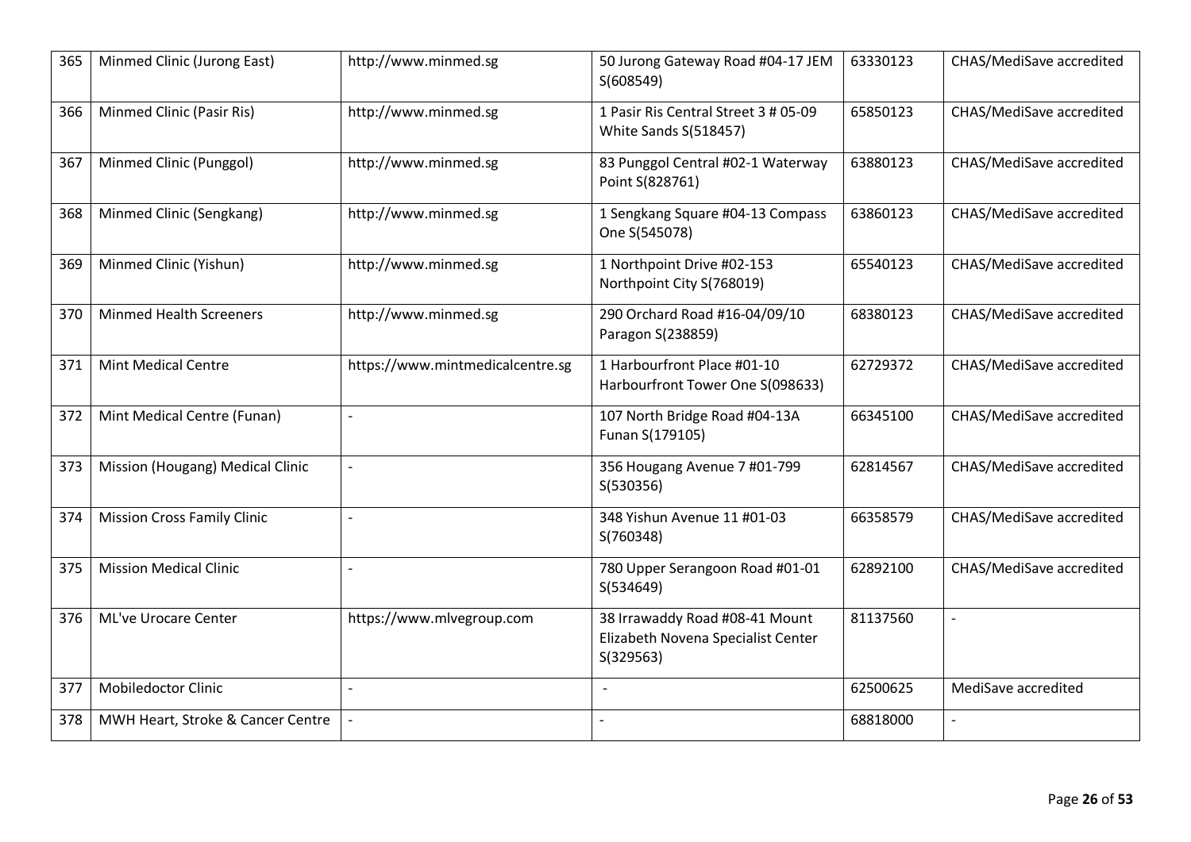| | | | | | |
|---|---|---|---|---|---|
| 365 | Minmed Clinic (Jurong East) | http://www.minmed.sg | 50 Jurong Gateway Road #04-17 JEM S(608549) | 63330123 | CHAS/MediSave accredited |
| 366 | Minmed Clinic (Pasir Ris) | http://www.minmed.sg | 1 Pasir Ris Central Street 3 # 05-09 White Sands S(518457) | 65850123 | CHAS/MediSave accredited |
| 367 | Minmed Clinic (Punggol) | http://www.minmed.sg | 83 Punggol Central #02-1 Waterway Point S(828761) | 63880123 | CHAS/MediSave accredited |
| 368 | Minmed Clinic (Sengkang) | http://www.minmed.sg | 1 Sengkang Square #04-13 Compass One S(545078) | 63860123 | CHAS/MediSave accredited |
| 369 | Minmed Clinic (Yishun) | http://www.minmed.sg | 1 Northpoint Drive #02-153 Northpoint City S(768019) | 65540123 | CHAS/MediSave accredited |
| 370 | Minmed Health Screeners | http://www.minmed.sg | 290 Orchard Road #16-04/09/10 Paragon S(238859) | 68380123 | CHAS/MediSave accredited |
| 371 | Mint Medical Centre | https://www.mintmedicalcentre.sg | 1 Harbourfront Place #01-10 Harbourfront Tower One S(098633) | 62729372 | CHAS/MediSave accredited |
| 372 | Mint Medical Centre (Funan) | - | 107 North Bridge Road #04-13A Funan S(179105) | 66345100 | CHAS/MediSave accredited |
| 373 | Mission (Hougang) Medical Clinic | - | 356 Hougang Avenue 7 #01-799 S(530356) | 62814567 | CHAS/MediSave accredited |
| 374 | Mission Cross Family Clinic | - | 348 Yishun Avenue 11 #01-03 S(760348) | 66358579 | CHAS/MediSave accredited |
| 375 | Mission Medical Clinic | - | 780 Upper Serangoon Road #01-01 S(534649) | 62892100 | CHAS/MediSave accredited |
| 376 | ML've Urocare Center | https://www.mlvegroup.com | 38 Irrawaddy Road #08-41 Mount Elizabeth Novena Specialist Center S(329563) | 81137560 | - |
| 377 | Mobiledoctor Clinic | - | - | 62500625 | MediSave accredited |
| 378 | MWH Heart, Stroke & Cancer Centre | - | - | 68818000 | - |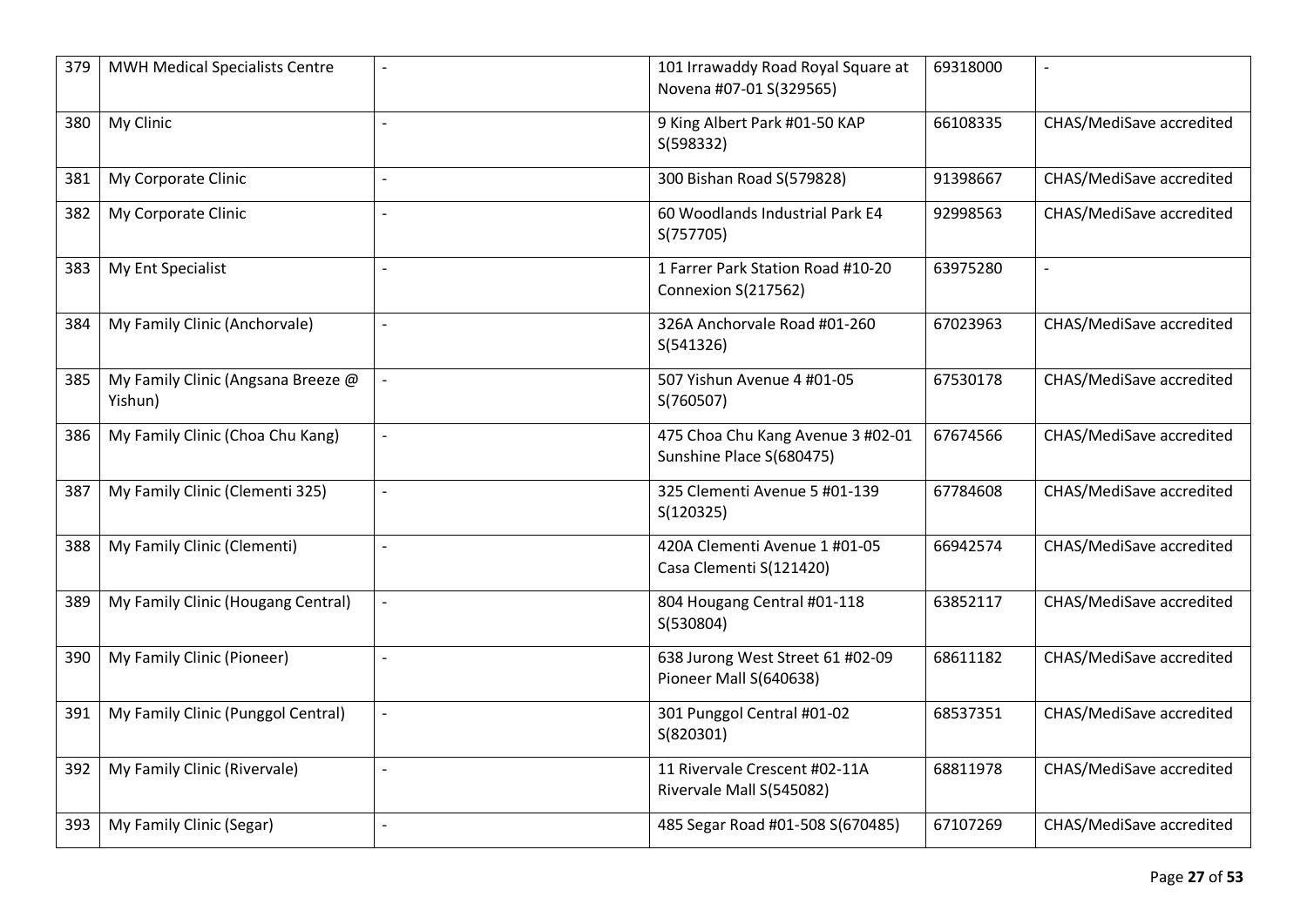| | | | | | |
|---|---|---|---|---|---|
| 379 | MWH Medical Specialists Centre | - | 101 Irrawaddy Road Royal Square at Novena #07-01 S(329565) | 69318000 | - |
| 380 | My Clinic | - | 9 King Albert Park #01-50 KAP S(598332) | 66108335 | CHAS/MediSave accredited |
| 381 | My Corporate Clinic | - | 300 Bishan Road S(579828) | 91398667 | CHAS/MediSave accredited |
| 382 | My Corporate Clinic | - | 60 Woodlands Industrial Park E4 S(757705) | 92998563 | CHAS/MediSave accredited |
| 383 | My Ent Specialist | - | 1 Farrer Park Station Road #10-20 Connexion S(217562) | 63975280 | - |
| 384 | My Family Clinic (Anchorvale) | - | 326A Anchorvale Road #01-260 S(541326) | 67023963 | CHAS/MediSave accredited |
| 385 | My Family Clinic (Angsana Breeze @ Yishun) | - | 507 Yishun Avenue 4 #01-05 S(760507) | 67530178 | CHAS/MediSave accredited |
| 386 | My Family Clinic (Choa Chu Kang) | - | 475 Choa Chu Kang Avenue 3 #02-01 Sunshine Place S(680475) | 67674566 | CHAS/MediSave accredited |
| 387 | My Family Clinic (Clementi 325) | - | 325 Clementi Avenue 5 #01-139 S(120325) | 67784608 | CHAS/MediSave accredited |
| 388 | My Family Clinic (Clementi) | - | 420A Clementi Avenue 1 #01-05 Casa Clementi S(121420) | 66942574 | CHAS/MediSave accredited |
| 389 | My Family Clinic (Hougang Central) | - | 804 Hougang Central #01-118 S(530804) | 63852117 | CHAS/MediSave accredited |
| 390 | My Family Clinic (Pioneer) | - | 638 Jurong West Street 61 #02-09 Pioneer Mall S(640638) | 68611182 | CHAS/MediSave accredited |
| 391 | My Family Clinic (Punggol Central) | - | 301 Punggol Central #01-02 S(820301) | 68537351 | CHAS/MediSave accredited |
| 392 | My Family Clinic (Rivervale) | - | 11 Rivervale Crescent #02-11A Rivervale Mall S(545082) | 68811978 | CHAS/MediSave accredited |
| 393 | My Family Clinic (Segar) | - | 485 Segar Road #01-508 S(670485) | 67107269 | CHAS/MediSave accredited |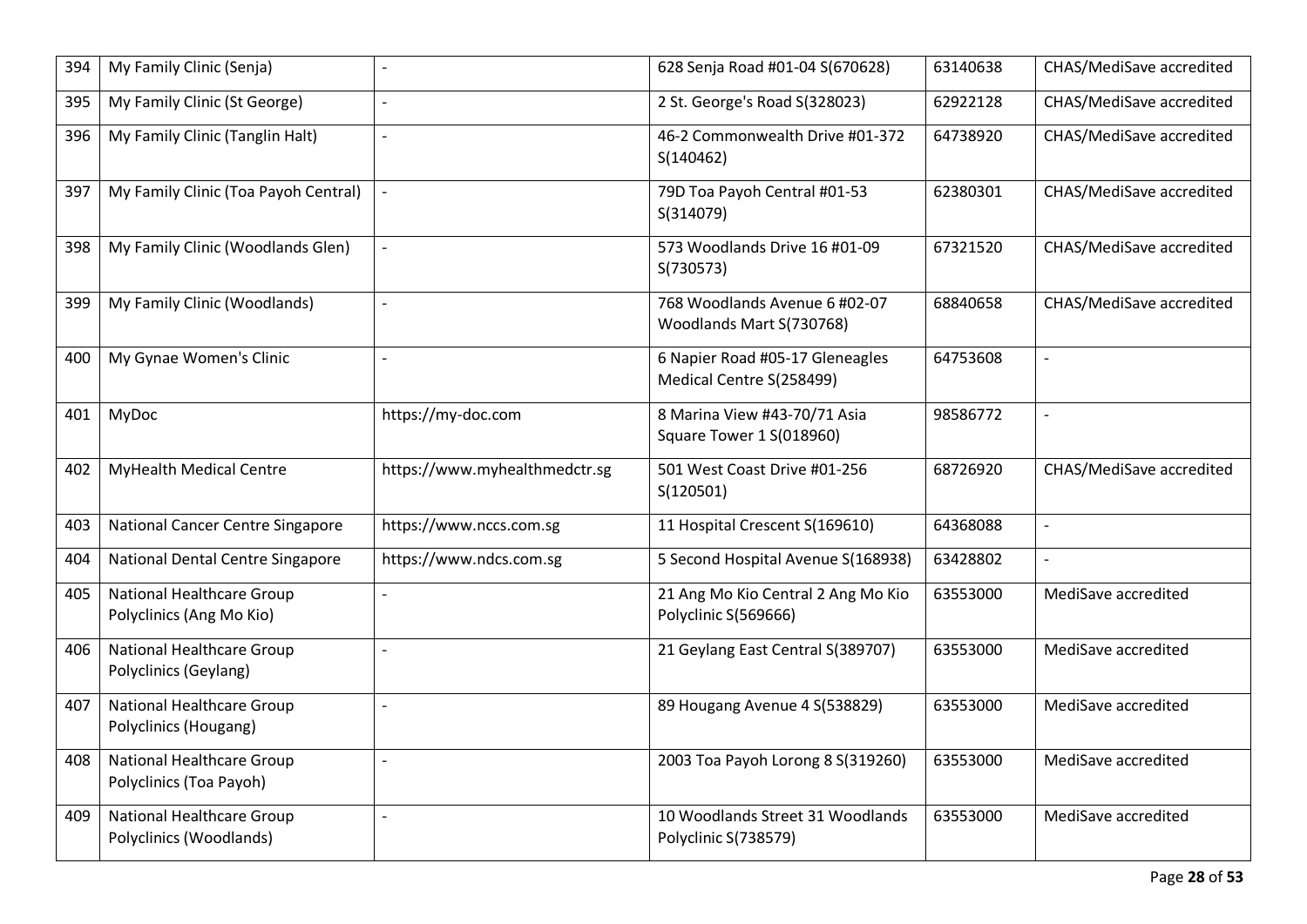| | | | | | |
|---|---|---|---|---|---|
| 394 | My Family Clinic (Senja) | - | 628 Senja Road #01-04 S(670628) | 63140638 | CHAS/MediSave accredited |
| 395 | My Family Clinic (St George) | - | 2 St. George's Road S(328023) | 62922128 | CHAS/MediSave accredited |
| 396 | My Family Clinic (Tanglin Halt) | - | 46-2 Commonwealth Drive #01-372 S(140462) | 64738920 | CHAS/MediSave accredited |
| 397 | My Family Clinic (Toa Payoh Central) | - | 79D Toa Payoh Central #01-53 S(314079) | 62380301 | CHAS/MediSave accredited |
| 398 | My Family Clinic (Woodlands Glen) | - | 573 Woodlands Drive 16 #01-09 S(730573) | 67321520 | CHAS/MediSave accredited |
| 399 | My Family Clinic (Woodlands) | - | 768 Woodlands Avenue 6 #02-07 Woodlands Mart S(730768) | 68840658 | CHAS/MediSave accredited |
| 400 | My Gynae Women's Clinic | - | 6 Napier Road #05-17 Gleneagles Medical Centre S(258499) | 64753608 | - |
| 401 | MyDoc | https://my-doc.com | 8 Marina View #43-70/71 Asia Square Tower 1 S(018960) | 98586772 | - |
| 402 | MyHealth Medical Centre | https://www.myhealthmedctr.sg | 501 West Coast Drive #01-256 S(120501) | 68726920 | CHAS/MediSave accredited |
| 403 | National Cancer Centre Singapore | https://www.nccs.com.sg | 11 Hospital Crescent S(169610) | 64368088 | - |
| 404 | National Dental Centre Singapore | https://www.ndcs.com.sg | 5 Second Hospital Avenue S(168938) | 63428802 | - |
| 405 | National Healthcare Group Polyclinics (Ang Mo Kio) | - | 21 Ang Mo Kio Central 2 Ang Mo Kio Polyclinic S(569666) | 63553000 | MediSave accredited |
| 406 | National Healthcare Group Polyclinics (Geylang) | - | 21 Geylang East Central S(389707) | 63553000 | MediSave accredited |
| 407 | National Healthcare Group Polyclinics (Hougang) | - | 89 Hougang Avenue 4 S(538829) | 63553000 | MediSave accredited |
| 408 | National Healthcare Group Polyclinics (Toa Payoh) | - | 2003 Toa Payoh Lorong 8 S(319260) | 63553000 | MediSave accredited |
| 409 | National Healthcare Group Polyclinics (Woodlands) | - | 10 Woodlands Street 31 Woodlands Polyclinic S(738579) | 63553000 | MediSave accredited |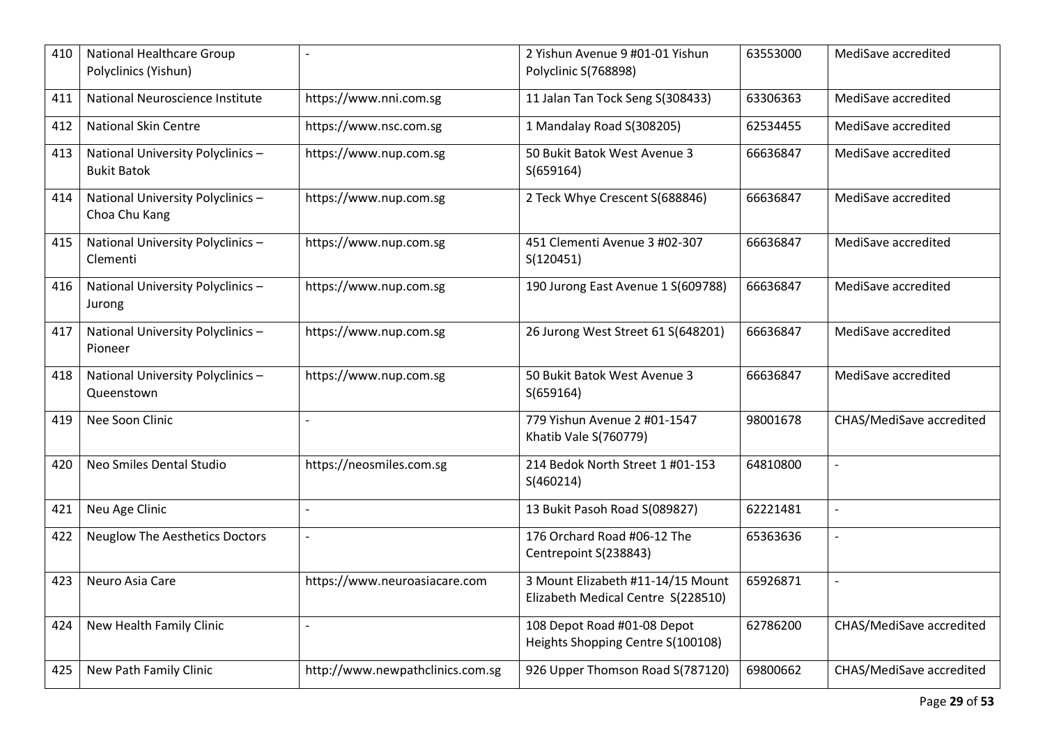| 410 | National Healthcare Group Polyclinics (Yishun) | - | 2 Yishun Avenue 9 #01-01 Yishun Polyclinic S(768898) | 63553000 | MediSave accredited |
|---|---|---|---|---|---|
| 411 | National Neuroscience Institute | https://www.nni.com.sg | 11 Jalan Tan Tock Seng S(308433) | 63306363 | MediSave accredited |
| 412 | National Skin Centre | https://www.nsc.com.sg | 1 Mandalay Road S(308205) | 62534455 | MediSave accredited |
| 413 | National University Polyclinics – Bukit Batok | https://www.nup.com.sg | 50 Bukit Batok West Avenue 3 S(659164) | 66636847 | MediSave accredited |
| 414 | National University Polyclinics – Choa Chu Kang | https://www.nup.com.sg | 2 Teck Whye Crescent S(688846) | 66636847 | MediSave accredited |
| 415 | National University Polyclinics – Clementi | https://www.nup.com.sg | 451 Clementi Avenue 3 #02-307 S(120451) | 66636847 | MediSave accredited |
| 416 | National University Polyclinics – Jurong | https://www.nup.com.sg | 190 Jurong East Avenue 1 S(609788) | 66636847 | MediSave accredited |
| 417 | National University Polyclinics – Pioneer | https://www.nup.com.sg | 26 Jurong West Street 61 S(648201) | 66636847 | MediSave accredited |
| 418 | National University Polyclinics – Queenstown | https://www.nup.com.sg | 50 Bukit Batok West Avenue 3 S(659164) | 66636847 | MediSave accredited |
| 419 | Nee Soon Clinic | - | 779 Yishun Avenue 2 #01-1547 Khatib Vale S(760779) | 98001678 | CHAS/MediSave accredited |
| 420 | Neo Smiles Dental Studio | https://neosmiles.com.sg | 214 Bedok North Street 1 #01-153 S(460214) | 64810800 | - |
| 421 | Neu Age Clinic | - | 13 Bukit Pasoh Road S(089827) | 62221481 | - |
| 422 | Neuglow The Aesthetics Doctors | - | 176 Orchard Road #06-12 The Centrepoint S(238843) | 65363636 | - |
| 423 | Neuro Asia Care | https://www.neuroasiacare.com | 3 Mount Elizabeth #11-14/15 Mount Elizabeth Medical Centre S(228510) | 65926871 | - |
| 424 | New Health Family Clinic | - | 108 Depot Road #01-08 Depot Heights Shopping Centre S(100108) | 62786200 | CHAS/MediSave accredited |
| 425 | New Path Family Clinic | http://www.newpathclinics.com.sg | 926 Upper Thomson Road S(787120) | 69800662 | CHAS/MediSave accredited |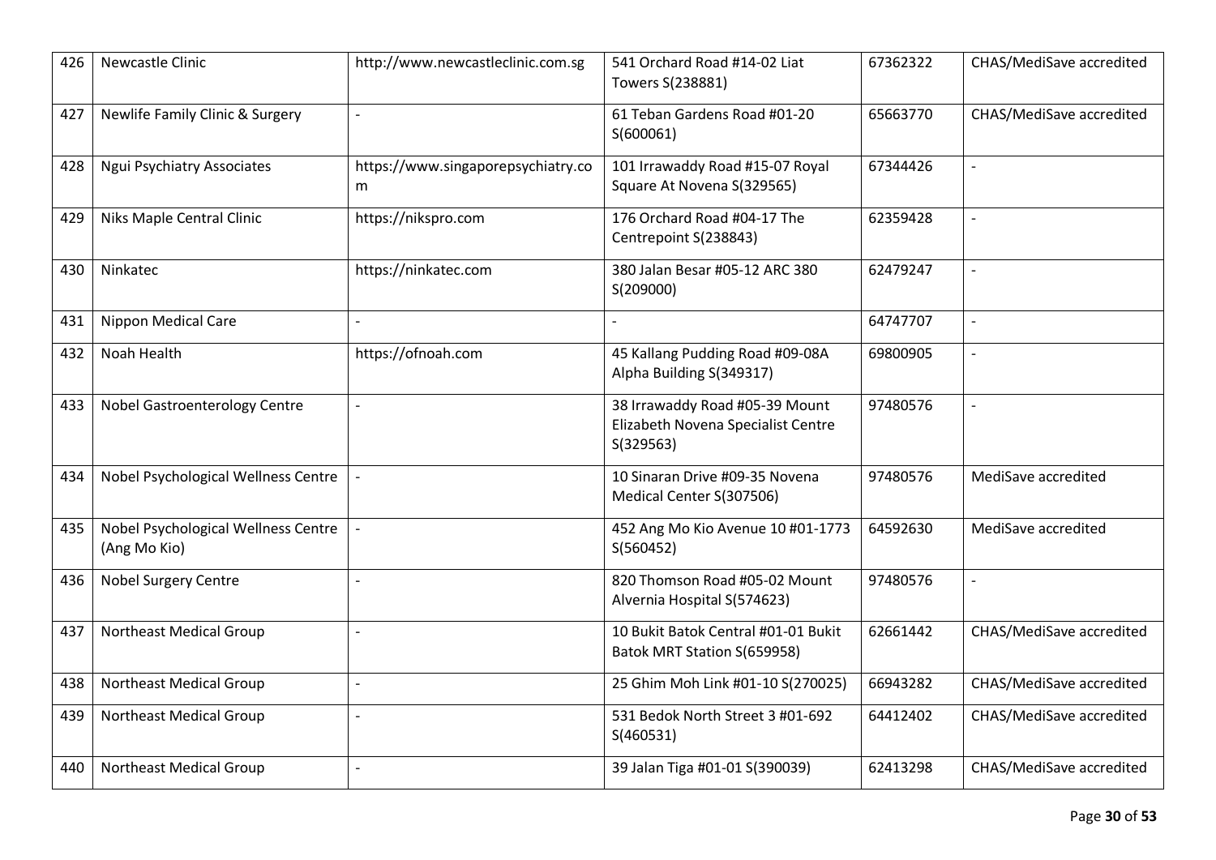| | | | | | |
|---|---|---|---|---|---|
| 426 | Newcastle Clinic | http://www.newcastleclinic.com.sg | 541 Orchard Road #14-02 Liat Towers S(238881) | 67362322 | CHAS/MediSave accredited |
| 427 | Newlife Family Clinic & Surgery | - | 61 Teban Gardens Road #01-20 S(600061) | 65663770 | CHAS/MediSave accredited |
| 428 | Ngui Psychiatry Associates | https://www.singaporepsychiatry.com | 101 Irrawaddy Road #15-07 Royal Square At Novena S(329565) | 67344426 | - |
| 429 | Niks Maple Central Clinic | https://nikspro.com | 176 Orchard Road #04-17 The Centrepoint S(238843) | 62359428 | - |
| 430 | Ninkatec | https://ninkatec.com | 380 Jalan Besar #05-12 ARC 380 S(209000) | 62479247 | - |
| 431 | Nippon Medical Care | - | - | 64747707 | - |
| 432 | Noah Health | https://ofnoah.com | 45 Kallang Pudding Road #09-08A Alpha Building S(349317) | 69800905 | - |
| 433 | Nobel Gastroenterology Centre | - | 38 Irrawaddy Road #05-39 Mount Elizabeth Novena Specialist Centre S(329563) | 97480576 | - |
| 434 | Nobel Psychological Wellness Centre | - | 10 Sinaran Drive #09-35 Novena Medical Center S(307506) | 97480576 | MediSave accredited |
| 435 | Nobel Psychological Wellness Centre (Ang Mo Kio) | - | 452 Ang Mo Kio Avenue 10 #01-1773 S(560452) | 64592630 | MediSave accredited |
| 436 | Nobel Surgery Centre | - | 820 Thomson Road #05-02 Mount Alvernia Hospital S(574623) | 97480576 | - |
| 437 | Northeast Medical Group | - | 10 Bukit Batok Central #01-01 Bukit Batok MRT Station S(659958) | 62661442 | CHAS/MediSave accredited |
| 438 | Northeast Medical Group | - | 25 Ghim Moh Link #01-10 S(270025) | 66943282 | CHAS/MediSave accredited |
| 439 | Northeast Medical Group | - | 531 Bedok North Street 3 #01-692 S(460531) | 64412402 | CHAS/MediSave accredited |
| 440 | Northeast Medical Group | - | 39 Jalan Tiga #01-01 S(390039) | 62413298 | CHAS/MediSave accredited |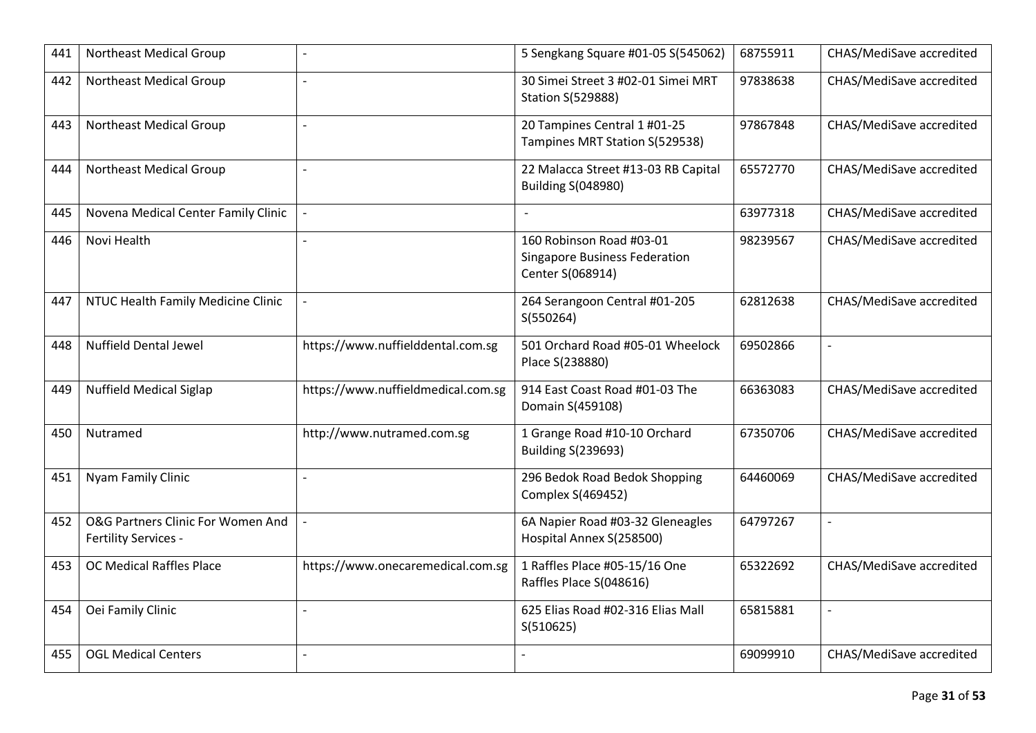| | | | | | |
|---|---|---|---|---|---|
| 441 | Northeast Medical Group | - | 5 Sengkang Square #01-05 S(545062) | 68755911 | CHAS/MediSave accredited |
| 442 | Northeast Medical Group | - | 30 Simei Street 3 #02-01 Simei MRT Station S(529888) | 97838638 | CHAS/MediSave accredited |
| 443 | Northeast Medical Group | - | 20 Tampines Central 1 #01-25 Tampines MRT Station S(529538) | 97867848 | CHAS/MediSave accredited |
| 444 | Northeast Medical Group | - | 22 Malacca Street #13-03 RB Capital Building S(048980) | 65572770 | CHAS/MediSave accredited |
| 445 | Novena Medical Center Family Clinic | - | - | 63977318 | CHAS/MediSave accredited |
| 446 | Novi Health | - | 160 Robinson Road #03-01 Singapore Business Federation Center S(068914) | 98239567 | CHAS/MediSave accredited |
| 447 | NTUC Health Family Medicine Clinic | - | 264 Serangoon Central #01-205 S(550264) | 62812638 | CHAS/MediSave accredited |
| 448 | Nuffield Dental Jewel | https://www.nuffielddental.com.sg | 501 Orchard Road #05-01 Wheelock Place S(238880) | 69502866 | - |
| 449 | Nuffield Medical Siglap | https://www.nuffieldmedical.com.sg | 914 East Coast Road #01-03 The Domain S(459108) | 66363083 | CHAS/MediSave accredited |
| 450 | Nutramed | http://www.nutramed.com.sg | 1 Grange Road #10-10 Orchard Building S(239693) | 67350706 | CHAS/MediSave accredited |
| 451 | Nyam Family Clinic | - | 296 Bedok Road Bedok Shopping Complex S(469452) | 64460069 | CHAS/MediSave accredited |
| 452 | O&G Partners Clinic For Women And Fertility Services - | - | 6A Napier Road #03-32 Gleneagles Hospital Annex S(258500) | 64797267 | - |
| 453 | OC Medical Raffles Place | https://www.onecaremedical.com.sg | 1 Raffles Place #05-15/16 One Raffles Place S(048616) | 65322692 | CHAS/MediSave accredited |
| 454 | Oei Family Clinic | - | 625 Elias Road #02-316 Elias Mall S(510625) | 65815881 | - |
| 455 | OGL Medical Centers | - | - | 69099910 | CHAS/MediSave accredited |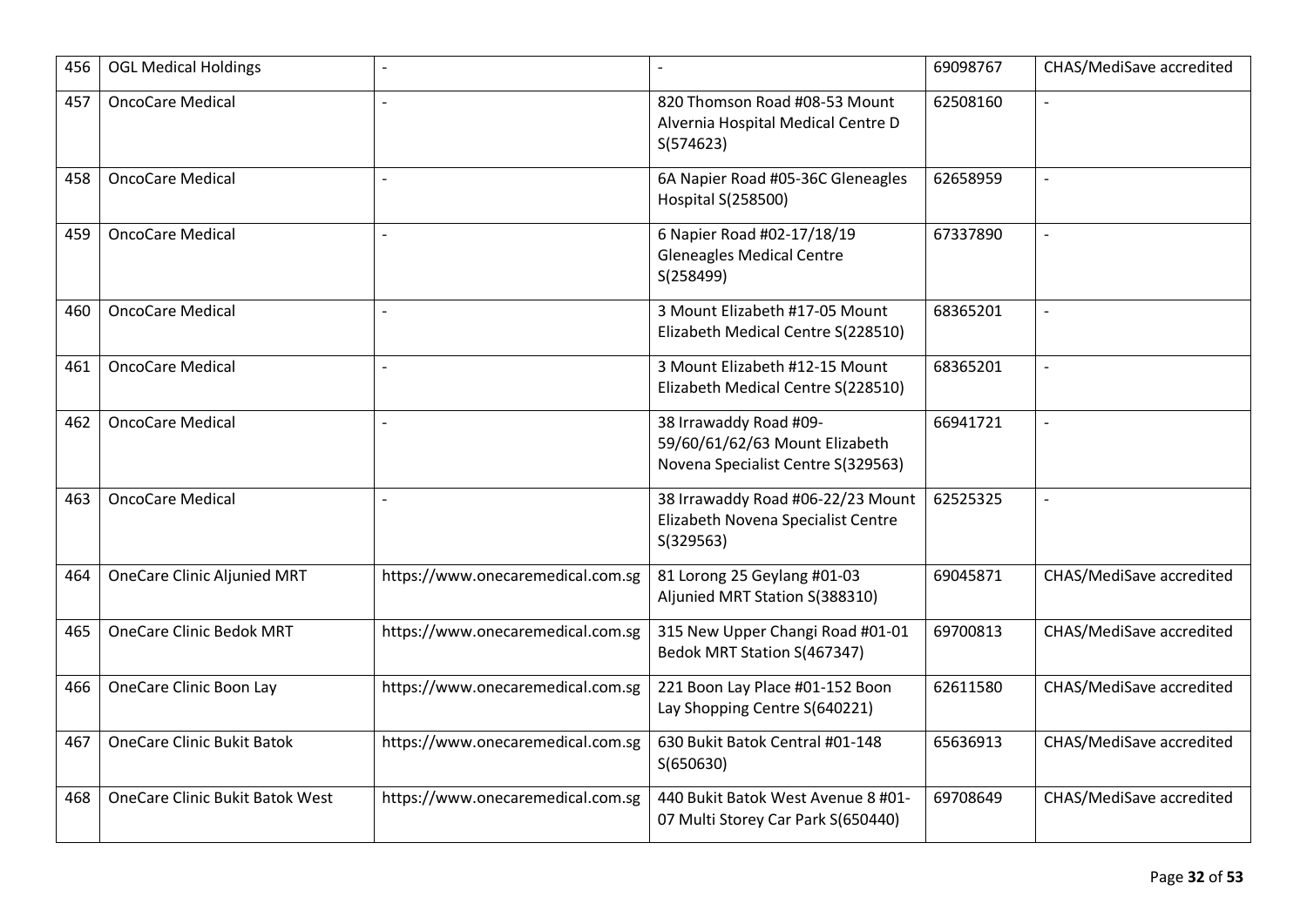| | | | | | |
|---|---|---|---|---|---|
| 456 | OGL Medical Holdings | - | - | 69098767 | CHAS/MediSave accredited |
| 457 | OncoCare Medical | - | 820 Thomson Road #08-53 Mount Alvernia Hospital Medical Centre D S(574623) | 62508160 | - |
| 458 | OncoCare Medical | - | 6A Napier Road #05-36C Gleneagles Hospital S(258500) | 62658959 | - |
| 459 | OncoCare Medical | - | 6 Napier Road #02-17/18/19 Gleneagles Medical Centre S(258499) | 67337890 | - |
| 460 | OncoCare Medical | - | 3 Mount Elizabeth #17-05 Mount Elizabeth Medical Centre S(228510) | 68365201 | - |
| 461 | OncoCare Medical | - | 3 Mount Elizabeth #12-15 Mount Elizabeth Medical Centre S(228510) | 68365201 | - |
| 462 | OncoCare Medical | - | 38 Irrawaddy Road #09-59/60/61/62/63 Mount Elizabeth Novena Specialist Centre S(329563) | 66941721 | - |
| 463 | OncoCare Medical | - | 38 Irrawaddy Road #06-22/23 Mount Elizabeth Novena Specialist Centre S(329563) | 62525325 | - |
| 464 | OneCare Clinic Aljunied MRT | https://www.onecaremedical.com.sg | 81 Lorong 25 Geylang #01-03 Aljunied MRT Station S(388310) | 69045871 | CHAS/MediSave accredited |
| 465 | OneCare Clinic Bedok MRT | https://www.onecaremedical.com.sg | 315 New Upper Changi Road #01-01 Bedok MRT Station S(467347) | 69700813 | CHAS/MediSave accredited |
| 466 | OneCare Clinic Boon Lay | https://www.onecaremedical.com.sg | 221 Boon Lay Place #01-152 Boon Lay Shopping Centre S(640221) | 62611580 | CHAS/MediSave accredited |
| 467 | OneCare Clinic Bukit Batok | https://www.onecaremedical.com.sg | 630 Bukit Batok Central #01-148 S(650630) | 65636913 | CHAS/MediSave accredited |
| 468 | OneCare Clinic Bukit Batok West | https://www.onecaremedical.com.sg | 440 Bukit Batok West Avenue 8 #01-07 Multi Storey Car Park S(650440) | 69708649 | CHAS/MediSave accredited |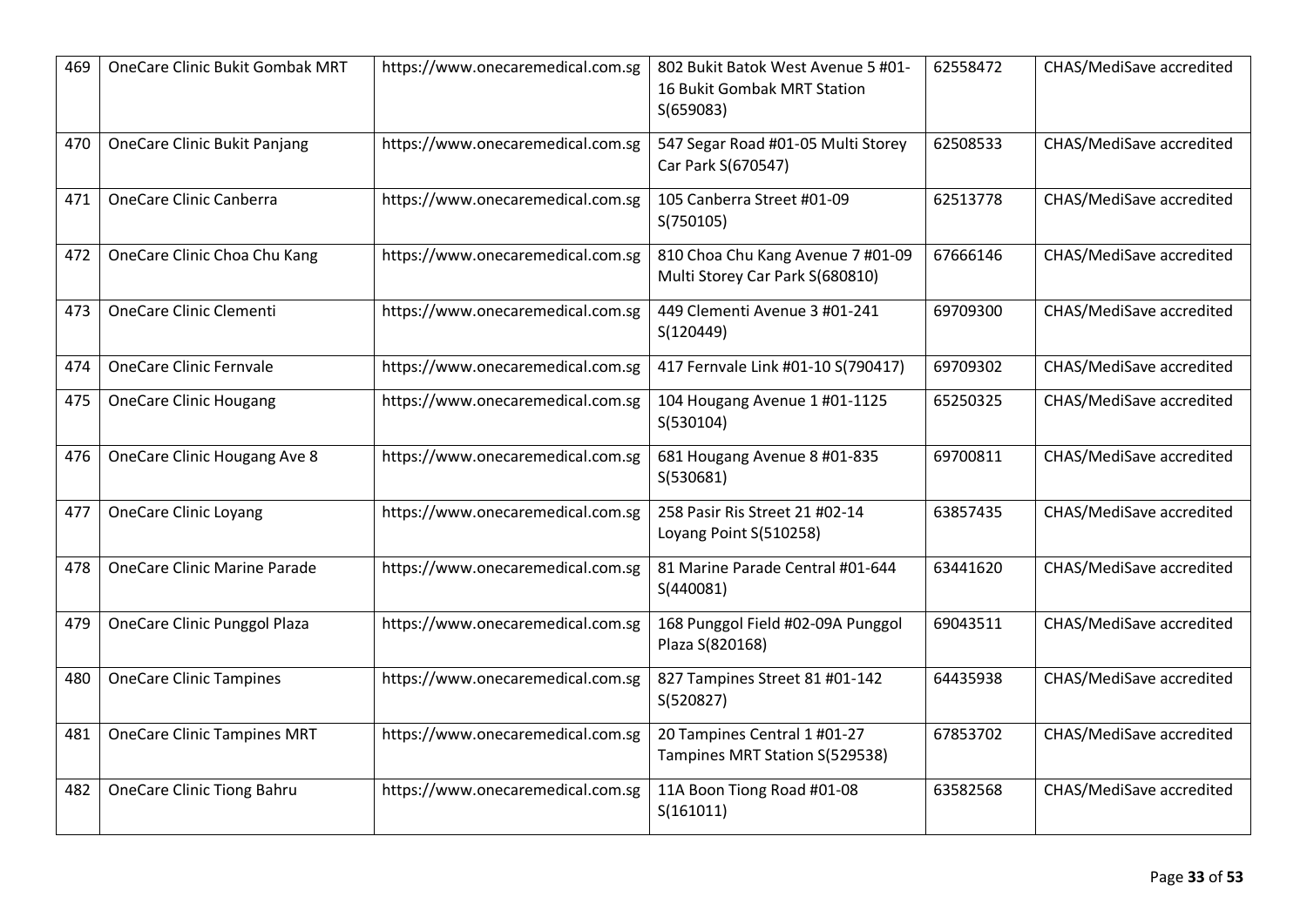| | | | | | |
|---|---|---|---|---|---|
| 469 | OneCare Clinic Bukit Gombak MRT | https://www.onecaremedical.com.sg | 802 Bukit Batok West Avenue 5 #01-16 Bukit Gombak MRT Station S(659083) | 62558472 | CHAS/MediSave accredited |
| 470 | OneCare Clinic Bukit Panjang | https://www.onecaremedical.com.sg | 547 Segar Road #01-05 Multi Storey Car Park S(670547) | 62508533 | CHAS/MediSave accredited |
| 471 | OneCare Clinic Canberra | https://www.onecaremedical.com.sg | 105 Canberra Street #01-09 S(750105) | 62513778 | CHAS/MediSave accredited |
| 472 | OneCare Clinic Choa Chu Kang | https://www.onecaremedical.com.sg | 810 Choa Chu Kang Avenue 7 #01-09 Multi Storey Car Park S(680810) | 67666146 | CHAS/MediSave accredited |
| 473 | OneCare Clinic Clementi | https://www.onecaremedical.com.sg | 449 Clementi Avenue 3 #01-241 S(120449) | 69709300 | CHAS/MediSave accredited |
| 474 | OneCare Clinic Fernvale | https://www.onecaremedical.com.sg | 417 Fernvale Link #01-10 S(790417) | 69709302 | CHAS/MediSave accredited |
| 475 | OneCare Clinic Hougang | https://www.onecaremedical.com.sg | 104 Hougang Avenue 1 #01-1125 S(530104) | 65250325 | CHAS/MediSave accredited |
| 476 | OneCare Clinic Hougang Ave 8 | https://www.onecaremedical.com.sg | 681 Hougang Avenue 8 #01-835 S(530681) | 69700811 | CHAS/MediSave accredited |
| 477 | OneCare Clinic Loyang | https://www.onecaremedical.com.sg | 258 Pasir Ris Street 21 #02-14 Loyang Point S(510258) | 63857435 | CHAS/MediSave accredited |
| 478 | OneCare Clinic Marine Parade | https://www.onecaremedical.com.sg | 81 Marine Parade Central #01-644 S(440081) | 63441620 | CHAS/MediSave accredited |
| 479 | OneCare Clinic Punggol Plaza | https://www.onecaremedical.com.sg | 168 Punggol Field #02-09A Punggol Plaza S(820168) | 69043511 | CHAS/MediSave accredited |
| 480 | OneCare Clinic Tampines | https://www.onecaremedical.com.sg | 827 Tampines Street 81 #01-142 S(520827) | 64435938 | CHAS/MediSave accredited |
| 481 | OneCare Clinic Tampines MRT | https://www.onecaremedical.com.sg | 20 Tampines Central 1 #01-27 Tampines MRT Station S(529538) | 67853702 | CHAS/MediSave accredited |
| 482 | OneCare Clinic Tiong Bahru | https://www.onecaremedical.com.sg | 11A Boon Tiong Road #01-08 S(161011) | 63582568 | CHAS/MediSave accredited |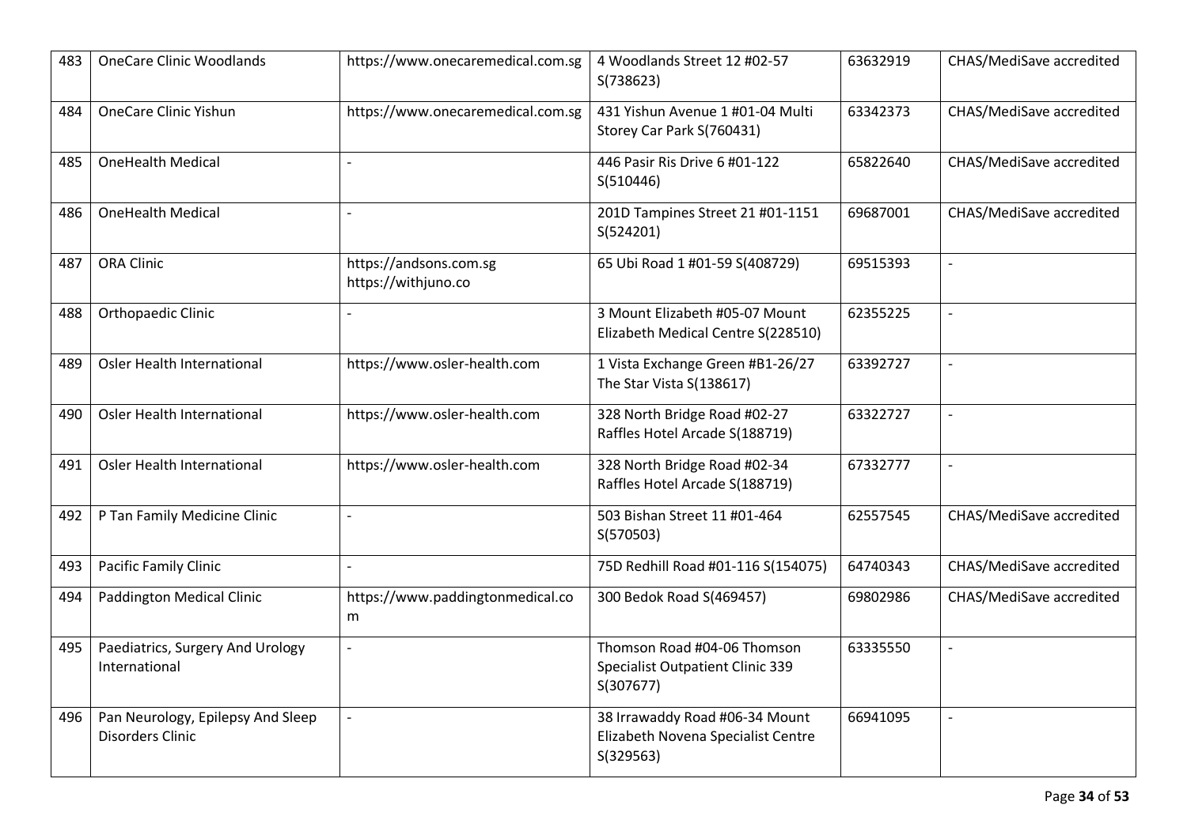| | | | | | |
|---|---|---|---|---|---|
| 483 | OneCare Clinic Woodlands | https://www.onecaremedical.com.sg | 4 Woodlands Street 12 #02-57 S(738623) | 63632919 | CHAS/MediSave accredited |
| 484 | OneCare Clinic Yishun | https://www.onecaremedical.com.sg | 431 Yishun Avenue 1 #01-04 Multi Storey Car Park S(760431) | 63342373 | CHAS/MediSave accredited |
| 485 | OneHealth Medical | - | 446 Pasir Ris Drive 6 #01-122 S(510446) | 65822640 | CHAS/MediSave accredited |
| 486 | OneHealth Medical | - | 201D Tampines Street 21 #01-1151 S(524201) | 69687001 | CHAS/MediSave accredited |
| 487 | ORA Clinic | https://andsons.com.sg https://withjuno.co | 65 Ubi Road 1 #01-59 S(408729) | 69515393 | - |
| 488 | Orthopaedic Clinic | - | 3 Mount Elizabeth #05-07 Mount Elizabeth Medical Centre S(228510) | 62355225 | - |
| 489 | Osler Health International | https://www.osler-health.com | 1 Vista Exchange Green #B1-26/27 The Star Vista S(138617) | 63392727 | - |
| 490 | Osler Health International | https://www.osler-health.com | 328 North Bridge Road #02-27 Raffles Hotel Arcade S(188719) | 63322727 | - |
| 491 | Osler Health International | https://www.osler-health.com | 328 North Bridge Road #02-34 Raffles Hotel Arcade S(188719) | 67332777 | - |
| 492 | P Tan Family Medicine Clinic | - | 503 Bishan Street 11 #01-464 S(570503) | 62557545 | CHAS/MediSave accredited |
| 493 | Pacific Family Clinic | - | 75D Redhill Road #01-116 S(154075) | 64740343 | CHAS/MediSave accredited |
| 494 | Paddington Medical Clinic | https://www.paddingtonmedical.com | 300 Bedok Road S(469457) | 69802986 | CHAS/MediSave accredited |
| 495 | Paediatrics, Surgery And Urology International | - | Thomson Road #04-06 Thomson Specialist Outpatient Clinic 339 S(307677) | 63335550 | - |
| 496 | Pan Neurology, Epilepsy And Sleep Disorders Clinic | - | 38 Irrawaddy Road #06-34 Mount Elizabeth Novena Specialist Centre S(329563) | 66941095 | - |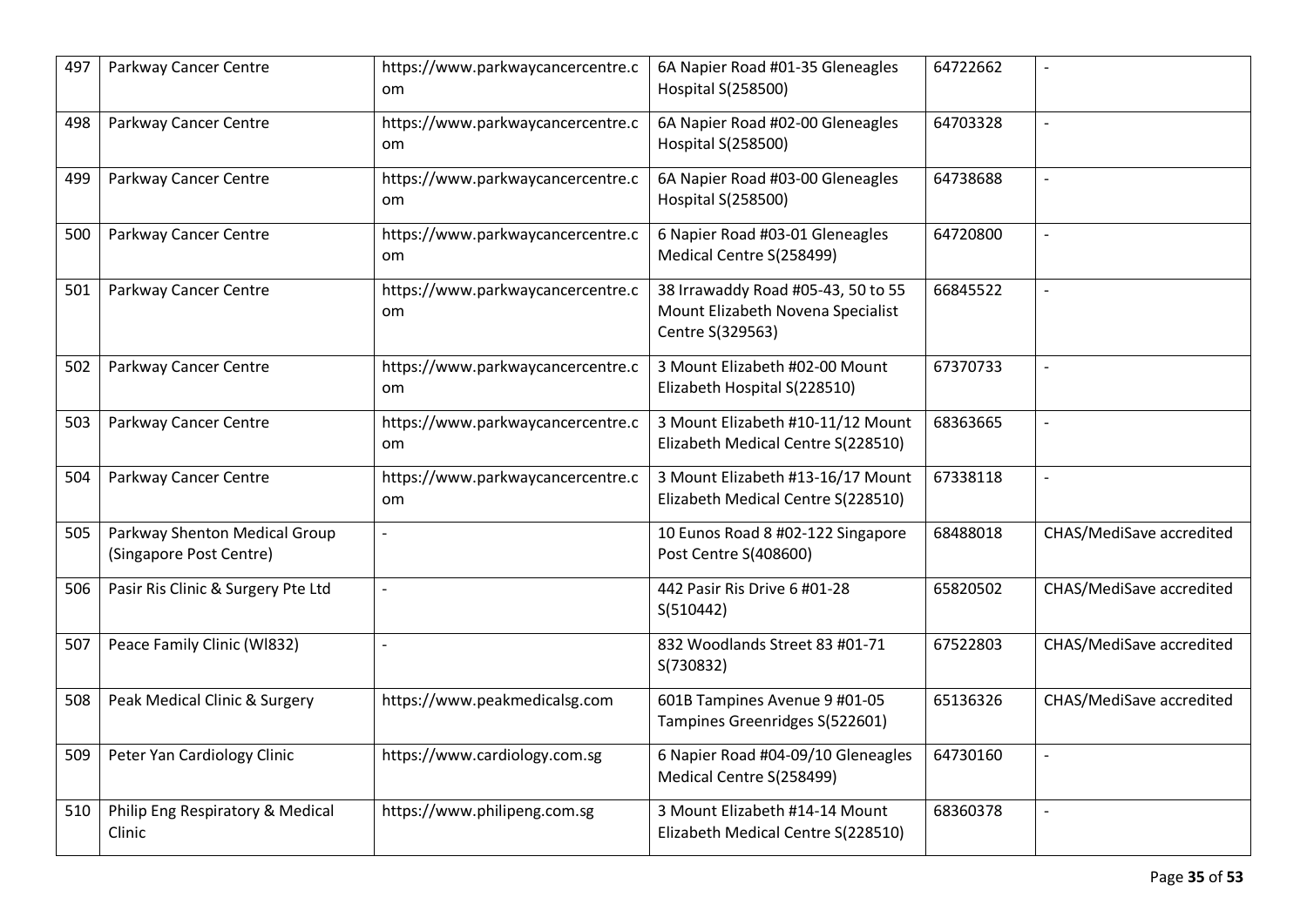| | | | | | |
|---|---|---|---|---|---|
| 497 | Parkway Cancer Centre | https://www.parkwaycancercentre.com | 6A Napier Road #01-35 Gleneagles Hospital S(258500) | 64722662 | - |
| 498 | Parkway Cancer Centre | https://www.parkwaycancercentre.com | 6A Napier Road #02-00 Gleneagles Hospital S(258500) | 64703328 | - |
| 499 | Parkway Cancer Centre | https://www.parkwaycancercentre.com | 6A Napier Road #03-00 Gleneagles Hospital S(258500) | 64738688 | - |
| 500 | Parkway Cancer Centre | https://www.parkwaycancercentre.com | 6 Napier Road #03-01 Gleneagles Medical Centre S(258499) | 64720800 | - |
| 501 | Parkway Cancer Centre | https://www.parkwaycancercentre.com | 38 Irrawaddy Road #05-43, 50 to 55 Mount Elizabeth Novena Specialist Centre S(329563) | 66845522 | - |
| 502 | Parkway Cancer Centre | https://www.parkwaycancercentre.com | 3 Mount Elizabeth #02-00 Mount Elizabeth Hospital S(228510) | 67370733 | - |
| 503 | Parkway Cancer Centre | https://www.parkwaycancercentre.com | 3 Mount Elizabeth #10-11/12 Mount Elizabeth Medical Centre S(228510) | 68363665 | - |
| 504 | Parkway Cancer Centre | https://www.parkwaycancercentre.com | 3 Mount Elizabeth #13-16/17 Mount Elizabeth Medical Centre S(228510) | 67338118 | - |
| 505 | Parkway Shenton Medical Group (Singapore Post Centre) | - | 10 Eunos Road 8 #02-122 Singapore Post Centre S(408600) | 68488018 | CHAS/MediSave accredited |
| 506 | Pasir Ris Clinic & Surgery Pte Ltd | - | 442 Pasir Ris Drive 6 #01-28 S(510442) | 65820502 | CHAS/MediSave accredited |
| 507 | Peace Family Clinic (Wl832) | - | 832 Woodlands Street 83 #01-71 S(730832) | 67522803 | CHAS/MediSave accredited |
| 508 | Peak Medical Clinic & Surgery | https://www.peakmedicalsg.com | 601B Tampines Avenue 9 #01-05 Tampines Greenridges S(522601) | 65136326 | CHAS/MediSave accredited |
| 509 | Peter Yan Cardiology Clinic | https://www.cardiology.com.sg | 6 Napier Road #04-09/10 Gleneagles Medical Centre S(258499) | 64730160 | - |
| 510 | Philip Eng Respiratory & Medical Clinic | https://www.philipeng.com.sg | 3 Mount Elizabeth #14-14 Mount Elizabeth Medical Centre S(228510) | 68360378 | - |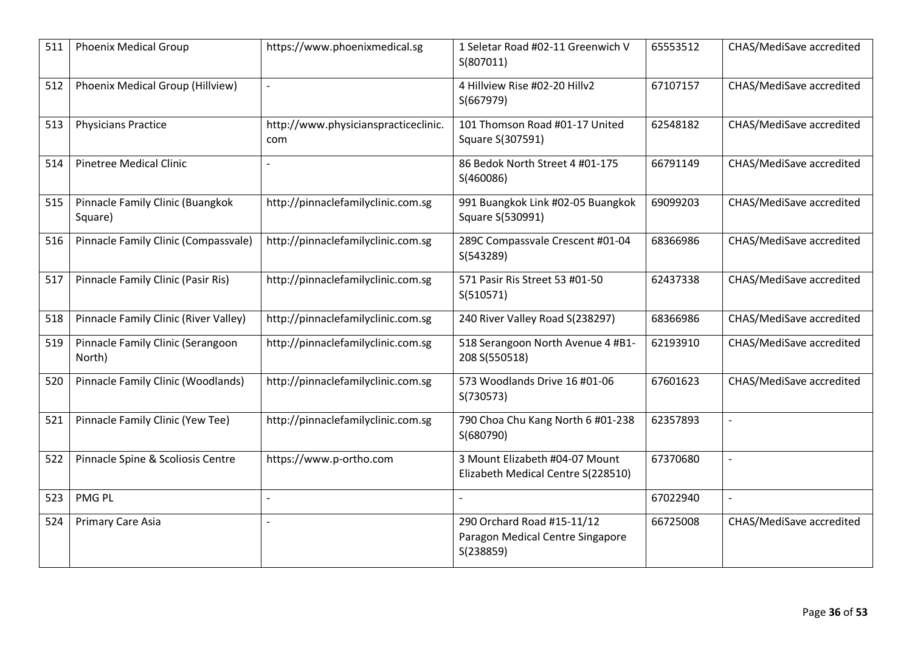| | | | | | |
|---|---|---|---|---|---|
| 511 | Phoenix Medical Group | https://www.phoenixmedical.sg | 1 Seletar Road #02-11 Greenwich V S(807011) | 65553512 | CHAS/MediSave accredited |
| 512 | Phoenix Medical Group (Hillview) | - | 4 Hillview Rise #02-20 Hillv2 S(667979) | 67107157 | CHAS/MediSave accredited |
| 513 | Physicians Practice | http://www.physicianspracticeclinic.com | 101 Thomson Road #01-17 United Square S(307591) | 62548182 | CHAS/MediSave accredited |
| 514 | Pinetree Medical Clinic | - | 86 Bedok North Street 4 #01-175 S(460086) | 66791149 | CHAS/MediSave accredited |
| 515 | Pinnacle Family Clinic (Buangkok Square) | http://pinnaclefamilyclinic.com.sg | 991 Buangkok Link #02-05 Buangkok Square S(530991) | 69099203 | CHAS/MediSave accredited |
| 516 | Pinnacle Family Clinic (Compassvale) | http://pinnaclefamilyclinic.com.sg | 289C Compassvale Crescent #01-04 S(543289) | 68366986 | CHAS/MediSave accredited |
| 517 | Pinnacle Family Clinic (Pasir Ris) | http://pinnaclefamilyclinic.com.sg | 571 Pasir Ris Street 53 #01-50 S(510571) | 62437338 | CHAS/MediSave accredited |
| 518 | Pinnacle Family Clinic (River Valley) | http://pinnaclefamilyclinic.com.sg | 240 River Valley Road S(238297) | 68366986 | CHAS/MediSave accredited |
| 519 | Pinnacle Family Clinic (Serangoon North) | http://pinnaclefamilyclinic.com.sg | 518 Serangoon North Avenue 4 #B1-208 S(550518) | 62193910 | CHAS/MediSave accredited |
| 520 | Pinnacle Family Clinic (Woodlands) | http://pinnaclefamilyclinic.com.sg | 573 Woodlands Drive 16 #01-06 S(730573) | 67601623 | CHAS/MediSave accredited |
| 521 | Pinnacle Family Clinic (Yew Tee) | http://pinnaclefamilyclinic.com.sg | 790 Choa Chu Kang North 6 #01-238 S(680790) | 62357893 | - |
| 522 | Pinnacle Spine & Scoliosis Centre | https://www.p-ortho.com | 3 Mount Elizabeth #04-07 Mount Elizabeth Medical Centre S(228510) | 67370680 | - |
| 523 | PMG PL | - | - | 67022940 | - |
| 524 | Primary Care Asia | - | 290 Orchard Road #15-11/12 Paragon Medical Centre Singapore S(238859) | 66725008 | CHAS/MediSave accredited |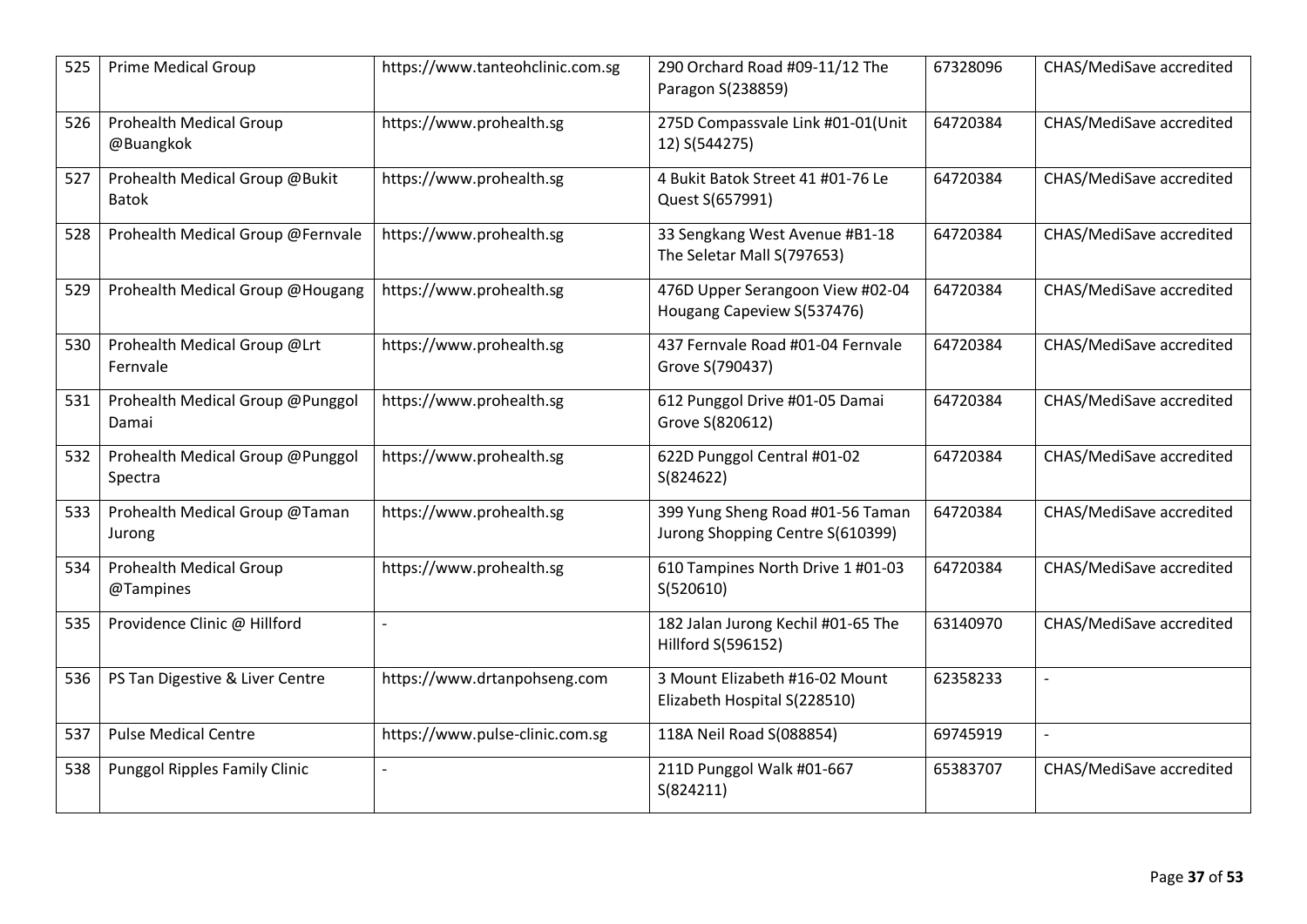| 525 | Prime Medical Group | https://www.tanteohclinic.com.sg | 290 Orchard Road #09-11/12 The Paragon S(238859) | 67328096 | CHAS/MediSave accredited |
|---|---|---|---|---|---|
| 526 | Prohealth Medical Group @Buangkok | https://www.prohealth.sg | 275D Compassvale Link #01-01(Unit 12) S(544275) | 64720384 | CHAS/MediSave accredited |
| 527 | Prohealth Medical Group @Bukit Batok | https://www.prohealth.sg | 4 Bukit Batok Street 41 #01-76 Le Quest S(657991) | 64720384 | CHAS/MediSave accredited |
| 528 | Prohealth Medical Group @Fernvale | https://www.prohealth.sg | 33 Sengkang West Avenue #B1-18 The Seletar Mall S(797653) | 64720384 | CHAS/MediSave accredited |
| 529 | Prohealth Medical Group @Hougang | https://www.prohealth.sg | 476D Upper Serangoon View #02-04 Hougang Capeview S(537476) | 64720384 | CHAS/MediSave accredited |
| 530 | Prohealth Medical Group @Lrt Fernvale | https://www.prohealth.sg | 437 Fernvale Road #01-04 Fernvale Grove S(790437) | 64720384 | CHAS/MediSave accredited |
| 531 | Prohealth Medical Group @Punggol Damai | https://www.prohealth.sg | 612 Punggol Drive #01-05 Damai Grove S(820612) | 64720384 | CHAS/MediSave accredited |
| 532 | Prohealth Medical Group @Punggol Spectra | https://www.prohealth.sg | 622D Punggol Central #01-02 S(824622) | 64720384 | CHAS/MediSave accredited |
| 533 | Prohealth Medical Group @Taman Jurong | https://www.prohealth.sg | 399 Yung Sheng Road #01-56 Taman Jurong Shopping Centre S(610399) | 64720384 | CHAS/MediSave accredited |
| 534 | Prohealth Medical Group @Tampines | https://www.prohealth.sg | 610 Tampines North Drive 1 #01-03 S(520610) | 64720384 | CHAS/MediSave accredited |
| 535 | Providence Clinic @ Hillford | - | 182 Jalan Jurong Kechil #01-65 The Hillford S(596152) | 63140970 | CHAS/MediSave accredited |
| 536 | PS Tan Digestive & Liver Centre | https://www.drtanpohseng.com | 3 Mount Elizabeth #16-02 Mount Elizabeth Hospital S(228510) | 62358233 | - |
| 537 | Pulse Medical Centre | https://www.pulse-clinic.com.sg | 118A Neil Road S(088854) | 69745919 | - |
| 538 | Punggol Ripples Family Clinic | - | 211D Punggol Walk #01-667 S(824211) | 65383707 | CHAS/MediSave accredited |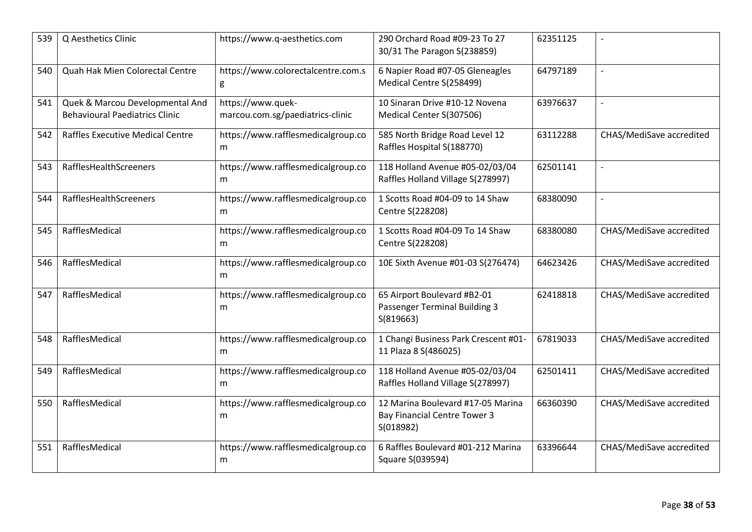| | | | | | |
|---|---|---|---|---|---|
| 539 | Q Aesthetics Clinic | https://www.q-aesthetics.com | 290 Orchard Road #09-23 To 27 30/31 The Paragon S(238859) | 62351125 | - |
| 540 | Quah Hak Mien Colorectal Centre | https://www.colorectalcentre.com.sg | 6 Napier Road #07-05 Gleneagles Medical Centre S(258499) | 64797189 | - |
| 541 | Quek & Marcou Developmental And Behavioural Paediatrics Clinic | https://www.quek-marcou.com.sg/paediatrics-clinic | 10 Sinaran Drive #10-12 Novena Medical Center S(307506) | 63976637 | - |
| 542 | Raffles Executive Medical Centre | https://www.rafflesmedicalgroup.com | 585 North Bridge Road Level 12 Raffles Hospital S(188770) | 63112288 | CHAS/MediSave accredited |
| 543 | RafflesHealthScreeners | https://www.rafflesmedicalgroup.com | 118 Holland Avenue #05-02/03/04 Raffles Holland Village S(278997) | 62501141 | - |
| 544 | RafflesHealthScreeners | https://www.rafflesmedicalgroup.com | 1 Scotts Road #04-09 to 14 Shaw Centre S(228208) | 68380090 | - |
| 545 | RafflesMedical | https://www.rafflesmedicalgroup.com | 1 Scotts Road #04-09 To 14 Shaw Centre S(228208) | 68380080 | CHAS/MediSave accredited |
| 546 | RafflesMedical | https://www.rafflesmedicalgroup.com | 10E Sixth Avenue #01-03 S(276474) | 64623426 | CHAS/MediSave accredited |
| 547 | RafflesMedical | https://www.rafflesmedicalgroup.com | 65 Airport Boulevard #B2-01 Passenger Terminal Building 3 S(819663) | 62418818 | CHAS/MediSave accredited |
| 548 | RafflesMedical | https://www.rafflesmedicalgroup.com | 1 Changi Business Park Crescent #01-11 Plaza 8 S(486025) | 67819033 | CHAS/MediSave accredited |
| 549 | RafflesMedical | https://www.rafflesmedicalgroup.com | 118 Holland Avenue #05-02/03/04 Raffles Holland Village S(278997) | 62501411 | CHAS/MediSave accredited |
| 550 | RafflesMedical | https://www.rafflesmedicalgroup.com | 12 Marina Boulevard #17-05 Marina Bay Financial Centre Tower 3 S(018982) | 66360390 | CHAS/MediSave accredited |
| 551 | RafflesMedical | https://www.rafflesmedicalgroup.com | 6 Raffles Boulevard #01-212 Marina Square S(039594) | 63396644 | CHAS/MediSave accredited |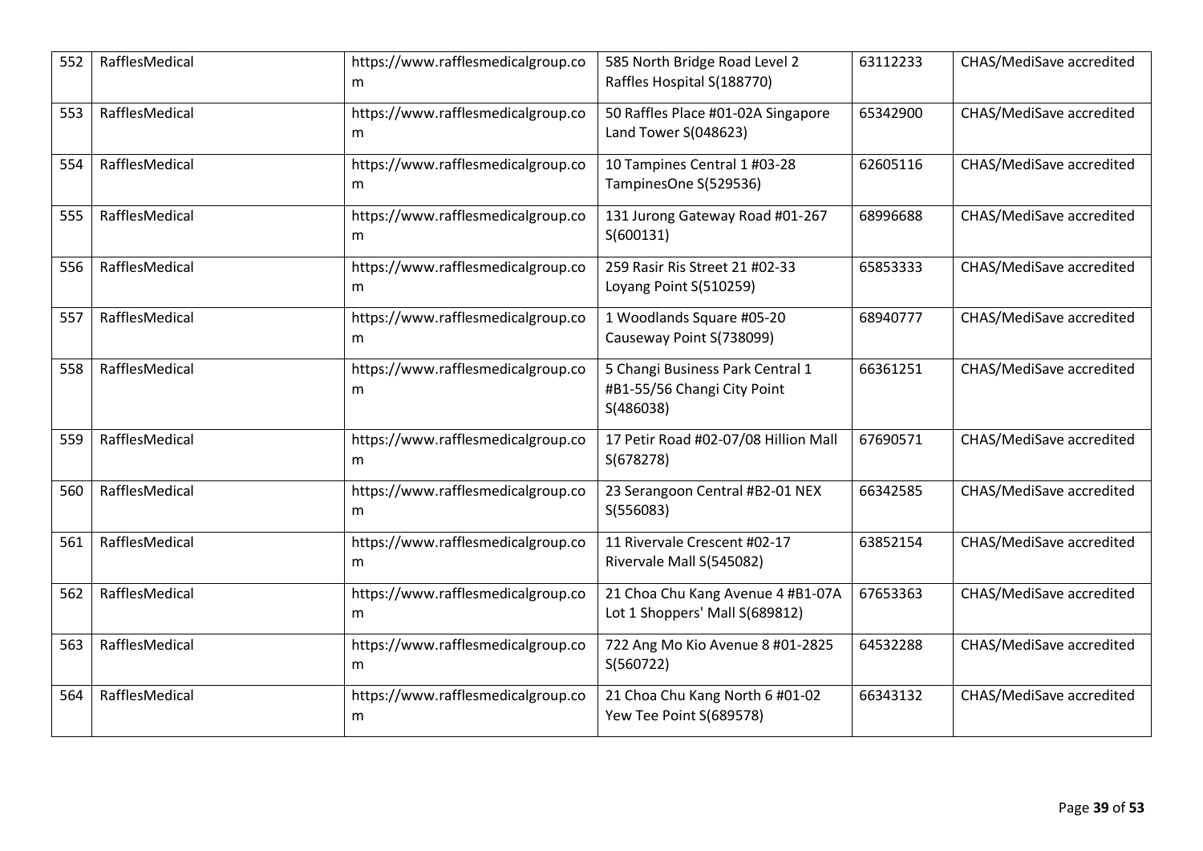| | | | | | |
|---|---|---|---|---|---|
| 552 | RafflesMedical | https://www.rafflesmedicalgroup.com | 585 North Bridge Road Level 2 Raffles Hospital S(188770) | 63112233 | CHAS/MediSave accredited |
| 553 | RafflesMedical | https://www.rafflesmedicalgroup.com | 50 Raffles Place #01-02A Singapore Land Tower S(048623) | 65342900 | CHAS/MediSave accredited |
| 554 | RafflesMedical | https://www.rafflesmedicalgroup.com | 10 Tampines Central 1 #03-28 TampinesOne S(529536) | 62605116 | CHAS/MediSave accredited |
| 555 | RafflesMedical | https://www.rafflesmedicalgroup.com | 131 Jurong Gateway Road #01-267 S(600131) | 68996688 | CHAS/MediSave accredited |
| 556 | RafflesMedical | https://www.rafflesmedicalgroup.com | 259 Rasir Ris Street 21 #02-33 Loyang Point S(510259) | 65853333 | CHAS/MediSave accredited |
| 557 | RafflesMedical | https://www.rafflesmedicalgroup.com | 1 Woodlands Square #05-20 Causeway Point S(738099) | 68940777 | CHAS/MediSave accredited |
| 558 | RafflesMedical | https://www.rafflesmedicalgroup.com | 5 Changi Business Park Central 1 #B1-55/56 Changi City Point S(486038) | 66361251 | CHAS/MediSave accredited |
| 559 | RafflesMedical | https://www.rafflesmedicalgroup.com | 17 Petir Road #02-07/08 Hillion Mall S(678278) | 67690571 | CHAS/MediSave accredited |
| 560 | RafflesMedical | https://www.rafflesmedicalgroup.com | 23 Serangoon Central #B2-01 NEX S(556083) | 66342585 | CHAS/MediSave accredited |
| 561 | RafflesMedical | https://www.rafflesmedicalgroup.com | 11 Rivervale Crescent #02-17 Rivervale Mall S(545082) | 63852154 | CHAS/MediSave accredited |
| 562 | RafflesMedical | https://www.rafflesmedicalgroup.com | 21 Choa Chu Kang Avenue 4 #B1-07A Lot 1 Shoppers' Mall S(689812) | 67653363 | CHAS/MediSave accredited |
| 563 | RafflesMedical | https://www.rafflesmedicalgroup.com | 722 Ang Mo Kio Avenue 8 #01-2825 S(560722) | 64532288 | CHAS/MediSave accredited |
| 564 | RafflesMedical | https://www.rafflesmedicalgroup.com | 21 Choa Chu Kang North 6 #01-02 Yew Tee Point S(689578) | 66343132 | CHAS/MediSave accredited |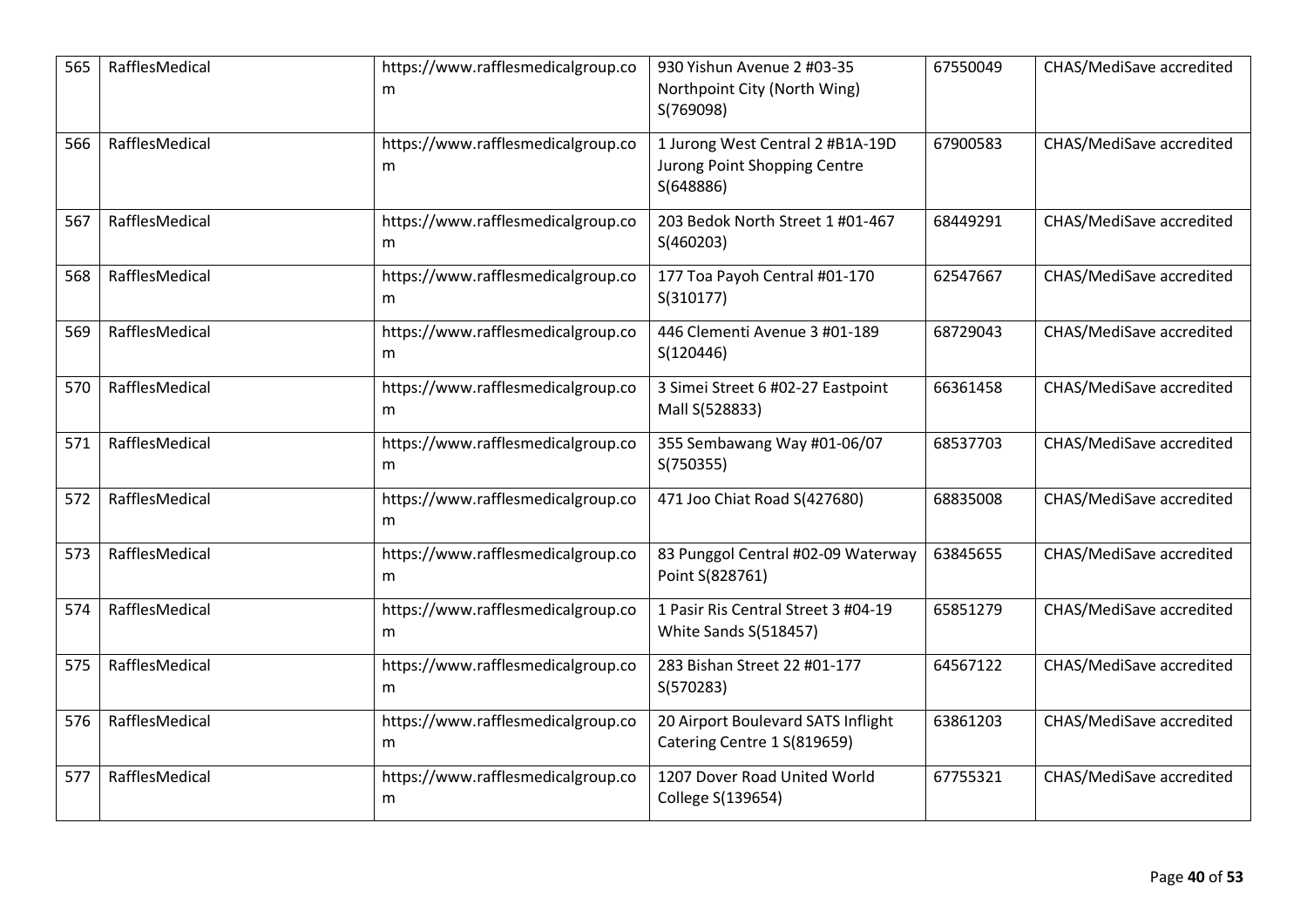| | | | | | |
|---|---|---|---|---|---|
| 565 | RafflesMedical | https://www.rafflesmedicalgroup.com | 930 Yishun Avenue 2 #03-35 Northpoint City (North Wing) S(769098) | 67550049 | CHAS/MediSave accredited |
| 566 | RafflesMedical | https://www.rafflesmedicalgroup.com | 1 Jurong West Central 2 #B1A-19D Jurong Point Shopping Centre S(648886) | 67900583 | CHAS/MediSave accredited |
| 567 | RafflesMedical | https://www.rafflesmedicalgroup.com | 203 Bedok North Street 1 #01-467 S(460203) | 68449291 | CHAS/MediSave accredited |
| 568 | RafflesMedical | https://www.rafflesmedicalgroup.com | 177 Toa Payoh Central #01-170 S(310177) | 62547667 | CHAS/MediSave accredited |
| 569 | RafflesMedical | https://www.rafflesmedicalgroup.com | 446 Clementi Avenue 3 #01-189 S(120446) | 68729043 | CHAS/MediSave accredited |
| 570 | RafflesMedical | https://www.rafflesmedicalgroup.com | 3 Simei Street 6 #02-27 Eastpoint Mall S(528833) | 66361458 | CHAS/MediSave accredited |
| 571 | RafflesMedical | https://www.rafflesmedicalgroup.com | 355 Sembawang Way #01-06/07 S(750355) | 68537703 | CHAS/MediSave accredited |
| 572 | RafflesMedical | https://www.rafflesmedicalgroup.com | 471 Joo Chiat Road S(427680) | 68835008 | CHAS/MediSave accredited |
| 573 | RafflesMedical | https://www.rafflesmedicalgroup.com | 83 Punggol Central #02-09 Waterway Point S(828761) | 63845655 | CHAS/MediSave accredited |
| 574 | RafflesMedical | https://www.rafflesmedicalgroup.com | 1 Pasir Ris Central Street 3 #04-19 White Sands S(518457) | 65851279 | CHAS/MediSave accredited |
| 575 | RafflesMedical | https://www.rafflesmedicalgroup.com | 283 Bishan Street 22 #01-177 S(570283) | 64567122 | CHAS/MediSave accredited |
| 576 | RafflesMedical | https://www.rafflesmedicalgroup.com | 20 Airport Boulevard SATS Inflight Catering Centre 1 S(819659) | 63861203 | CHAS/MediSave accredited |
| 577 | RafflesMedical | https://www.rafflesmedicalgroup.com | 1207 Dover Road United World College S(139654) | 67755321 | CHAS/MediSave accredited |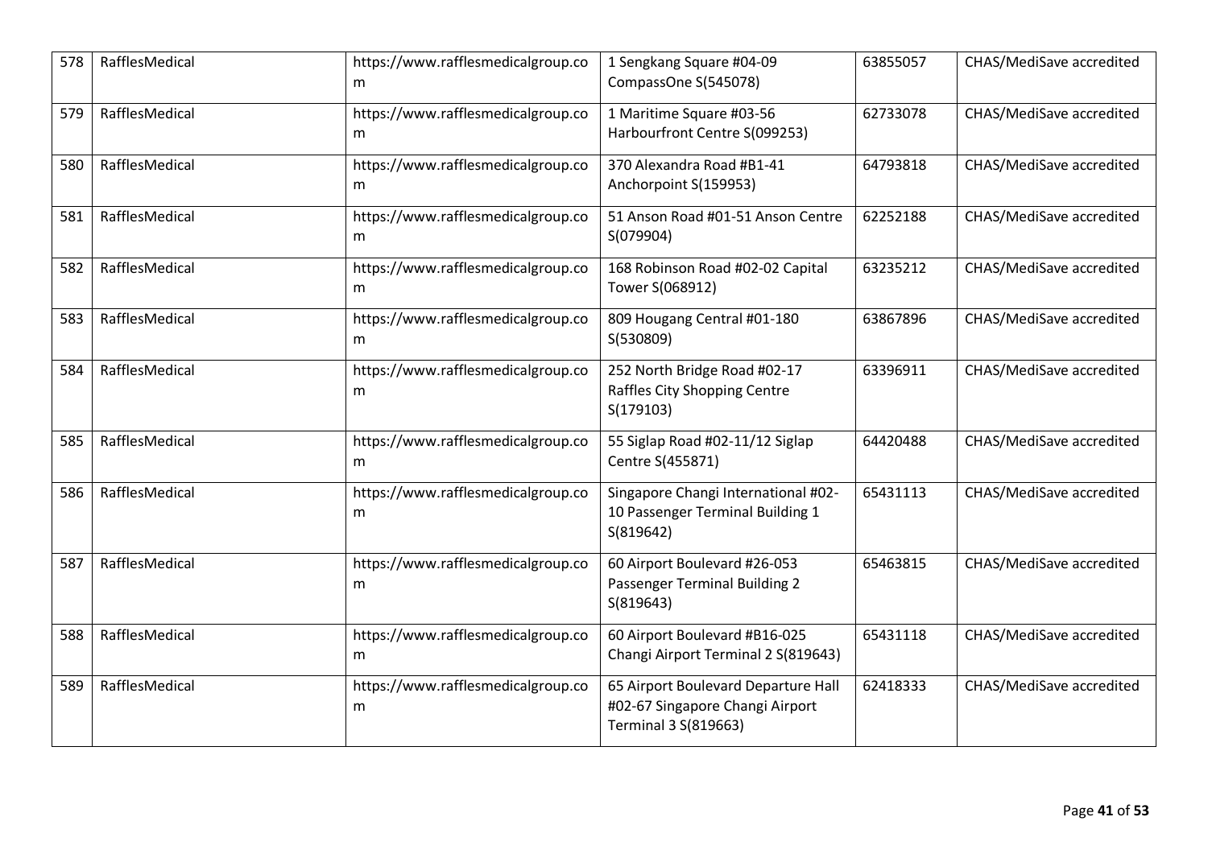| | | | | | |
|---|---|---|---|---|---|
| 578 | RafflesMedical | https://www.rafflesmedicalgroup.com | 1 Sengkang Square #04-09 CompassOne S(545078) | 63855057 | CHAS/MediSave accredited |
| 579 | RafflesMedical | https://www.rafflesmedicalgroup.com | 1 Maritime Square #03-56 Harbourfront Centre S(099253) | 62733078 | CHAS/MediSave accredited |
| 580 | RafflesMedical | https://www.rafflesmedicalgroup.com | 370 Alexandra Road #B1-41 Anchorpoint S(159953) | 64793818 | CHAS/MediSave accredited |
| 581 | RafflesMedical | https://www.rafflesmedicalgroup.com | 51 Anson Road #01-51 Anson Centre S(079904) | 62252188 | CHAS/MediSave accredited |
| 582 | RafflesMedical | https://www.rafflesmedicalgroup.com | 168 Robinson Road #02-02 Capital Tower S(068912) | 63235212 | CHAS/MediSave accredited |
| 583 | RafflesMedical | https://www.rafflesmedicalgroup.com | 809 Hougang Central #01-180 S(530809) | 63867896 | CHAS/MediSave accredited |
| 584 | RafflesMedical | https://www.rafflesmedicalgroup.com | 252 North Bridge Road #02-17 Raffles City Shopping Centre S(179103) | 63396911 | CHAS/MediSave accredited |
| 585 | RafflesMedical | https://www.rafflesmedicalgroup.com | 55 Siglap Road #02-11/12 Siglap Centre S(455871) | 64420488 | CHAS/MediSave accredited |
| 586 | RafflesMedical | https://www.rafflesmedicalgroup.com | Singapore Changi International #02-10 Passenger Terminal Building 1 S(819642) | 65431113 | CHAS/MediSave accredited |
| 587 | RafflesMedical | https://www.rafflesmedicalgroup.com | 60 Airport Boulevard #26-053 Passenger Terminal Building 2 S(819643) | 65463815 | CHAS/MediSave accredited |
| 588 | RafflesMedical | https://www.rafflesmedicalgroup.com | 60 Airport Boulevard #B16-025 Changi Airport Terminal 2 S(819643) | 65431118 | CHAS/MediSave accredited |
| 589 | RafflesMedical | https://www.rafflesmedicalgroup.com | 65 Airport Boulevard Departure Hall #02-67 Singapore Changi Airport Terminal 3 S(819663) | 62418333 | CHAS/MediSave accredited |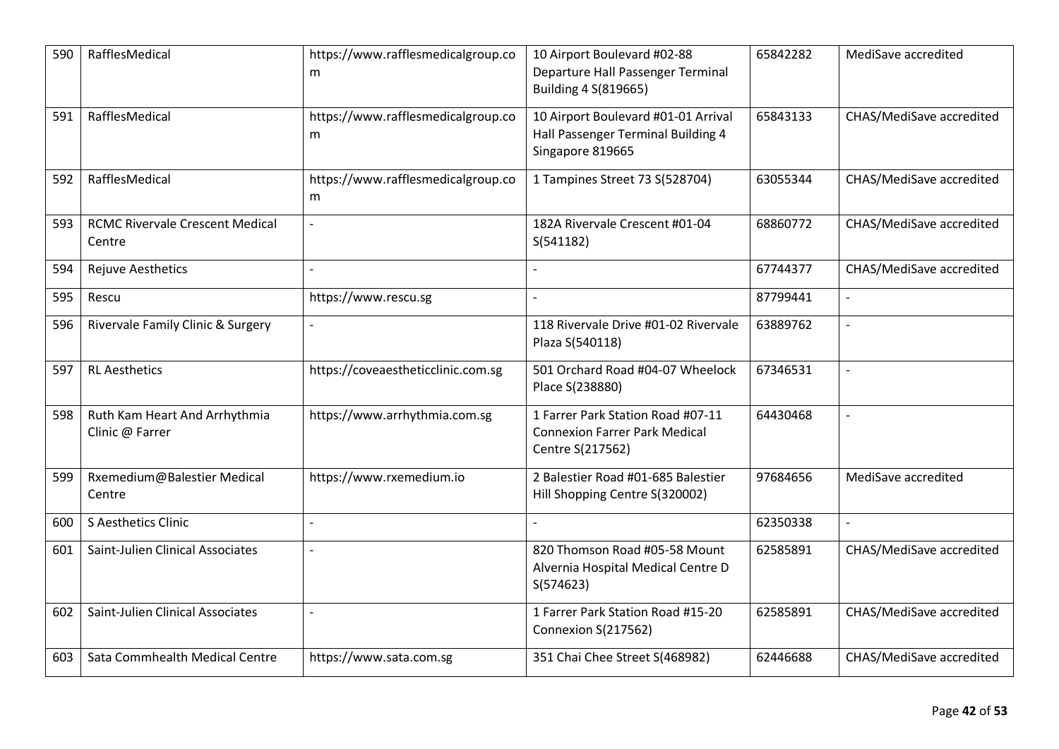| | | | | | |
|---|---|---|---|---|---|
| 590 | RafflesMedical | https://www.rafflesmedicalgroup.com | 10 Airport Boulevard #02-88 Departure Hall Passenger Terminal Building 4 S(819665) | 65842282 | MediSave accredited |
| 591 | RafflesMedical | https://www.rafflesmedicalgroup.com | 10 Airport Boulevard #01-01 Arrival Hall Passenger Terminal Building 4 Singapore 819665 | 65843133 | CHAS/MediSave accredited |
| 592 | RafflesMedical | https://www.rafflesmedicalgroup.com | 1 Tampines Street 73 S(528704) | 63055344 | CHAS/MediSave accredited |
| 593 | RCMC Rivervale Crescent Medical Centre | - | 182A Rivervale Crescent #01-04 S(541182) | 68860772 | CHAS/MediSave accredited |
| 594 | Rejuve Aesthetics | - | - | 67744377 | CHAS/MediSave accredited |
| 595 | Rescu | https://www.rescu.sg | - | 87799441 | - |
| 596 | Rivervale Family Clinic & Surgery | - | 118 Rivervale Drive #01-02 Rivervale Plaza S(540118) | 63889762 | - |
| 597 | RL Aesthetics | https://coveaestheticclinic.com.sg | 501 Orchard Road #04-07 Wheelock Place S(238880) | 67346531 | - |
| 598 | Ruth Kam Heart And Arrhythmia Clinic @ Farrer | https://www.arrhythmia.com.sg | 1 Farrer Park Station Road #07-11 Connexion Farrer Park Medical Centre S(217562) | 64430468 | - |
| 599 | Rxemedium@Balestier Medical Centre | https://www.rxemedium.io | 2 Balestier Road #01-685 Balestier Hill Shopping Centre S(320002) | 97684656 | MediSave accredited |
| 600 | S Aesthetics Clinic | - | - | 62350338 | - |
| 601 | Saint-Julien Clinical Associates | - | 820 Thomson Road #05-58 Mount Alvernia Hospital Medical Centre D S(574623) | 62585891 | CHAS/MediSave accredited |
| 602 | Saint-Julien Clinical Associates | - | 1 Farrer Park Station Road #15-20 Connexion S(217562) | 62585891 | CHAS/MediSave accredited |
| 603 | Sata Commhealth Medical Centre | https://www.sata.com.sg | 351 Chai Chee Street S(468982) | 62446688 | CHAS/MediSave accredited |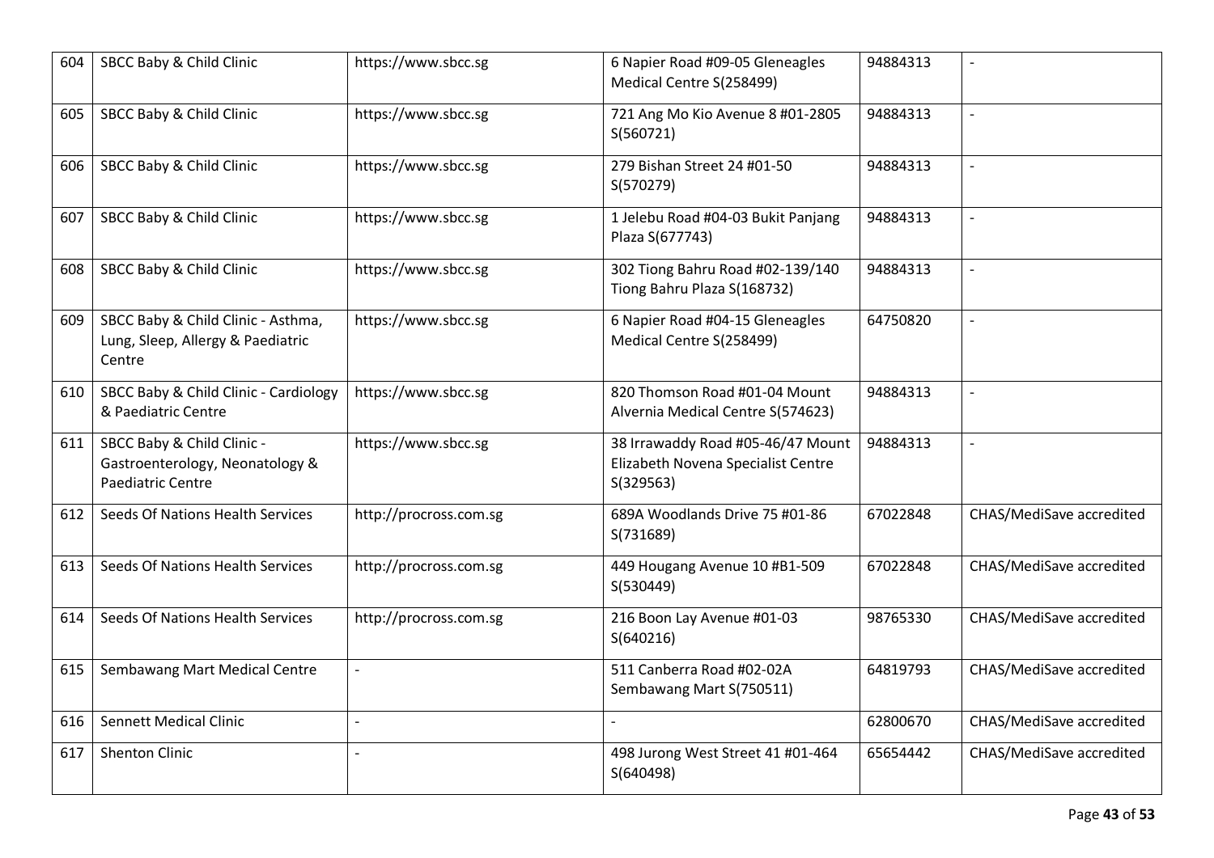| | | | | | |
|---|---|---|---|---|---|
| 604 | SBCC Baby & Child Clinic | https://www.sbcc.sg | 6 Napier Road #09-05 Gleneagles Medical Centre S(258499) | 94884313 | - |
| 605 | SBCC Baby & Child Clinic | https://www.sbcc.sg | 721 Ang Mo Kio Avenue 8 #01-2805 S(560721) | 94884313 | - |
| 606 | SBCC Baby & Child Clinic | https://www.sbcc.sg | 279 Bishan Street 24 #01-50 S(570279) | 94884313 | - |
| 607 | SBCC Baby & Child Clinic | https://www.sbcc.sg | 1 Jelebu Road #04-03 Bukit Panjang Plaza S(677743) | 94884313 | - |
| 608 | SBCC Baby & Child Clinic | https://www.sbcc.sg | 302 Tiong Bahru Road #02-139/140 Tiong Bahru Plaza S(168732) | 94884313 | - |
| 609 | SBCC Baby & Child Clinic - Asthma, Lung, Sleep, Allergy & Paediatric Centre | https://www.sbcc.sg | 6 Napier Road #04-15 Gleneagles Medical Centre S(258499) | 64750820 | - |
| 610 | SBCC Baby & Child Clinic - Cardiology & Paediatric Centre | https://www.sbcc.sg | 820 Thomson Road #01-04 Mount Alvernia Medical Centre S(574623) | 94884313 | - |
| 611 | SBCC Baby & Child Clinic - Gastroenterology, Neonatology & Paediatric Centre | https://www.sbcc.sg | 38 Irrawaddy Road #05-46/47 Mount Elizabeth Novena Specialist Centre S(329563) | 94884313 | - |
| 612 | Seeds Of Nations Health Services | http://procross.com.sg | 689A Woodlands Drive 75 #01-86 S(731689) | 67022848 | CHAS/MediSave accredited |
| 613 | Seeds Of Nations Health Services | http://procross.com.sg | 449 Hougang Avenue 10 #B1-509 S(530449) | 67022848 | CHAS/MediSave accredited |
| 614 | Seeds Of Nations Health Services | http://procross.com.sg | 216 Boon Lay Avenue #01-03 S(640216) | 98765330 | CHAS/MediSave accredited |
| 615 | Sembawang Mart Medical Centre | - | 511 Canberra Road #02-02A Sembawang Mart S(750511) | 64819793 | CHAS/MediSave accredited |
| 616 | Sennett Medical Clinic | - | - | 62800670 | CHAS/MediSave accredited |
| 617 | Shenton Clinic | - | 498 Jurong West Street 41 #01-464 S(640498) | 65654442 | CHAS/MediSave accredited |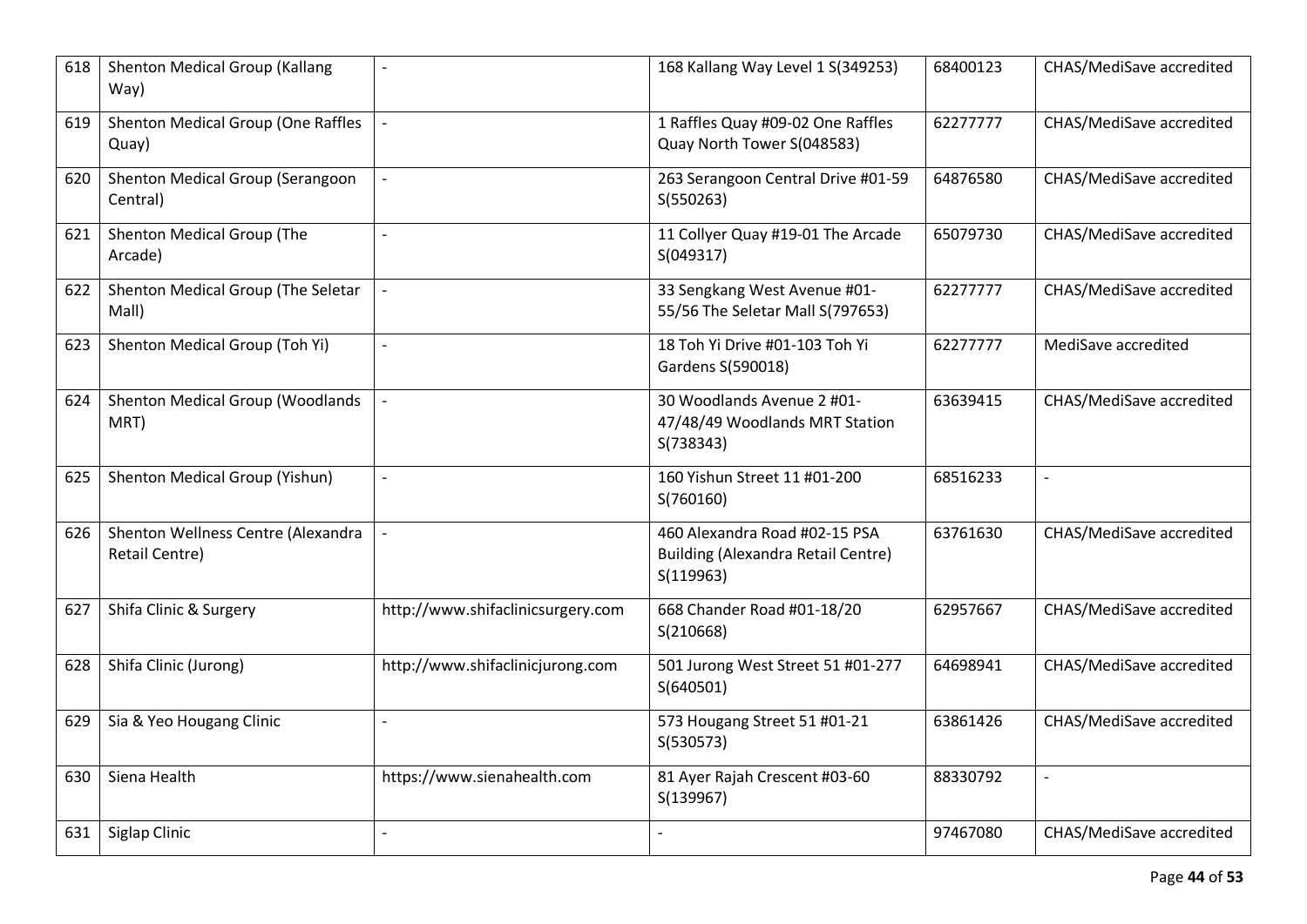| | | | | | |
|---|---|---|---|---|---|
| 618 | Shenton Medical Group (Kallang Way) | - | 168 Kallang Way Level 1 S(349253) | 68400123 | CHAS/MediSave accredited |
| 619 | Shenton Medical Group (One Raffles Quay) | - | 1 Raffles Quay #09-02 One Raffles Quay North Tower S(048583) | 62277777 | CHAS/MediSave accredited |
| 620 | Shenton Medical Group (Serangoon Central) | - | 263 Serangoon Central Drive #01-59 S(550263) | 64876580 | CHAS/MediSave accredited |
| 621 | Shenton Medical Group (The Arcade) | - | 11 Collyer Quay #19-01 The Arcade S(049317) | 65079730 | CHAS/MediSave accredited |
| 622 | Shenton Medical Group (The Seletar Mall) | - | 33 Sengkang West Avenue #01-55/56 The Seletar Mall S(797653) | 62277777 | CHAS/MediSave accredited |
| 623 | Shenton Medical Group (Toh Yi) | - | 18 Toh Yi Drive #01-103 Toh Yi Gardens S(590018) | 62277777 | MediSave accredited |
| 624 | Shenton Medical Group (Woodlands MRT) | - | 30 Woodlands Avenue 2 #01-47/48/49 Woodlands MRT Station S(738343) | 63639415 | CHAS/MediSave accredited |
| 625 | Shenton Medical Group (Yishun) | - | 160 Yishun Street 11 #01-200 S(760160) | 68516233 | - |
| 626 | Shenton Wellness Centre (Alexandra Retail Centre) | - | 460 Alexandra Road #02-15 PSA Building (Alexandra Retail Centre) S(119963) | 63761630 | CHAS/MediSave accredited |
| 627 | Shifa Clinic & Surgery | http://www.shifaclinicsurgery.com | 668 Chander Road #01-18/20 S(210668) | 62957667 | CHAS/MediSave accredited |
| 628 | Shifa Clinic (Jurong) | http://www.shifaclinicjurong.com | 501 Jurong West Street 51 #01-277 S(640501) | 64698941 | CHAS/MediSave accredited |
| 629 | Sia & Yeo Hougang Clinic | - | 573 Hougang Street 51 #01-21 S(530573) | 63861426 | CHAS/MediSave accredited |
| 630 | Siena Health | https://www.sienahealth.com | 81 Ayer Rajah Crescent #03-60 S(139967) | 88330792 | - |
| 631 | Siglap Clinic | - | - | 97467080 | CHAS/MediSave accredited |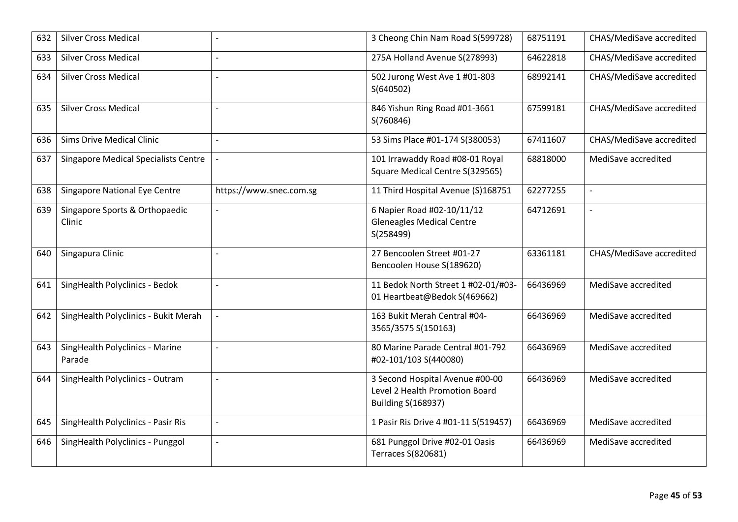| | | | | | |
|---|---|---|---|---|---|
| 632 | Silver Cross Medical | - | 3 Cheong Chin Nam Road S(599728) | 68751191 | CHAS/MediSave accredited |
| 633 | Silver Cross Medical | - | 275A Holland Avenue S(278993) | 64622818 | CHAS/MediSave accredited |
| 634 | Silver Cross Medical | - | 502 Jurong West Ave 1 #01-803 S(640502) | 68992141 | CHAS/MediSave accredited |
| 635 | Silver Cross Medical | - | 846 Yishun Ring Road #01-3661 S(760846) | 67599181 | CHAS/MediSave accredited |
| 636 | Sims Drive Medical Clinic | - | 53 Sims Place #01-174 S(380053) | 67411607 | CHAS/MediSave accredited |
| 637 | Singapore Medical Specialists Centre | - | 101 Irrawaddy Road #08-01 Royal Square Medical Centre S(329565) | 68818000 | MediSave accredited |
| 638 | Singapore National Eye Centre | https://www.snec.com.sg | 11 Third Hospital Avenue (S)168751 | 62277255 | - |
| 639 | Singapore Sports & Orthopaedic Clinic | - | 6 Napier Road #02-10/11/12 Gleneagles Medical Centre S(258499) | 64712691 | - |
| 640 | Singapura Clinic | - | 27 Bencoolen Street #01-27 Bencoolen House S(189620) | 63361181 | CHAS/MediSave accredited |
| 641 | SingHealth Polyclinics - Bedok | - | 11 Bedok North Street 1 #02-01/#03-01 Heartbeat@Bedok S(469662) | 66436969 | MediSave accredited |
| 642 | SingHealth Polyclinics - Bukit Merah | - | 163 Bukit Merah Central #04-3565/3575 S(150163) | 66436969 | MediSave accredited |
| 643 | SingHealth Polyclinics - Marine Parade | - | 80 Marine Parade Central #01-792 #02-101/103 S(440080) | 66436969 | MediSave accredited |
| 644 | SingHealth Polyclinics - Outram | - | 3 Second Hospital Avenue #00-00 Level 2 Health Promotion Board Building S(168937) | 66436969 | MediSave accredited |
| 645 | SingHealth Polyclinics - Pasir Ris | - | 1 Pasir Ris Drive 4 #01-11 S(519457) | 66436969 | MediSave accredited |
| 646 | SingHealth Polyclinics - Punggol | - | 681 Punggol Drive #02-01 Oasis Terraces S(820681) | 66436969 | MediSave accredited |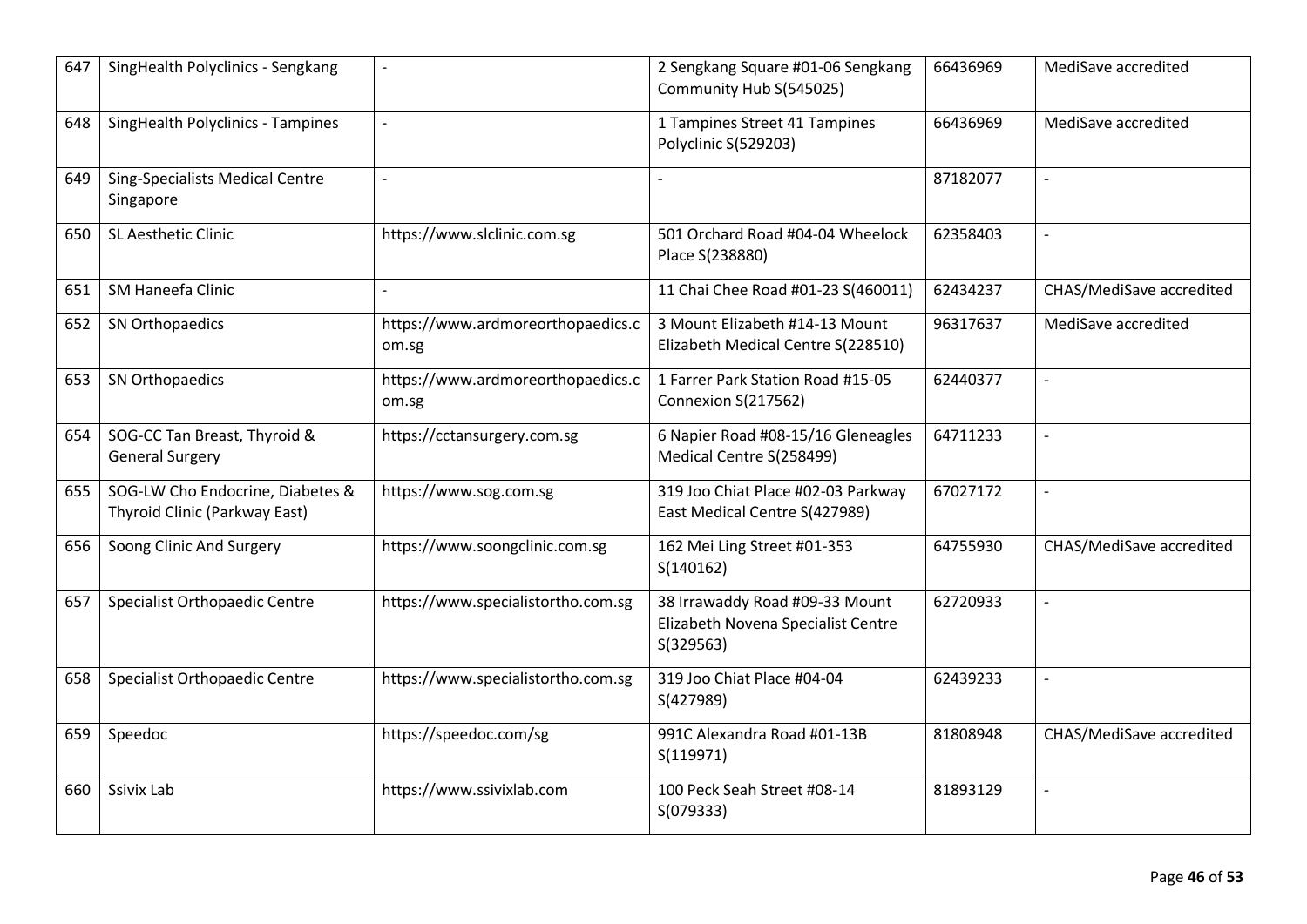| | | | | | |
|---|---|---|---|---|---|
| 647 | SingHealth Polyclinics - Sengkang | - | 2 Sengkang Square #01-06 Sengkang Community Hub S(545025) | 66436969 | MediSave accredited |
| 648 | SingHealth Polyclinics - Tampines | - | 1 Tampines Street 41 Tampines Polyclinic S(529203) | 66436969 | MediSave accredited |
| 649 | Sing-Specialists Medical Centre Singapore | - | - | 87182077 | - |
| 650 | SL Aesthetic Clinic | https://www.slclinic.com.sg | 501 Orchard Road #04-04 Wheelock Place S(238880) | 62358403 | - |
| 651 | SM Haneefa Clinic | - | 11 Chai Chee Road #01-23 S(460011) | 62434237 | CHAS/MediSave accredited |
| 652 | SN Orthopaedics | https://www.ardmoreorthopaedics.com.sg | 3 Mount Elizabeth #14-13 Mount Elizabeth Medical Centre S(228510) | 96317637 | MediSave accredited |
| 653 | SN Orthopaedics | https://www.ardmoreorthopaedics.com.sg | 1 Farrer Park Station Road #15-05 Connexion S(217562) | 62440377 | - |
| 654 | SOG-CC Tan Breast, Thyroid & General Surgery | https://cctansurgery.com.sg | 6 Napier Road #08-15/16 Gleneagles Medical Centre S(258499) | 64711233 | - |
| 655 | SOG-LW Cho Endocrine, Diabetes & Thyroid Clinic (Parkway East) | https://www.sog.com.sg | 319 Joo Chiat Place #02-03 Parkway East Medical Centre S(427989) | 67027172 | - |
| 656 | Soong Clinic And Surgery | https://www.soongclinic.com.sg | 162 Mei Ling Street #01-353 S(140162) | 64755930 | CHAS/MediSave accredited |
| 657 | Specialist Orthopaedic Centre | https://www.specialistortho.com.sg | 38 Irrawaddy Road #09-33 Mount Elizabeth Novena Specialist Centre S(329563) | 62720933 | - |
| 658 | Specialist Orthopaedic Centre | https://www.specialistortho.com.sg | 319 Joo Chiat Place #04-04 S(427989) | 62439233 | - |
| 659 | Speedoc | https://speedoc.com/sg | 991C Alexandra Road #01-13B S(119971) | 81808948 | CHAS/MediSave accredited |
| 660 | Ssivix Lab | https://www.ssivixlab.com | 100 Peck Seah Street #08-14 S(079333) | 81893129 | - |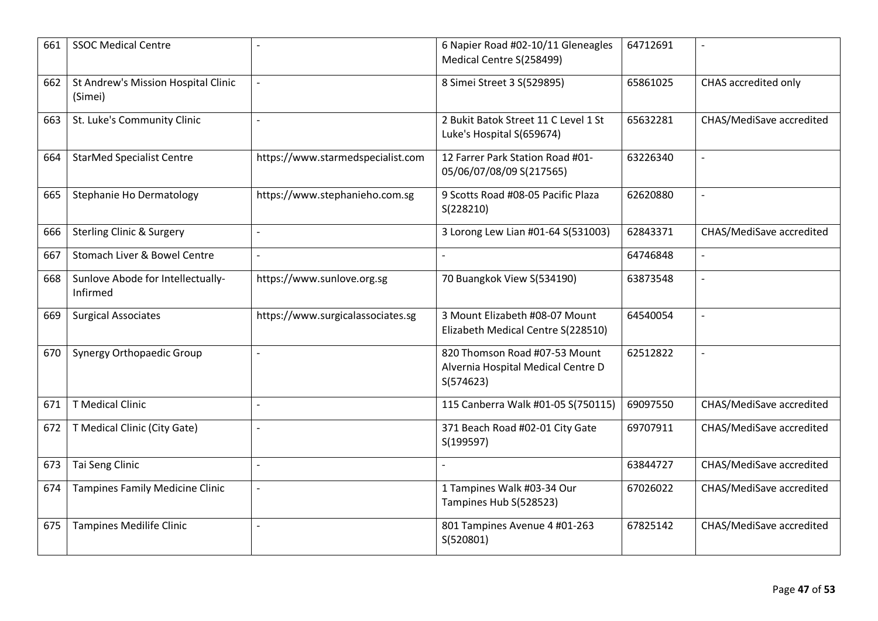| | | | | | |
|---|---|---|---|---|---|
| 661 | SSOC Medical Centre | - | 6 Napier Road #02-10/11 Gleneagles Medical Centre S(258499) | 64712691 | - |
| 662 | St Andrew's Mission Hospital Clinic (Simei) | - | 8 Simei Street 3 S(529895) | 65861025 | CHAS accredited only |
| 663 | St. Luke's Community Clinic | - | 2 Bukit Batok Street 11 C Level 1 St Luke's Hospital S(659674) | 65632281 | CHAS/MediSave accredited |
| 664 | StarMed Specialist Centre | https://www.starmedspecialist.com | 12 Farrer Park Station Road #01-05/06/07/08/09 S(217565) | 63226340 | - |
| 665 | Stephanie Ho Dermatology | https://www.stephanieho.com.sg | 9 Scotts Road #08-05 Pacific Plaza S(228210) | 62620880 | - |
| 666 | Sterling Clinic & Surgery | - | 3 Lorong Lew Lian #01-64 S(531003) | 62843371 | CHAS/MediSave accredited |
| 667 | Stomach Liver & Bowel Centre | - | - | 64746848 | - |
| 668 | Sunlove Abode for Intellectually-Infirmed | https://www.sunlove.org.sg | 70 Buangkok View S(534190) | 63873548 | - |
| 669 | Surgical Associates | https://www.surgicalassociates.sg | 3 Mount Elizabeth #08-07 Mount Elizabeth Medical Centre S(228510) | 64540054 | - |
| 670 | Synergy Orthopaedic Group | - | 820 Thomson Road #07-53 Mount Alvernia Hospital Medical Centre D S(574623) | 62512822 | - |
| 671 | T Medical Clinic | - | 115 Canberra Walk #01-05 S(750115) | 69097550 | CHAS/MediSave accredited |
| 672 | T Medical Clinic (City Gate) | - | 371 Beach Road #02-01 City Gate S(199597) | 69707911 | CHAS/MediSave accredited |
| 673 | Tai Seng Clinic | - | - | 63844727 | CHAS/MediSave accredited |
| 674 | Tampines Family Medicine Clinic | - | 1 Tampines Walk #03-34 Our Tampines Hub S(528523) | 67026022 | CHAS/MediSave accredited |
| 675 | Tampines Medilife Clinic | - | 801 Tampines Avenue 4 #01-263 S(520801) | 67825142 | CHAS/MediSave accredited |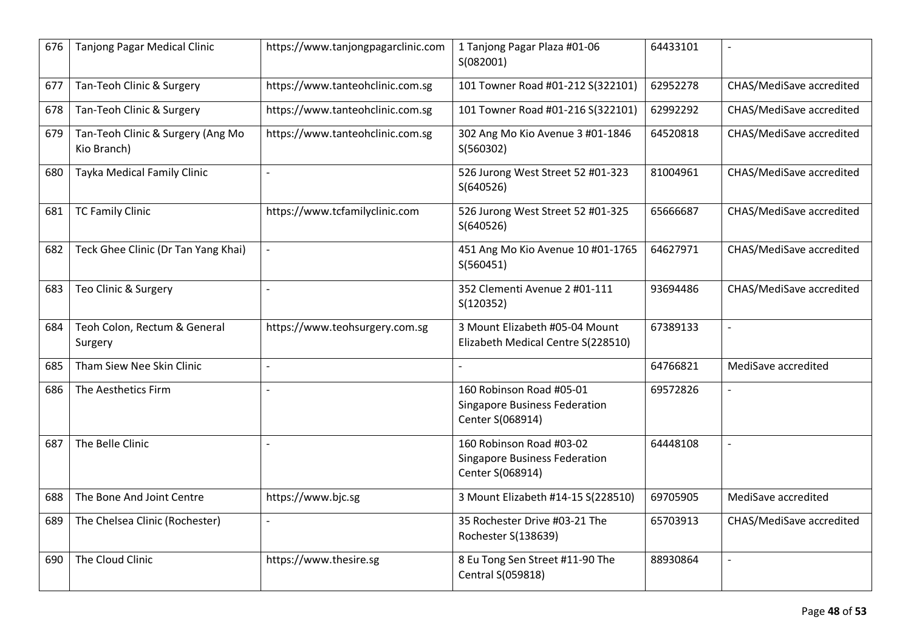| 676 | Tanjong Pagar Medical Clinic | https://www.tanjongpagarclinic.com | 1 Tanjong Pagar Plaza #01-06 S(082001) | 64433101 | - |
|---|---|---|---|---|---|
| 677 | Tan-Teoh Clinic & Surgery | https://www.tanteohclinic.com.sg | 101 Towner Road #01-212 S(322101) | 62952278 | CHAS/MediSave accredited |
| 678 | Tan-Teoh Clinic & Surgery | https://www.tanteohclinic.com.sg | 101 Towner Road #01-216 S(322101) | 62992292 | CHAS/MediSave accredited |
| 679 | Tan-Teoh Clinic & Surgery (Ang Mo Kio Branch) | https://www.tanteohclinic.com.sg | 302 Ang Mo Kio Avenue 3 #01-1846 S(560302) | 64520818 | CHAS/MediSave accredited |
| 680 | Tayka Medical Family Clinic | - | 526 Jurong West Street 52 #01-323 S(640526) | 81004961 | CHAS/MediSave accredited |
| 681 | TC Family Clinic | https://www.tcfamilyclinic.com | 526 Jurong West Street 52 #01-325 S(640526) | 65666687 | CHAS/MediSave accredited |
| 682 | Teck Ghee Clinic (Dr Tan Yang Khai) | - | 451 Ang Mo Kio Avenue 10 #01-1765 S(560451) | 64627971 | CHAS/MediSave accredited |
| 683 | Teo Clinic & Surgery | - | 352 Clementi Avenue 2 #01-111 S(120352) | 93694486 | CHAS/MediSave accredited |
| 684 | Teoh Colon, Rectum & General Surgery | https://www.teohsurgery.com.sg | 3 Mount Elizabeth #05-04 Mount Elizabeth Medical Centre S(228510) | 67389133 | - |
| 685 | Tham Siew Nee Skin Clinic | - | - | 64766821 | MediSave accredited |
| 686 | The Aesthetics Firm | - | 160 Robinson Road #05-01 Singapore Business Federation Center S(068914) | 69572826 | - |
| 687 | The Belle Clinic | - | 160 Robinson Road #03-02 Singapore Business Federation Center S(068914) | 64448108 | - |
| 688 | The Bone And Joint Centre | https://www.bjc.sg | 3 Mount Elizabeth #14-15 S(228510) | 69705905 | MediSave accredited |
| 689 | The Chelsea Clinic (Rochester) | - | 35 Rochester Drive #03-21 The Rochester S(138639) | 65703913 | CHAS/MediSave accredited |
| 690 | The Cloud Clinic | https://www.thesire.sg | 8 Eu Tong Sen Street #11-90 The Central S(059818) | 88930864 | - |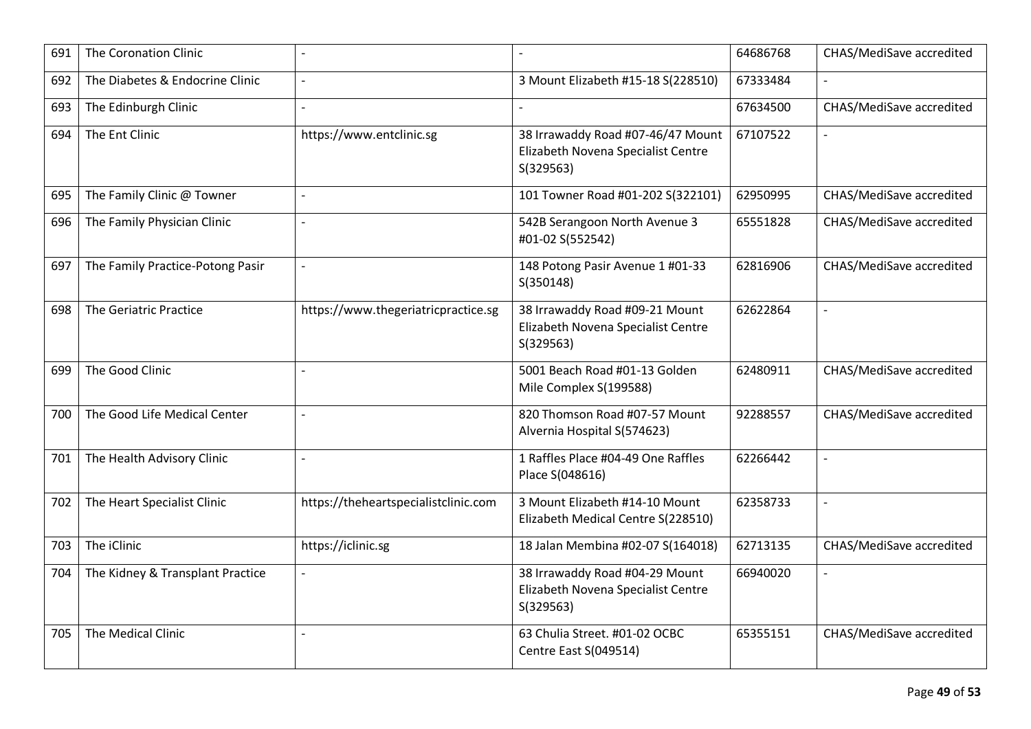| | | | | | |
|---|---|---|---|---|---|
| 691 | The Coronation Clinic | - | - | 64686768 | CHAS/MediSave accredited |
| 692 | The Diabetes & Endocrine Clinic | - | 3 Mount Elizabeth #15-18 S(228510) | 67333484 | - |
| 693 | The Edinburgh Clinic | - | - | 67634500 | CHAS/MediSave accredited |
| 694 | The Ent Clinic | https://www.entclinic.sg | 38 Irrawaddy Road #07-46/47 Mount Elizabeth Novena Specialist Centre S(329563) | 67107522 | - |
| 695 | The Family Clinic @ Towner | - | 101 Towner Road #01-202 S(322101) | 62950995 | CHAS/MediSave accredited |
| 696 | The Family Physician Clinic | - | 542B Serangoon North Avenue 3 #01-02 S(552542) | 65551828 | CHAS/MediSave accredited |
| 697 | The Family Practice-Potong Pasir | - | 148 Potong Pasir Avenue 1 #01-33 S(350148) | 62816906 | CHAS/MediSave accredited |
| 698 | The Geriatric Practice | https://www.thegeriatricpractice.sg | 38 Irrawaddy Road #09-21 Mount Elizabeth Novena Specialist Centre S(329563) | 62622864 | - |
| 699 | The Good Clinic | - | 5001 Beach Road #01-13 Golden Mile Complex S(199588) | 62480911 | CHAS/MediSave accredited |
| 700 | The Good Life Medical Center | - | 820 Thomson Road #07-57 Mount Alvernia Hospital S(574623) | 92288557 | CHAS/MediSave accredited |
| 701 | The Health Advisory Clinic | - | 1 Raffles Place #04-49 One Raffles Place S(048616) | 62266442 | - |
| 702 | The Heart Specialist Clinic | https://theheartspecialistclinic.com | 3 Mount Elizabeth #14-10 Mount Elizabeth Medical Centre S(228510) | 62358733 | - |
| 703 | The iClinic | https://iclinic.sg | 18 Jalan Membina #02-07 S(164018) | 62713135 | CHAS/MediSave accredited |
| 704 | The Kidney & Transplant Practice | - | 38 Irrawaddy Road #04-29 Mount Elizabeth Novena Specialist Centre S(329563) | 66940020 | - |
| 705 | The Medical Clinic | - | 63 Chulia Street. #01-02 OCBC Centre East S(049514) | 65355151 | CHAS/MediSave accredited |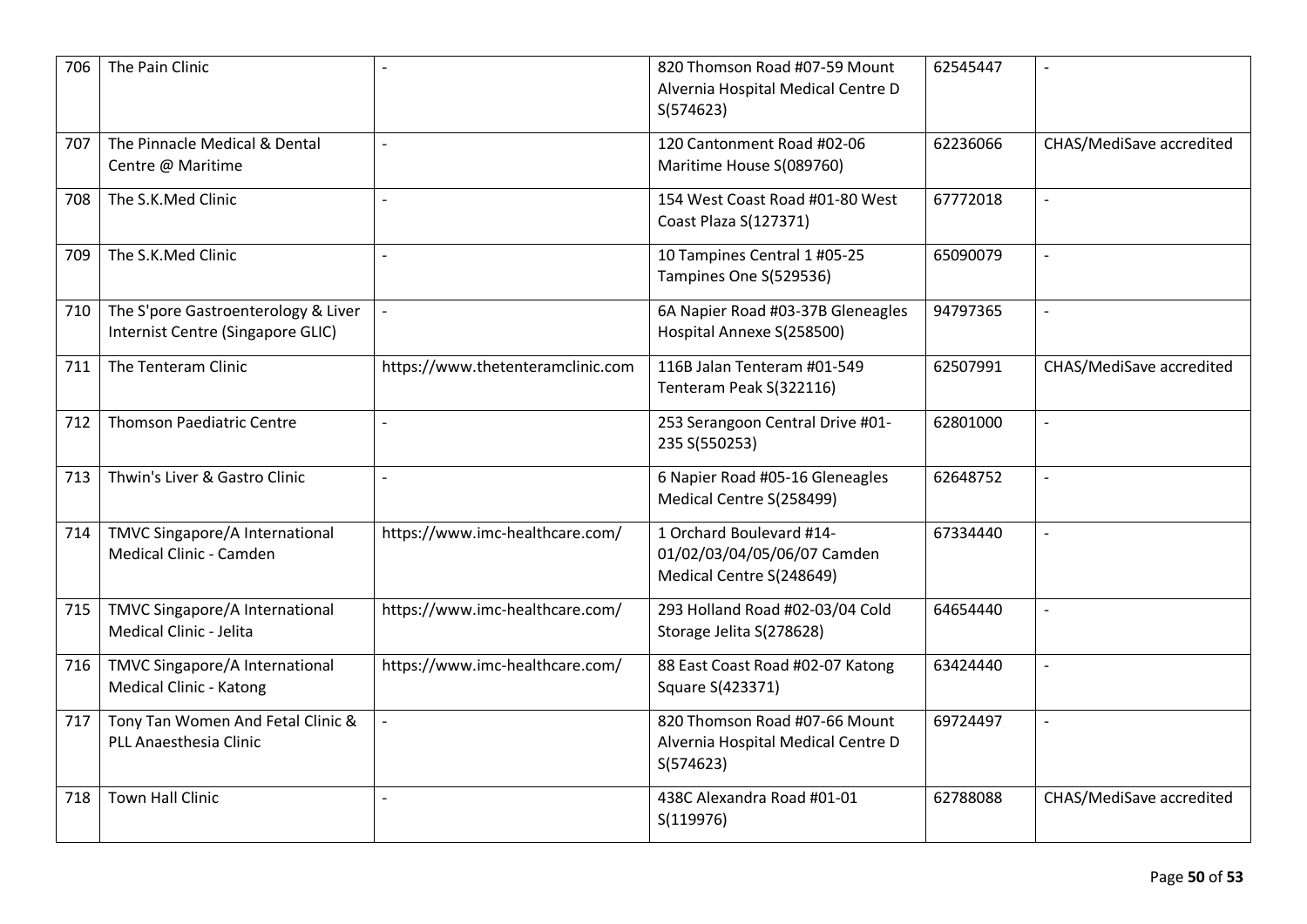| | | | | | |
|---|---|---|---|---|---|
| 706 | The Pain Clinic | - | 820 Thomson Road #07-59 Mount Alvernia Hospital Medical Centre D S(574623) | 62545447 | - |
| 707 | The Pinnacle Medical & Dental Centre @ Maritime | - | 120 Cantonment Road #02-06 Maritime House S(089760) | 62236066 | CHAS/MediSave accredited |
| 708 | The S.K.Med Clinic | - | 154 West Coast Road #01-80 West Coast Plaza S(127371) | 67772018 | - |
| 709 | The S.K.Med Clinic | - | 10 Tampines Central 1 #05-25 Tampines One S(529536) | 65090079 | - |
| 710 | The S'pore Gastroenterology & Liver Internist Centre (Singapore GLIC) | - | 6A Napier Road #03-37B Gleneagles Hospital Annexe S(258500) | 94797365 | - |
| 711 | The Tenteram Clinic | https://www.thetenteramclinic.com | 116B Jalan Tenteram #01-549 Tenteram Peak S(322116) | 62507991 | CHAS/MediSave accredited |
| 712 | Thomson Paediatric Centre | - | 253 Serangoon Central Drive #01-235 S(550253) | 62801000 | - |
| 713 | Thwin's Liver & Gastro Clinic | - | 6 Napier Road #05-16 Gleneagles Medical Centre S(258499) | 62648752 | - |
| 714 | TMVC Singapore/A International Medical Clinic - Camden | https://www.imc-healthcare.com/ | 1 Orchard Boulevard #14-01/02/03/04/05/06/07 Camden Medical Centre S(248649) | 67334440 | - |
| 715 | TMVC Singapore/A International Medical Clinic - Jelita | https://www.imc-healthcare.com/ | 293 Holland Road #02-03/04 Cold Storage Jelita S(278628) | 64654440 | - |
| 716 | TMVC Singapore/A International Medical Clinic - Katong | https://www.imc-healthcare.com/ | 88 East Coast Road #02-07 Katong Square S(423371) | 63424440 | - |
| 717 | Tony Tan Women And Fetal Clinic & PLL Anaesthesia Clinic | - | 820 Thomson Road #07-66 Mount Alvernia Hospital Medical Centre D S(574623) | 69724497 | - |
| 718 | Town Hall Clinic | - | 438C Alexandra Road #01-01 S(119976) | 62788088 | CHAS/MediSave accredited |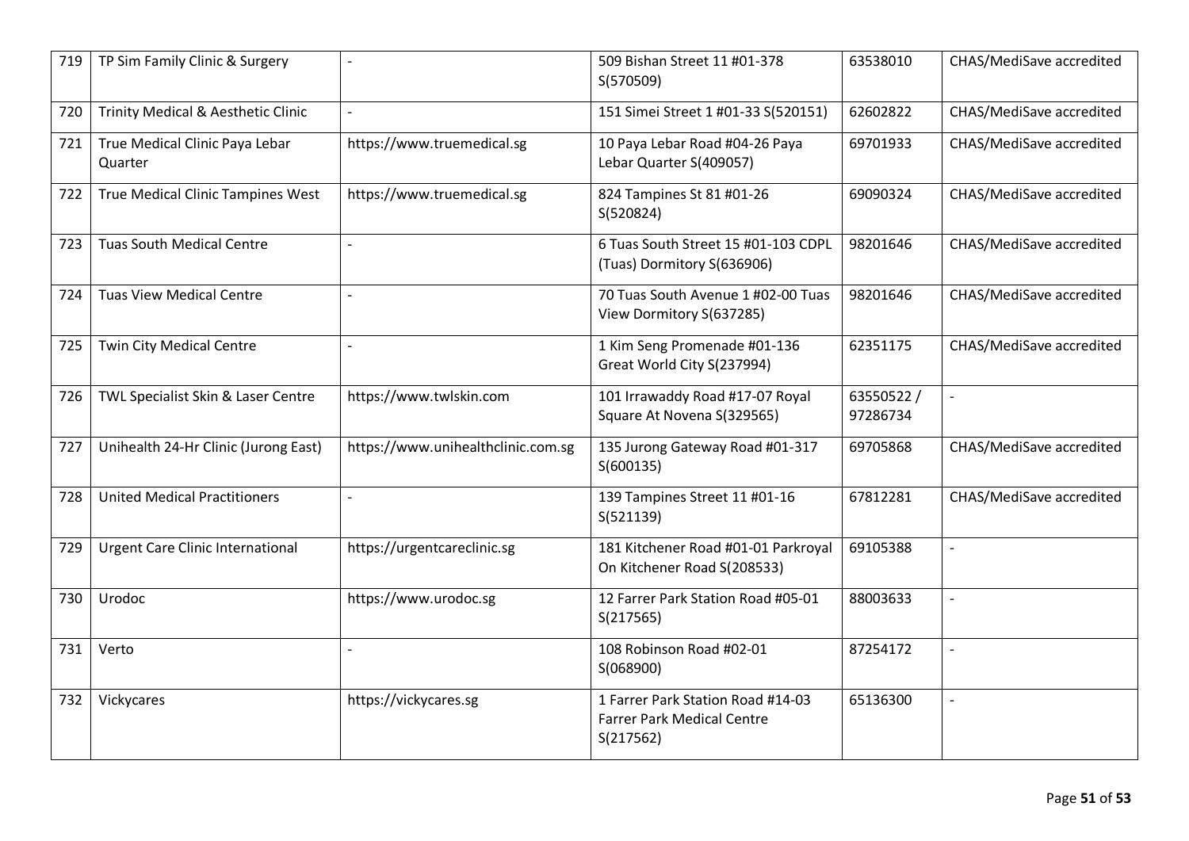| | | | | | |
|---|---|---|---|---|---|
| 719 | TP Sim Family Clinic & Surgery | - | 509 Bishan Street 11 #01-378 S(570509) | 63538010 | CHAS/MediSave accredited |
| 720 | Trinity Medical & Aesthetic Clinic | - | 151 Simei Street 1 #01-33 S(520151) | 62602822 | CHAS/MediSave accredited |
| 721 | True Medical Clinic Paya Lebar Quarter | https://www.truemedical.sg | 10 Paya Lebar Road #04-26 Paya Lebar Quarter S(409057) | 69701933 | CHAS/MediSave accredited |
| 722 | True Medical Clinic Tampines West | https://www.truemedical.sg | 824 Tampines St 81 #01-26 S(520824) | 69090324 | CHAS/MediSave accredited |
| 723 | Tuas South Medical Centre | - | 6 Tuas South Street 15 #01-103 CDPL (Tuas) Dormitory S(636906) | 98201646 | CHAS/MediSave accredited |
| 724 | Tuas View Medical Centre | - | 70 Tuas South Avenue 1 #02-00 Tuas View Dormitory S(637285) | 98201646 | CHAS/MediSave accredited |
| 725 | Twin City Medical Centre | - | 1 Kim Seng Promenade #01-136 Great World City S(237994) | 62351175 | CHAS/MediSave accredited |
| 726 | TWL Specialist Skin & Laser Centre | https://www.twlskin.com | 101 Irrawaddy Road #17-07 Royal Square At Novena S(329565) | 63550522 / 97286734 | - |
| 727 | Unihealth 24-Hr Clinic (Jurong East) | https://www.unihealthclinic.com.sg | 135 Jurong Gateway Road #01-317 S(600135) | 69705868 | CHAS/MediSave accredited |
| 728 | United Medical Practitioners | - | 139 Tampines Street 11 #01-16 S(521139) | 67812281 | CHAS/MediSave accredited |
| 729 | Urgent Care Clinic International | https://urgentcareclinic.sg | 181 Kitchener Road #01-01 Parkroyal On Kitchener Road S(208533) | 69105388 | - |
| 730 | Urodoc | https://www.urodoc.sg | 12 Farrer Park Station Road #05-01 S(217565) | 88003633 | - |
| 731 | Verto | - | 108 Robinson Road #02-01 S(068900) | 87254172 | - |
| 732 | Vickycares | https://vickycares.sg | 1 Farrer Park Station Road #14-03 Farrer Park Medical Centre S(217562) | 65136300 | - |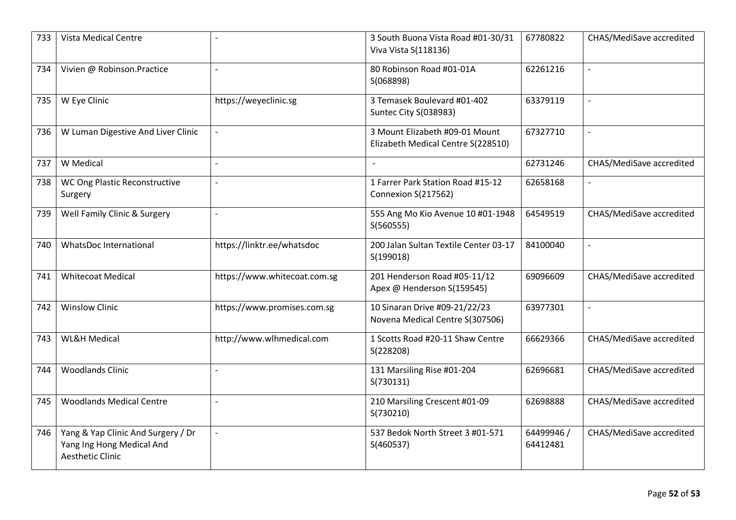| 733 | Vista Medical Centre | - | 3 South Buona Vista Road #01-30/31 Viva Vista S(118136) | 67780822 | CHAS/MediSave accredited |
|---|---|---|---|---|---|
| 734 | Vivien @ Robinson.Practice | - | 80 Robinson Road #01-01A S(068898) | 62261216 | - |
| 735 | W Eye Clinic | https://weyeclinic.sg | 3 Temasek Boulevard #01-402 Suntec City S(038983) | 63379119 | - |
| 736 | W Luman Digestive And Liver Clinic | - | 3 Mount Elizabeth #09-01 Mount Elizabeth Medical Centre S(228510) | 67327710 | - |
| 737 | W Medical | - | - | 62731246 | CHAS/MediSave accredited |
| 738 | WC Ong Plastic Reconstructive Surgery | - | 1 Farrer Park Station Road #15-12 Connexion S(217562) | 62658168 | - |
| 739 | Well Family Clinic & Surgery | - | 555 Ang Mo Kio Avenue 10 #01-1948 S(560555) | 64549519 | CHAS/MediSave accredited |
| 740 | WhatsDoc International | https://linktr.ee/whatsdoc | 200 Jalan Sultan Textile Center 03-17 S(199018) | 84100040 | - |
| 741 | Whitecoat Medical | https://www.whitecoat.com.sg | 201 Henderson Road #05-11/12 Apex @ Henderson S(159545) | 69096609 | CHAS/MediSave accredited |
| 742 | Winslow Clinic | https://www.promises.com.sg | 10 Sinaran Drive #09-21/22/23 Novena Medical Centre S(307506) | 63977301 | - |
| 743 | WL&H Medical | http://www.wlhmedical.com | 1 Scotts Road #20-11 Shaw Centre S(228208) | 66629366 | CHAS/MediSave accredited |
| 744 | Woodlands Clinic | - | 131 Marsiling Rise #01-204 S(730131) | 62696681 | CHAS/MediSave accredited |
| 745 | Woodlands Medical Centre | - | 210 Marsiling Crescent #01-09 S(730210) | 62698888 | CHAS/MediSave accredited |
| 746 | Yang & Yap Clinic And Surgery / Dr Yang Ing Hong Medical And Aesthetic Clinic | - | 537 Bedok North Street 3 #01-571 S(460537) | 64499946 / 64412481 | CHAS/MediSave accredited |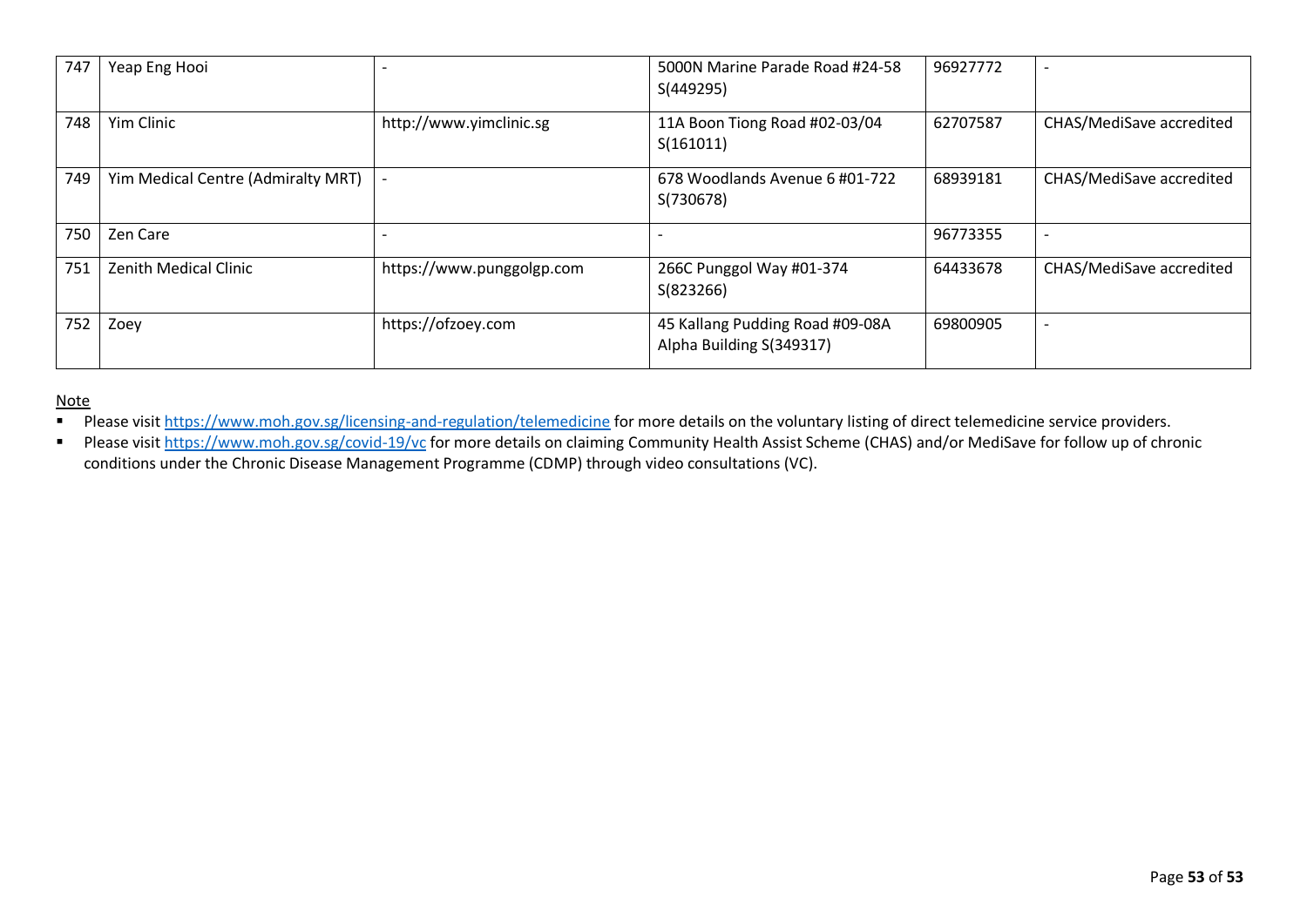| | | | | | |
|---|---|---|---|---|---|
| 747 | Yeap Eng Hooi | - | 5000N Marine Parade Road #24-58 S(449295) | 96927772 | - |
| 748 | Yim Clinic | http://www.yimclinic.sg | 11A Boon Tiong Road #02-03/04 S(161011) | 62707587 | CHAS/MediSave accredited |
| 749 | Yim Medical Centre (Admiralty MRT) | - | 678 Woodlands Avenue 6 #01-722 S(730678) | 68939181 | CHAS/MediSave accredited |
| 750 | Zen Care | - | - | 96773355 | - |
| 751 | Zenith Medical Clinic | https://www.punggolgp.com | 266C Punggol Way #01-374 S(823266) | 64433678 | CHAS/MediSave accredited |
| 752 | Zoey | https://ofzoey.com | 45 Kallang Pudding Road #09-08A Alpha Building S(349317) | 69800905 | - |

Note

- Please visit https://www.moh.gov.sg/licensing-and-regulation/telemedicine for more details on the voluntary listing of direct telemedicine service providers.
- Please visit https://www.moh.gov.sg/covid-19/vc for more details on claiming Community Health Assist Scheme (CHAS) and/or MediSave for follow up of chronic conditions under the Chronic Disease Management Programme (CDMP) through video consultations (VC).